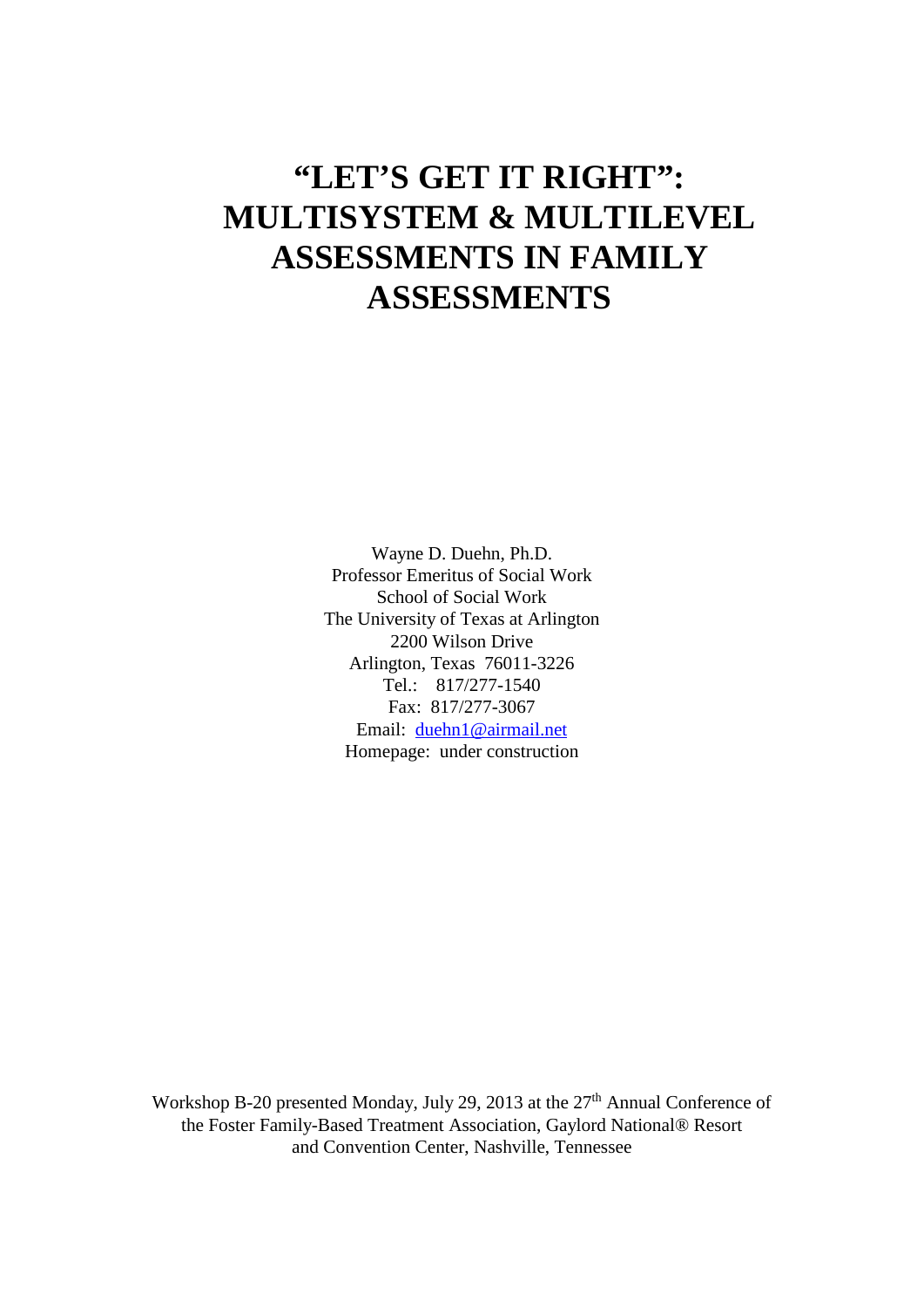# "LET'S GET IT RIGHT": MULTISYSTEM & MULTILEVEL ASSESSMENTS IN FAMILY ASSESSMENTS

Wayne D. Duehn, Ph.D.
Professor Emeritus of Social Work
School of Social Work
The University of Texas at Arlington
2200 Wilson Drive
Arlington, Texas 76011-3226
Tel.: 817/277-1540
Fax: 817/277-3067
Email: duehn1@airmail.net
Homepage: under construction

Workshop B-20 presented Monday, July 29, 2013 at the 27th Annual Conference of the Foster Family-Based Treatment Association, Gaylord National® Resort and Convention Center, Nashville, Tennessee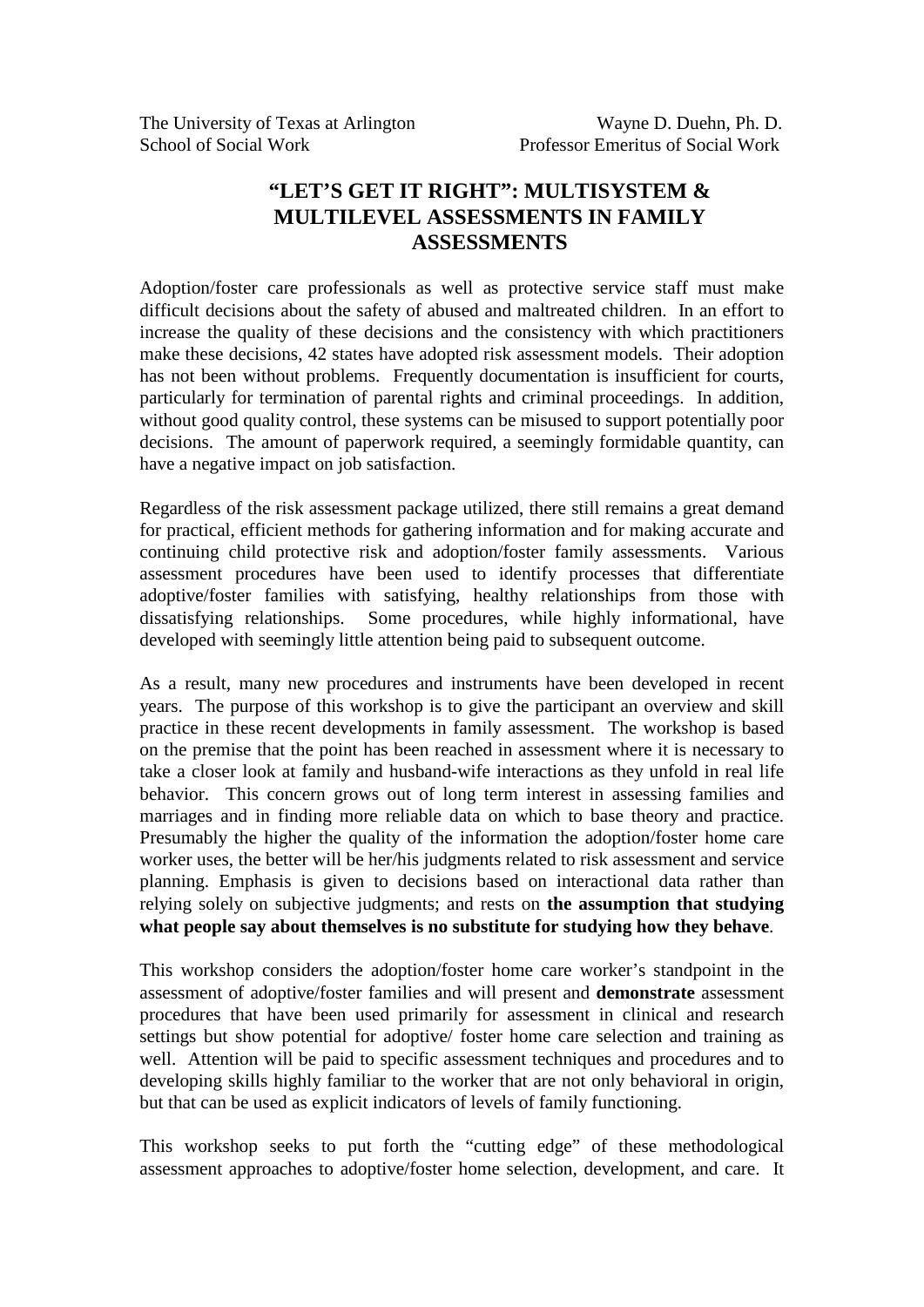The University of Texas at Arlington
School of Social Work

Wayne D. Duehn, Ph. D.
Professor Emeritus of Social Work

# "LET'S GET IT RIGHT": MULTISYSTEM & MULTILEVEL ASSESSMENTS IN FAMILY ASSESSMENTS

Adoption/foster care professionals as well as protective service staff must make difficult decisions about the safety of abused and maltreated children. In an effort to increase the quality of these decisions and the consistency with which practitioners make these decisions, 42 states have adopted risk assessment models. Their adoption has not been without problems. Frequently documentation is insufficient for courts, particularly for termination of parental rights and criminal proceedings. In addition, without good quality control, these systems can be misused to support potentially poor decisions. The amount of paperwork required, a seemingly formidable quantity, can have a negative impact on job satisfaction.

Regardless of the risk assessment package utilized, there still remains a great demand for practical, efficient methods for gathering information and for making accurate and continuing child protective risk and adoption/foster family assessments. Various assessment procedures have been used to identify processes that differentiate adoptive/foster families with satisfying, healthy relationships from those with dissatisfying relationships. Some procedures, while highly informational, have developed with seemingly little attention being paid to subsequent outcome.

As a result, many new procedures and instruments have been developed in recent years. The purpose of this workshop is to give the participant an overview and skill practice in these recent developments in family assessment. The workshop is based on the premise that the point has been reached in assessment where it is necessary to take a closer look at family and husband-wife interactions as they unfold in real life behavior. This concern grows out of long term interest in assessing families and marriages and in finding more reliable data on which to base theory and practice. Presumably the higher the quality of the information the adoption/foster home care worker uses, the better will be her/his judgments related to risk assessment and service planning. Emphasis is given to decisions based on interactional data rather than relying solely on subjective judgments; and rests on **the assumption that studying what people say about themselves is no substitute for studying how they behave**.

This workshop considers the adoption/foster home care worker's standpoint in the assessment of adoptive/foster families and will present and **demonstrate** assessment procedures that have been used primarily for assessment in clinical and research settings but show potential for adoptive/ foster home care selection and training as well. Attention will be paid to specific assessment techniques and procedures and to developing skills highly familiar to the worker that are not only behavioral in origin, but that can be used as explicit indicators of levels of family functioning.

This workshop seeks to put forth the "cutting edge" of these methodological assessment approaches to adoptive/foster home selection, development, and care. It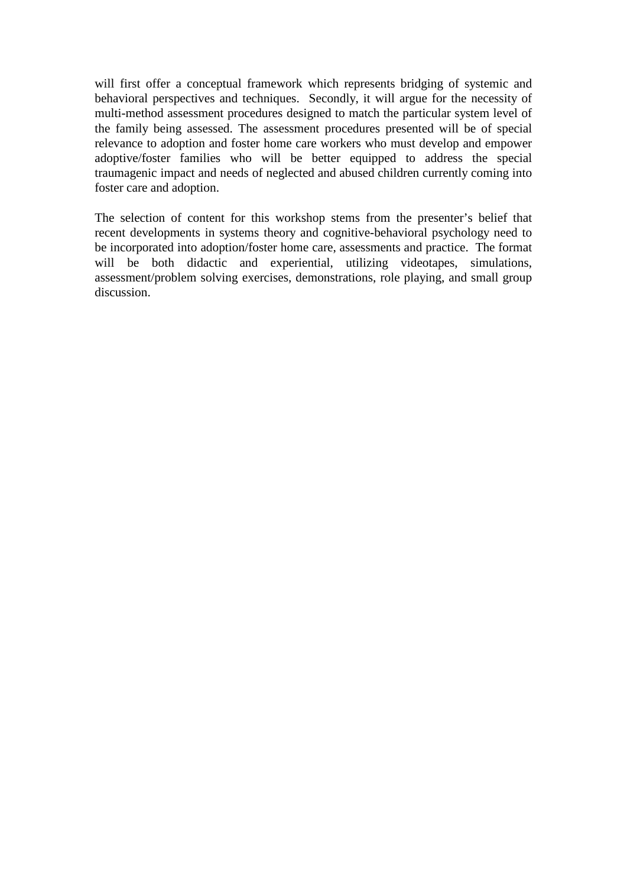will first offer a conceptual framework which represents bridging of systemic and behavioral perspectives and techniques. Secondly, it will argue for the necessity of multi-method assessment procedures designed to match the particular system level of the family being assessed. The assessment procedures presented will be of special relevance to adoption and foster home care workers who must develop and empower adoptive/foster families who will be better equipped to address the special traumagenic impact and needs of neglected and abused children currently coming into foster care and adoption.

The selection of content for this workshop stems from the presenter's belief that recent developments in systems theory and cognitive-behavioral psychology need to be incorporated into adoption/foster home care, assessments and practice. The format will be both didactic and experiential, utilizing videotapes, simulations, assessment/problem solving exercises, demonstrations, role playing, and small group discussion.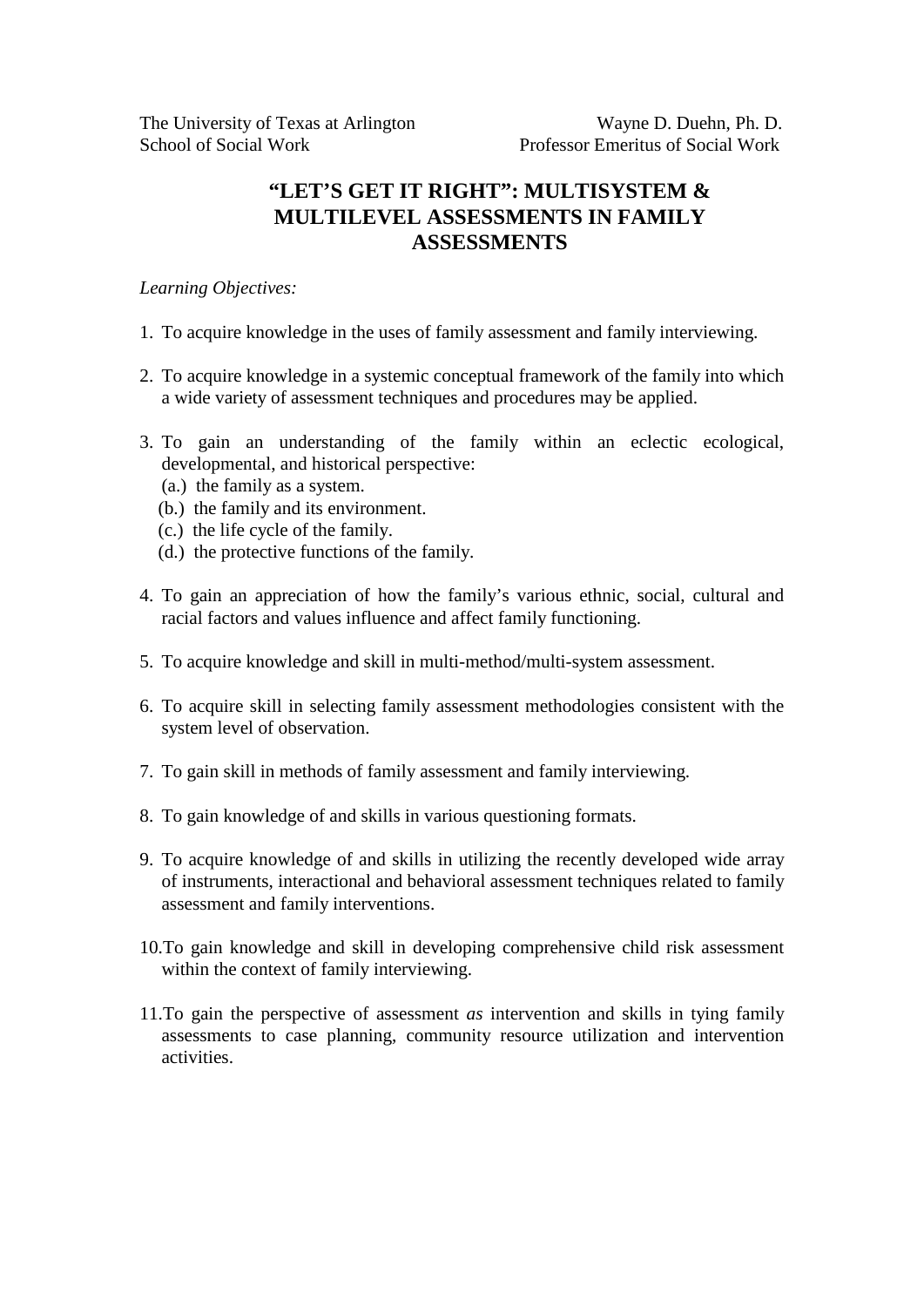The University of Texas at Arlington
School of Social Work

Wayne D. Duehn, Ph. D.
Professor Emeritus of Social Work

# "LET'S GET IT RIGHT": MULTISYSTEM & MULTILEVEL ASSESSMENTS IN FAMILY ASSESSMENTS

*Learning Objectives:*

1. To acquire knowledge in the uses of family assessment and family interviewing.

2. To acquire knowledge in a systemic conceptual framework of the family into which a wide variety of assessment techniques and procedures may be applied.

3. To gain an understanding of the family within an eclectic ecological, developmental, and historical perspective:
   (a.) the family as a system.
   (b.) the family and its environment.
   (c.) the life cycle of the family.
   (d.) the protective functions of the family.

4. To gain an appreciation of how the family's various ethnic, social, cultural and racial factors and values influence and affect family functioning.

5. To acquire knowledge and skill in multi-method/multi-system assessment.

6. To acquire skill in selecting family assessment methodologies consistent with the system level of observation.

7. To gain skill in methods of family assessment and family interviewing.

8. To gain knowledge of and skills in various questioning formats.

9. To acquire knowledge of and skills in utilizing the recently developed wide array of instruments, interactional and behavioral assessment techniques related to family assessment and family interventions.

10. To gain knowledge and skill in developing comprehensive child risk assessment within the context of family interviewing.

11. To gain the perspective of assessment *as* intervention and skills in tying family assessments to case planning, community resource utilization and intervention activities.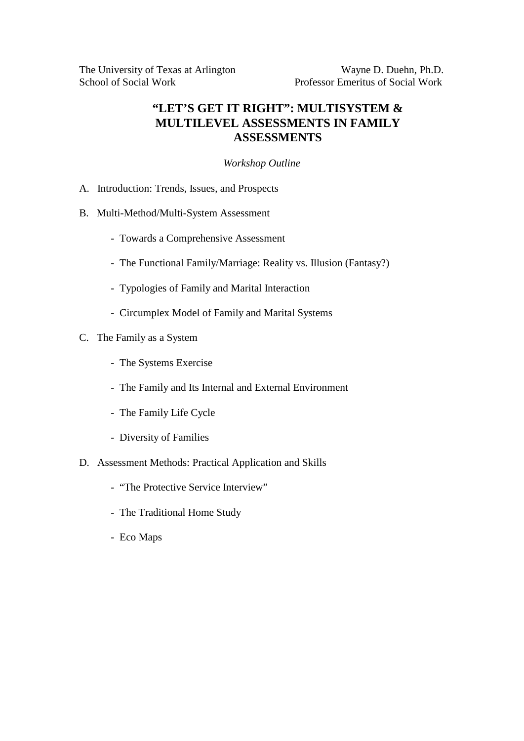The University of Texas at Arlington
School of Social Work

Wayne D. Duehn, Ph.D.
Professor Emeritus of Social Work

# "LET'S GET IT RIGHT": MULTISYSTEM & MULTILEVEL ASSESSMENTS IN FAMILY ASSESSMENTS

*Workshop Outline*

A. Introduction: Trends, Issues, and Prospects

B. Multi-Method/Multi-System Assessment

- Towards a Comprehensive Assessment
- The Functional Family/Marriage: Reality vs. Illusion (Fantasy?)
- Typologies of Family and Marital Interaction
- Circumplex Model of Family and Marital Systems

C. The Family as a System

- The Systems Exercise
- The Family and Its Internal and External Environment
- The Family Life Cycle
- Diversity of Families

D. Assessment Methods: Practical Application and Skills

- "The Protective Service Interview"
- The Traditional Home Study
- Eco Maps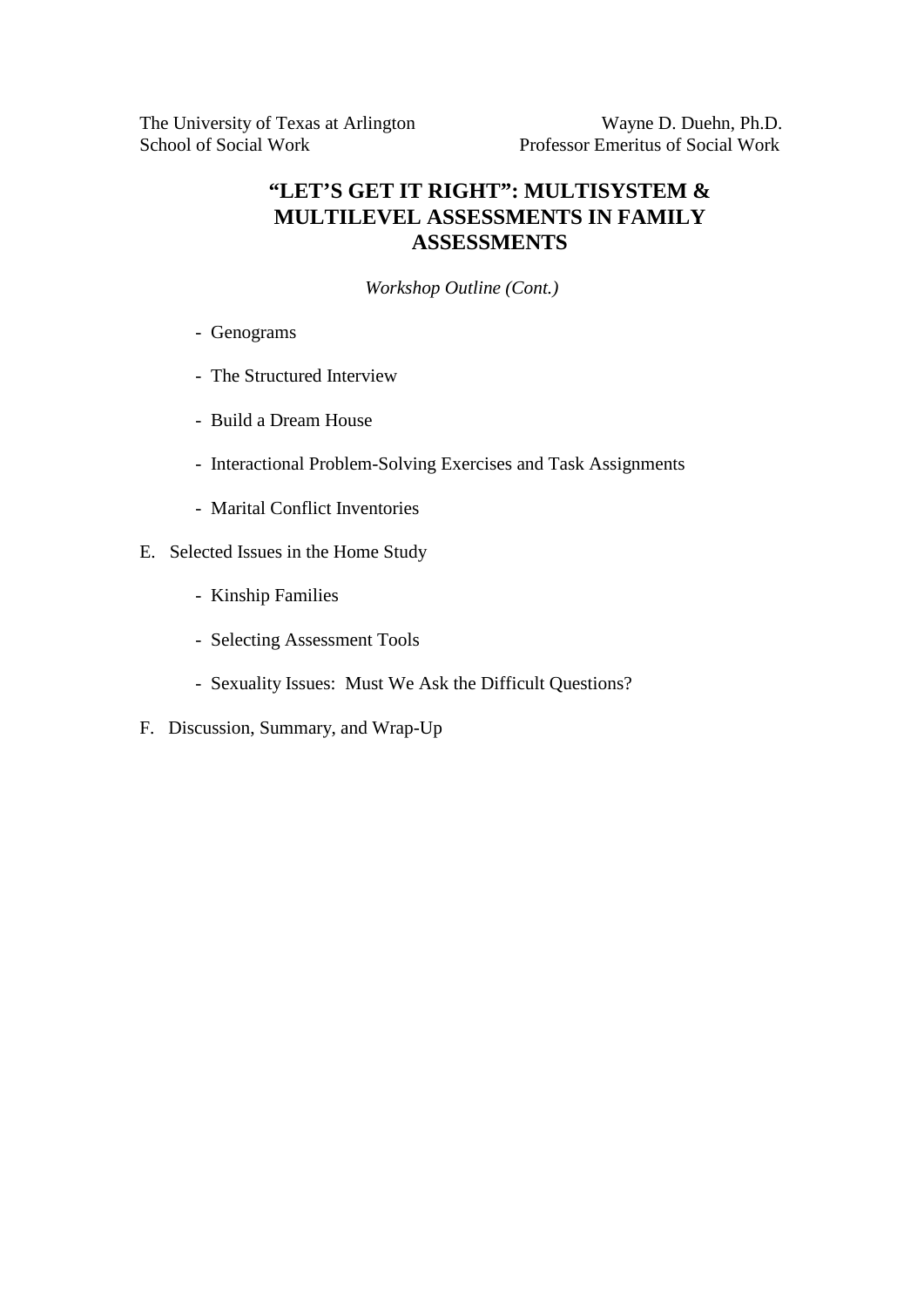The University of Texas at Arlington
School of Social Work

Wayne D. Duehn, Ph.D.
Professor Emeritus of Social Work

## "LET'S GET IT RIGHT": MULTISYSTEM & MULTILEVEL ASSESSMENTS IN FAMILY ASSESSMENTS

*Workshop Outline (Cont.)*

- Genograms
- The Structured Interview
- Build a Dream House
- Interactional Problem-Solving Exercises and Task Assignments
- Marital Conflict Inventories

E. Selected Issues in the Home Study

- Kinship Families
- Selecting Assessment Tools
- Sexuality Issues: Must We Ask the Difficult Questions?

F. Discussion, Summary, and Wrap-Up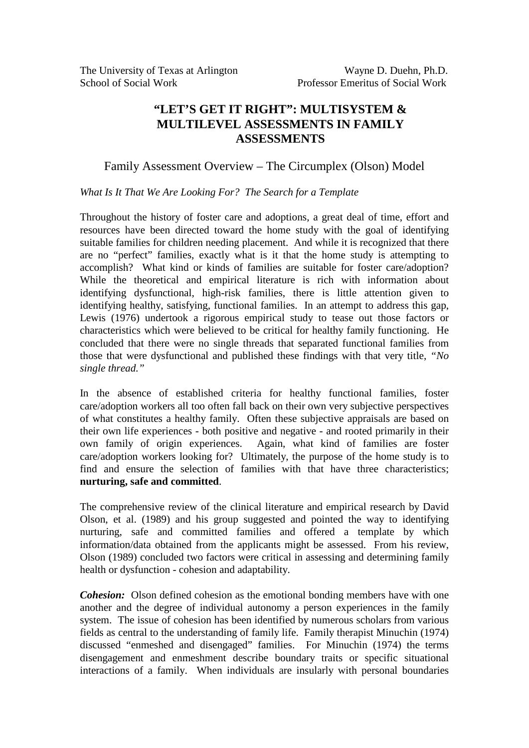The University of Texas at Arlington
School of Social Work

Wayne D. Duehn, Ph.D.
Professor Emeritus of Social Work

# "LET'S GET IT RIGHT": MULTISYSTEM & MULTILEVEL ASSESSMENTS IN FAMILY ASSESSMENTS

## Family Assessment Overview – The Circumplex (Olson) Model

*What Is It That We Are Looking For? The Search for a Template*

Throughout the history of foster care and adoptions, a great deal of time, effort and resources have been directed toward the home study with the goal of identifying suitable families for children needing placement. And while it is recognized that there are no "perfect" families, exactly what is it that the home study is attempting to accomplish? What kind or kinds of families are suitable for foster care/adoption? While the theoretical and empirical literature is rich with information about identifying dysfunctional, high-risk families, there is little attention given to identifying healthy, satisfying, functional families. In an attempt to address this gap, Lewis (1976) undertook a rigorous empirical study to tease out those factors or characteristics which were believed to be critical for healthy family functioning. He concluded that there were no single threads that separated functional families from those that were dysfunctional and published these findings with that very title, *"No single thread."*

In the absence of established criteria for healthy functional families, foster care/adoption workers all too often fall back on their own very subjective perspectives of what constitutes a healthy family. Often these subjective appraisals are based on their own life experiences - both positive and negative - and rooted primarily in their own family of origin experiences. Again, what kind of families are foster care/adoption workers looking for? Ultimately, the purpose of the home study is to find and ensure the selection of families with that have three characteristics; **nurturing, safe and committed**.

The comprehensive review of the clinical literature and empirical research by David Olson, et al. (1989) and his group suggested and pointed the way to identifying nurturing, safe and committed families and offered a template by which information/data obtained from the applicants might be assessed. From his review, Olson (1989) concluded two factors were critical in assessing and determining family health or dysfunction - cohesion and adaptability.

***Cohesion:*** Olson defined cohesion as the emotional bonding members have with one another and the degree of individual autonomy a person experiences in the family system. The issue of cohesion has been identified by numerous scholars from various fields as central to the understanding of family life. Family therapist Minuchin (1974) discussed "enmeshed and disengaged" families. For Minuchin (1974) the terms disengagement and enmeshment describe boundary traits or specific situational interactions of a family. When individuals are insularly with personal boundaries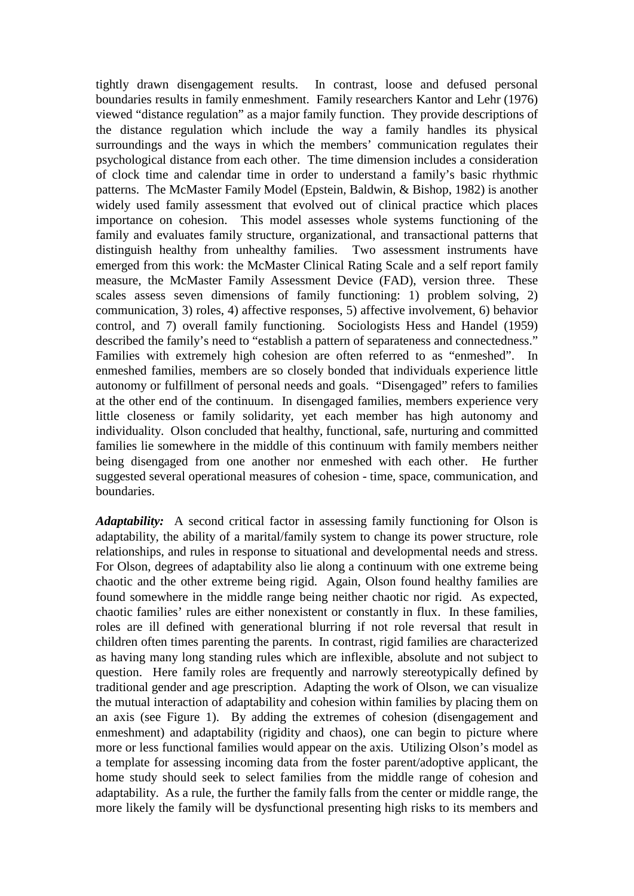tightly drawn disengagement results. In contrast, loose and defused personal boundaries results in family enmeshment. Family researchers Kantor and Lehr (1976) viewed "distance regulation" as a major family function. They provide descriptions of the distance regulation which include the way a family handles its physical surroundings and the ways in which the members' communication regulates their psychological distance from each other. The time dimension includes a consideration of clock time and calendar time in order to understand a family's basic rhythmic patterns. The McMaster Family Model (Epstein, Baldwin, & Bishop, 1982) is another widely used family assessment that evolved out of clinical practice which places importance on cohesion. This model assesses whole systems functioning of the family and evaluates family structure, organizational, and transactional patterns that distinguish healthy from unhealthy families. Two assessment instruments have emerged from this work: the McMaster Clinical Rating Scale and a self report family measure, the McMaster Family Assessment Device (FAD), version three. These scales assess seven dimensions of family functioning: 1) problem solving, 2) communication, 3) roles, 4) affective responses, 5) affective involvement, 6) behavior control, and 7) overall family functioning. Sociologists Hess and Handel (1959) described the family's need to "establish a pattern of separateness and connectedness." Families with extremely high cohesion are often referred to as "enmeshed". In enmeshed families, members are so closely bonded that individuals experience little autonomy or fulfillment of personal needs and goals. "Disengaged" refers to families at the other end of the continuum. In disengaged families, members experience very little closeness or family solidarity, yet each member has high autonomy and individuality. Olson concluded that healthy, functional, safe, nurturing and committed families lie somewhere in the middle of this continuum with family members neither being disengaged from one another nor enmeshed with each other. He further suggested several operational measures of cohesion - time, space, communication, and boundaries.

***Adaptability:*** A second critical factor in assessing family functioning for Olson is adaptability, the ability of a marital/family system to change its power structure, role relationships, and rules in response to situational and developmental needs and stress. For Olson, degrees of adaptability also lie along a continuum with one extreme being chaotic and the other extreme being rigid. Again, Olson found healthy families are found somewhere in the middle range being neither chaotic nor rigid. As expected, chaotic families' rules are either nonexistent or constantly in flux. In these families, roles are ill defined with generational blurring if not role reversal that result in children often times parenting the parents. In contrast, rigid families are characterized as having many long standing rules which are inflexible, absolute and not subject to question. Here family roles are frequently and narrowly stereotypically defined by traditional gender and age prescription. Adapting the work of Olson, we can visualize the mutual interaction of adaptability and cohesion within families by placing them on an axis (see Figure 1). By adding the extremes of cohesion (disengagement and enmeshment) and adaptability (rigidity and chaos), one can begin to picture where more or less functional families would appear on the axis. Utilizing Olson's model as a template for assessing incoming data from the foster parent/adoptive applicant, the home study should seek to select families from the middle range of cohesion and adaptability. As a rule, the further the family falls from the center or middle range, the more likely the family will be dysfunctional presenting high risks to its members and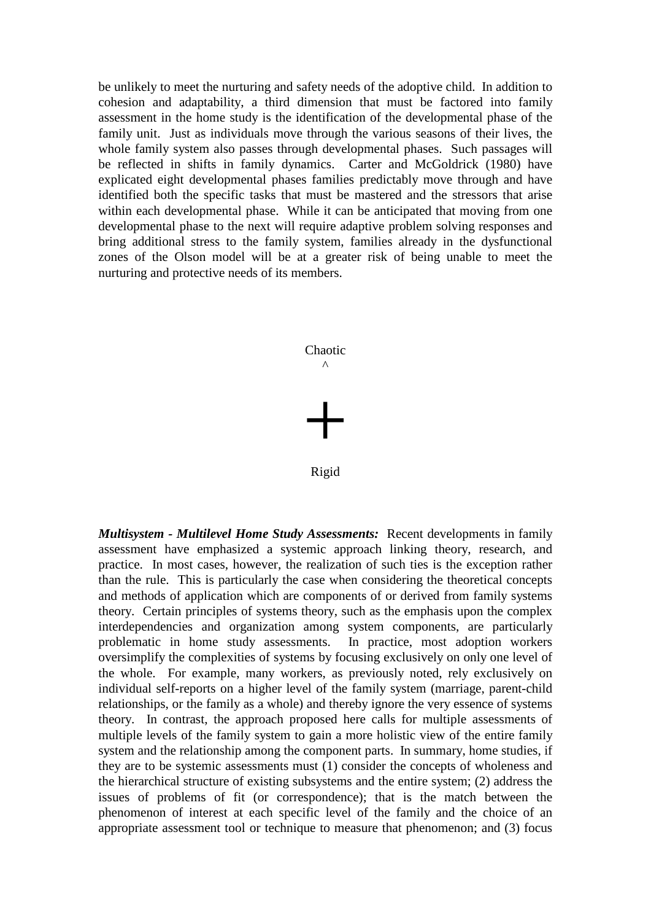be unlikely to meet the nurturing and safety needs of the adoptive child. In addition to cohesion and adaptability, a third dimension that must be factored into family assessment in the home study is the identification of the developmental phase of the family unit. Just as individuals move through the various seasons of their lives, the whole family system also passes through developmental phases. Such passages will be reflected in shifts in family dynamics. Carter and McGoldrick (1980) have explicated eight developmental phases families predictably move through and have identified both the specific tasks that must be mastered and the stressors that arise within each developmental phase. While it can be anticipated that moving from one developmental phase to the next will require adaptive problem solving responses and bring additional stress to the family system, families already in the dysfunctional zones of the Olson model will be at a greater risk of being unable to meet the nurturing and protective needs of its members.

Chaotic

^

+

Rigid

***Multisystem - Multilevel Home Study Assessments:*** Recent developments in family assessment have emphasized a systemic approach linking theory, research, and practice. In most cases, however, the realization of such ties is the exception rather than the rule. This is particularly the case when considering the theoretical concepts and methods of application which are components of or derived from family systems theory. Certain principles of systems theory, such as the emphasis upon the complex interdependencies and organization among system components, are particularly problematic in home study assessments. In practice, most adoption workers oversimplify the complexities of systems by focusing exclusively on only one level of the whole. For example, many workers, as previously noted, rely exclusively on individual self-reports on a higher level of the family system (marriage, parent-child relationships, or the family as a whole) and thereby ignore the very essence of systems theory. In contrast, the approach proposed here calls for multiple assessments of multiple levels of the family system to gain a more holistic view of the entire family system and the relationship among the component parts. In summary, home studies, if they are to be systemic assessments must (1) consider the concepts of wholeness and the hierarchical structure of existing subsystems and the entire system; (2) address the issues of problems of fit (or correspondence); that is the match between the phenomenon of interest at each specific level of the family and the choice of an appropriate assessment tool or technique to measure that phenomenon; and (3) focus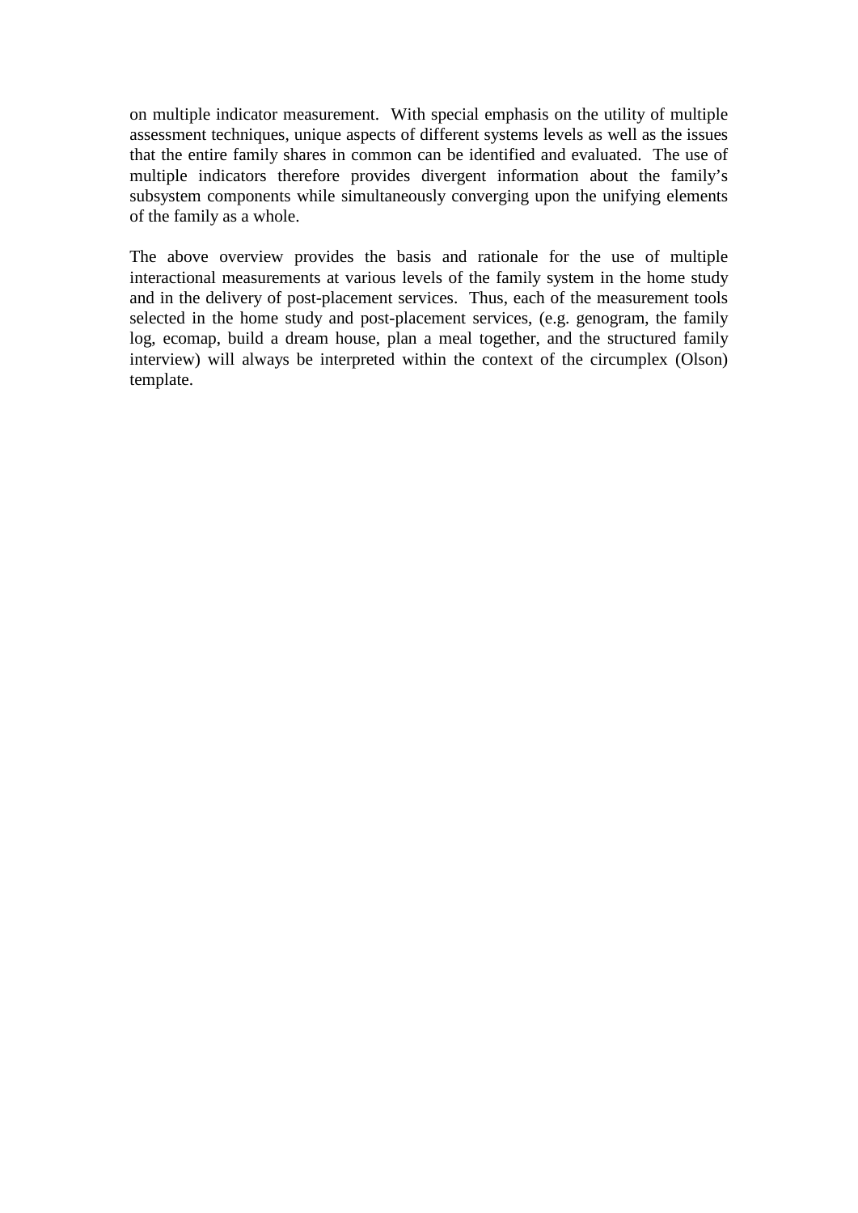on multiple indicator measurement. With special emphasis on the utility of multiple assessment techniques, unique aspects of different systems levels as well as the issues that the entire family shares in common can be identified and evaluated. The use of multiple indicators therefore provides divergent information about the family's subsystem components while simultaneously converging upon the unifying elements of the family as a whole.

The above overview provides the basis and rationale for the use of multiple interactional measurements at various levels of the family system in the home study and in the delivery of post-placement services. Thus, each of the measurement tools selected in the home study and post-placement services, (e.g. genogram, the family log, ecomap, build a dream house, plan a meal together, and the structured family interview) will always be interpreted within the context of the circumplex (Olson) template.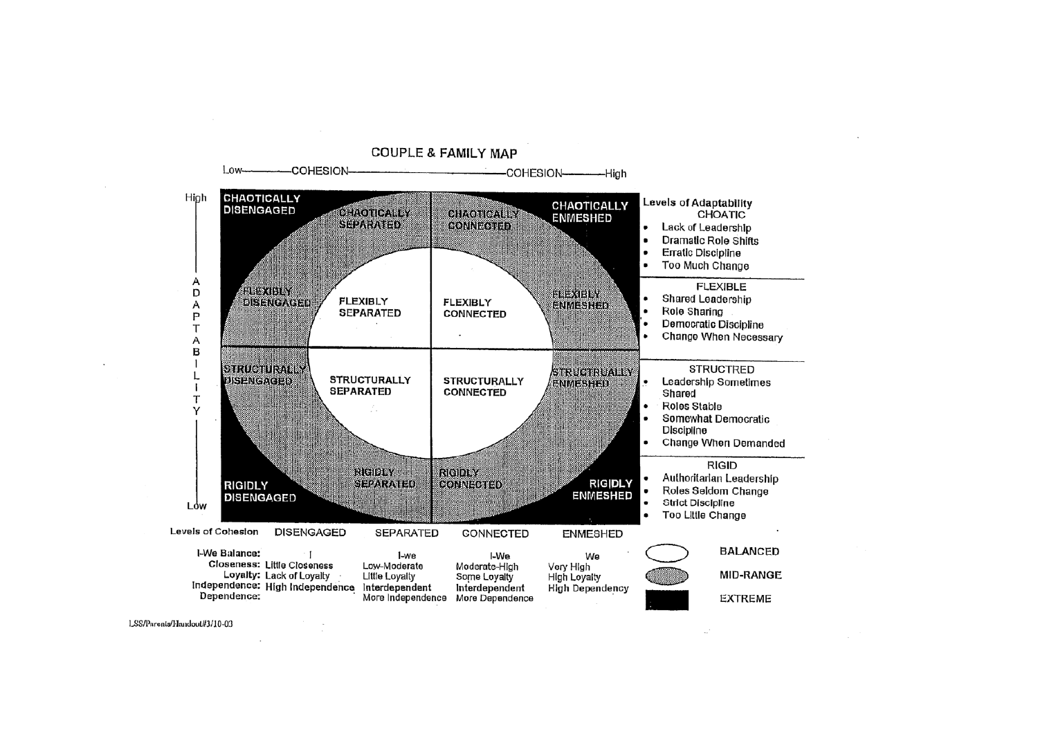## COUPLE & FAMILY MAP

Low——COHESION——————COHESION——High

| ADAPTABILITY (High → Low) | DISENGAGED | SEPARATED | CONNECTED | ENMESHED |
|---|---|---|---|---|
| High | CHAOTICALLY DISENGAGED | CHAOTICALLY SEPARATED | CHAOTICALLY CONNECTED | CHAOTICALLY ENMESHED |
| | FLEXIBLY DISENGAGED | FLEXIBLY SEPARATED | FLEXIBLY CONNECTED | FLEXIBLY ENMESHED |
| | STRUCTURALLY DISENGAGED | STRUCTURALLY SEPARATED | STRUCTURALLY CONNECTED | STRUCTRUALLY ENMESHED |
| Low | RIGIDLY DISENGAGED | RIGIDLY SEPARATED | RIGIDLY CONNECTED | RIGIDLY ENMESHED |

**Levels of Adaptability**

CHOATIC
- Lack of Leadership
- Dramatic Role Shifts
- Erratic Discipline
- Too Much Change

FLEXIBLE
- Shared Leadership
- Role Sharing
- Democratic Discipline
- Change When Necessary

STRUCTRED
- Leadership Sometimes Shared
- Roles Stable
- Somewhat Democratic Discipline
- Change When Demanded

RIGID
- Authoritarian Leadership
- Roles Seldom Change
- Strict Discipline
- Too Little Change

| Levels of Cohesion | DISENGAGED | SEPARATED | CONNECTED | ENMESHED |
|---|---|---|---|---|
| I-We Balance: | I | I-we | I-We | We |
| Closeness: | Little Closeness | Low-Moderate | Moderate-High | Very High |
| Loyalty: | Lack of Loyalty | Little Loyalty | Some Loyalty | High Loyalty |
| Independence: Dependence: | High Independence | Interdependent More Independence | Interdependent More Dependence | High Dependency |

- BALANCED
- MID-RANGE
- EXTREME

LSS/Parents/Handout#3/10-03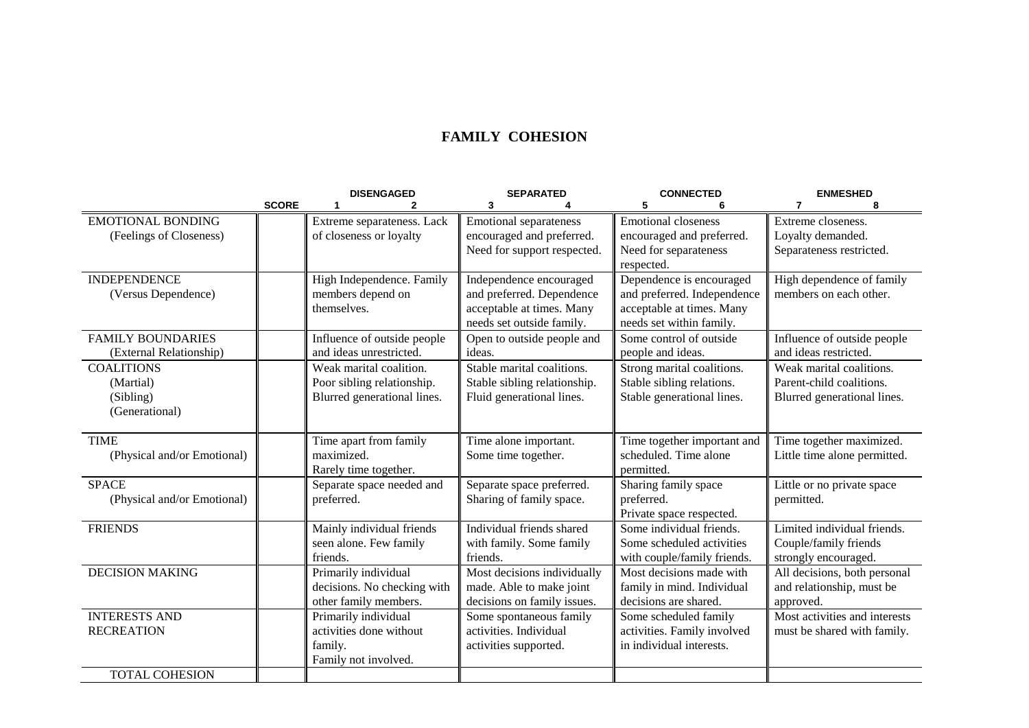# FAMILY COHESION

| | SCORE | DISENGAGED<br>1 2 | SEPARATED<br>3 4 | CONNECTED<br>5 6 | ENMESHED<br>7 8 |
|---|---|---|---|---|---|
| EMOTIONAL BONDING<br>(Feelings of Closeness) | | Extreme separateness. Lack of closeness or loyalty | Emotional separateness encouraged and preferred. Need for support respected. | Emotional closeness encouraged and preferred. Need for separateness respected. | Extreme closeness. Loyalty demanded. Separateness restricted. |
| INDEPENDENCE<br>(Versus Dependence) | | High Independence. Family members depend on themselves. | Independence encouraged and preferred. Dependence acceptable at times. Many needs set outside family. | Dependence is encouraged and preferred. Independence acceptable at times. Many needs set within family. | High dependence of family members on each other. |
| FAMILY BOUNDARIES<br>(External Relationship) | | Influence of outside people and ideas unrestricted. | Open to outside people and ideas. | Some control of outside people and ideas. | Influence of outside people and ideas restricted. |
| COALITIONS<br>(Martial)<br>(Sibling)<br>(Generational) | | Weak marital coalition. Poor sibling relationship. Blurred generational lines. | Stable marital coalitions. Stable sibling relationship. Fluid generational lines. | Strong marital coalitions. Stable sibling relations. Stable generational lines. | Weak marital coalitions. Parent-child coalitions. Blurred generational lines. |
| TIME<br>(Physical and/or Emotional) | | Time apart from family maximized. Rarely time together. | Time alone important. Some time together. | Time together important and scheduled. Time alone permitted. | Time together maximized. Little time alone permitted. |
| SPACE<br>(Physical and/or Emotional) | | Separate space needed and preferred. | Separate space preferred. Sharing of family space. | Sharing family space preferred. Private space respected. | Little or no private space permitted. |
| FRIENDS | | Mainly individual friends seen alone. Few family friends. | Individual friends shared with family. Some family friends. | Some individual friends. Some scheduled activities with couple/family friends. | Limited individual friends. Couple/family friends strongly encouraged. |
| DECISION MAKING | | Primarily individual decisions. No checking with other family members. | Most decisions individually made. Able to make joint decisions on family issues. | Most decisions made with family in mind. Individual decisions are shared. | All decisions, both personal and relationship, must be approved. |
| INTERESTS AND RECREATION | | Primarily individual activities done without family. Family not involved. | Some spontaneous family activities. Individual activities supported. | Some scheduled family activities. Family involved in individual interests. | Most activities and interests must be shared with family. |
| TOTAL COHESION | | | | | |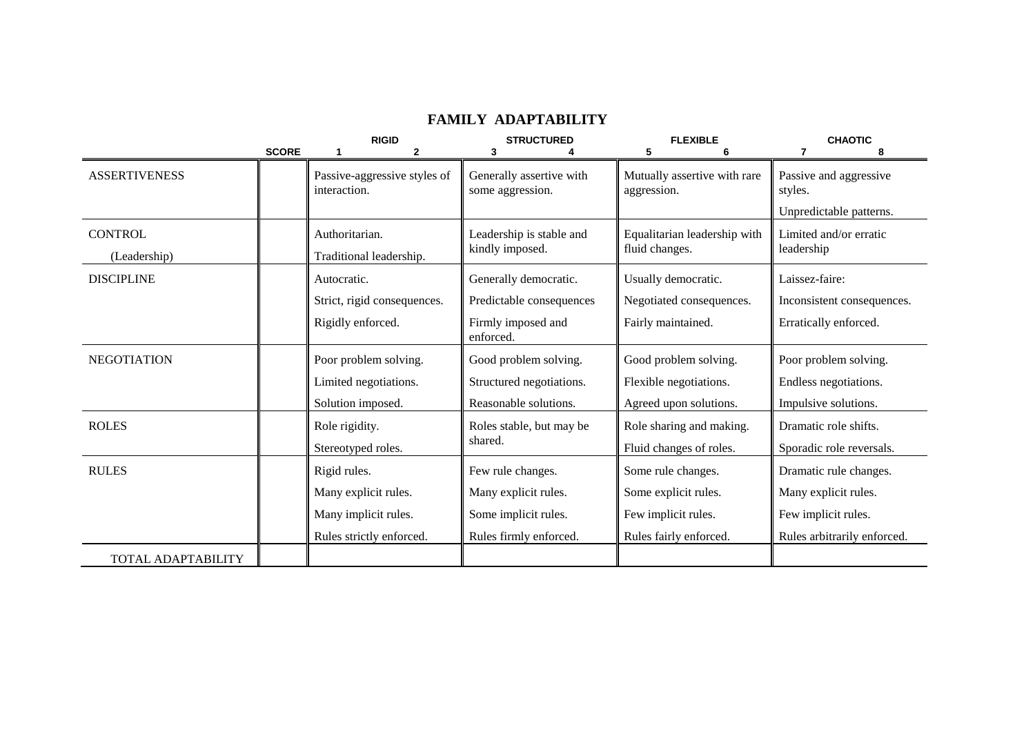# FAMILY ADAPTABILITY

| | SCORE | RIGID 1 2 | STRUCTURED 3 4 | FLEXIBLE 5 6 | CHAOTIC 7 8 |
|---|---|---|---|---|---|
| ASSERTIVENESS | | Passive-aggressive styles of interaction. | Generally assertive with some aggression. | Mutually assertive with rare aggression. | Passive and aggressive styles.<br>Unpredictable patterns. |
| CONTROL<br>(Leadership) | | Authoritarian.<br>Traditional leadership. | Leadership is stable and kindly imposed. | Equalitarian leadership with fluid changes. | Limited and/or erratic leadership |
| DISCIPLINE | | Autocratic.<br>Strict, rigid consequences.<br>Rigidly enforced. | Generally democratic.<br>Predictable consequences<br>Firmly imposed and enforced. | Usually democratic.<br>Negotiated consequences.<br>Fairly maintained. | Laissez-faire:<br>Inconsistent consequences.<br>Erratically enforced. |
| NEGOTIATION | | Poor problem solving.<br>Limited negotiations.<br>Solution imposed. | Good problem solving.<br>Structured negotiations.<br>Reasonable solutions. | Good problem solving.<br>Flexible negotiations.<br>Agreed upon solutions. | Poor problem solving.<br>Endless negotiations.<br>Impulsive solutions. |
| ROLES | | Role rigidity.<br>Stereotyped roles. | Roles stable, but may be shared. | Role sharing and making.<br>Fluid changes of roles. | Dramatic role shifts.<br>Sporadic role reversals. |
| RULES | | Rigid rules.<br>Many explicit rules.<br>Many implicit rules.<br>Rules strictly enforced. | Few rule changes.<br>Many explicit rules.<br>Some implicit rules.<br>Rules firmly enforced. | Some rule changes.<br>Some explicit rules.<br>Few implicit rules.<br>Rules fairly enforced. | Dramatic rule changes.<br>Many explicit rules.<br>Few implicit rules.<br>Rules arbitrarily enforced. |
| TOTAL ADAPTABILITY | | | | | |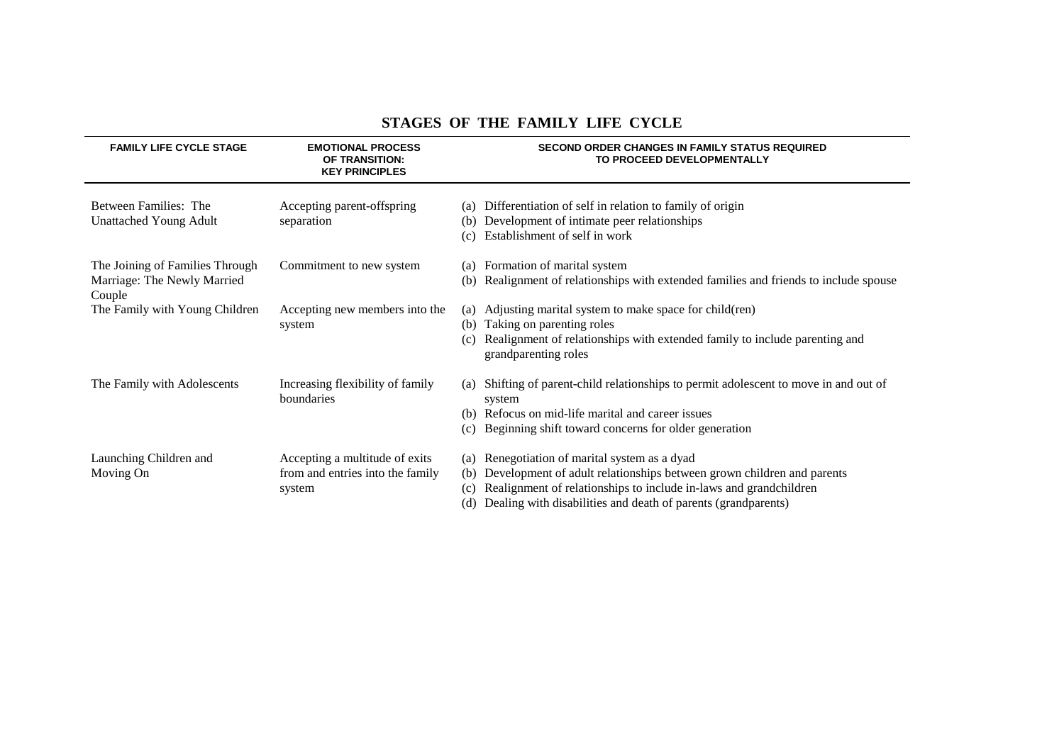## STAGES OF THE FAMILY LIFE CYCLE

| FAMILY LIFE CYCLE STAGE | EMOTIONAL PROCESS OF TRANSITION: KEY PRINCIPLES | SECOND ORDER CHANGES IN FAMILY STATUS REQUIRED TO PROCEED DEVELOPMENTALLY |
|---|---|---|
| Between Families: The Unattached Young Adult | Accepting parent-offspring separation | (a) Differentiation of self in relation to family of origin<br>(b) Development of intimate peer relationships<br>(c) Establishment of self in work |
| The Joining of Families Through Marriage: The Newly Married Couple | Commitment to new system | (a) Formation of marital system<br>(b) Realignment of relationships with extended families and friends to include spouse |
| The Family with Young Children | Accepting new members into the system | (a) Adjusting marital system to make space for child(ren)<br>(b) Taking on parenting roles<br>(c) Realignment of relationships with extended family to include parenting and grandparenting roles |
| The Family with Adolescents | Increasing flexibility of family boundaries | (a) Shifting of parent-child relationships to permit adolescent to move in and out of system<br>(b) Refocus on mid-life marital and career issues<br>(c) Beginning shift toward concerns for older generation |
| Launching Children and Moving On | Accepting a multitude of exits from and entries into the family system | (a) Renegotiation of marital system as a dyad<br>(b) Development of adult relationships between grown children and parents<br>(c) Realignment of relationships to include in-laws and grandchildren<br>(d) Dealing with disabilities and death of parents (grandparents) |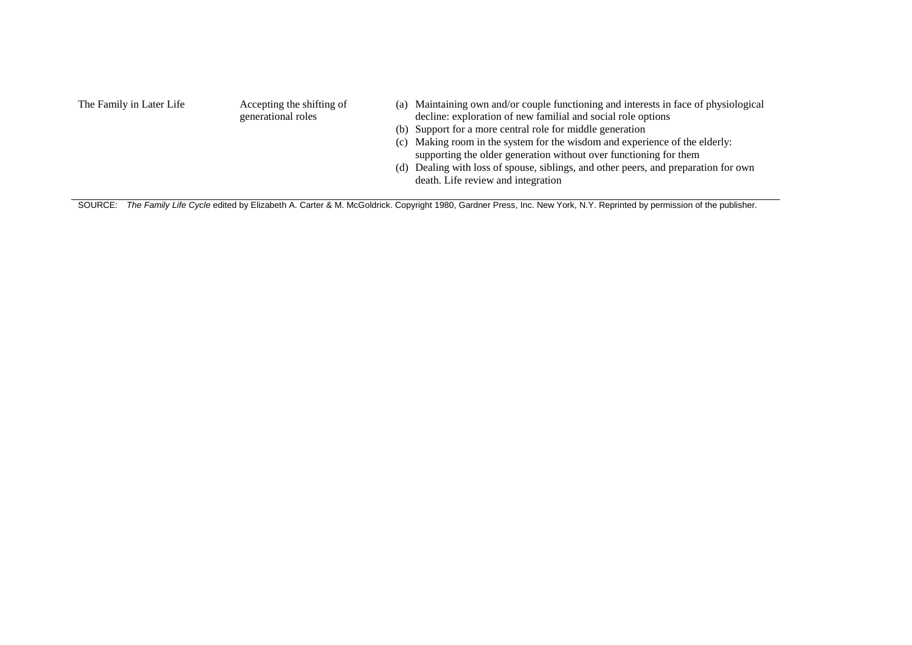| | | |
|---|---|---|
| The Family in Later Life | Accepting the shifting of generational roles | (a) Maintaining own and/or couple functioning and interests in face of physiological decline: exploration of new familial and social role options<br>(b) Support for a more central role for middle generation<br>(c) Making room in the system for the wisdom and experience of the elderly: supporting the older generation without over functioning for them<br>(d) Dealing with loss of spouse, siblings, and other peers, and preparation for own death. Life review and integration |

SOURCE: *The Family Life Cycle* edited by Elizabeth A. Carter & M. McGoldrick. Copyright 1980, Gardner Press, Inc. New York, N.Y. Reprinted by permission of the publisher.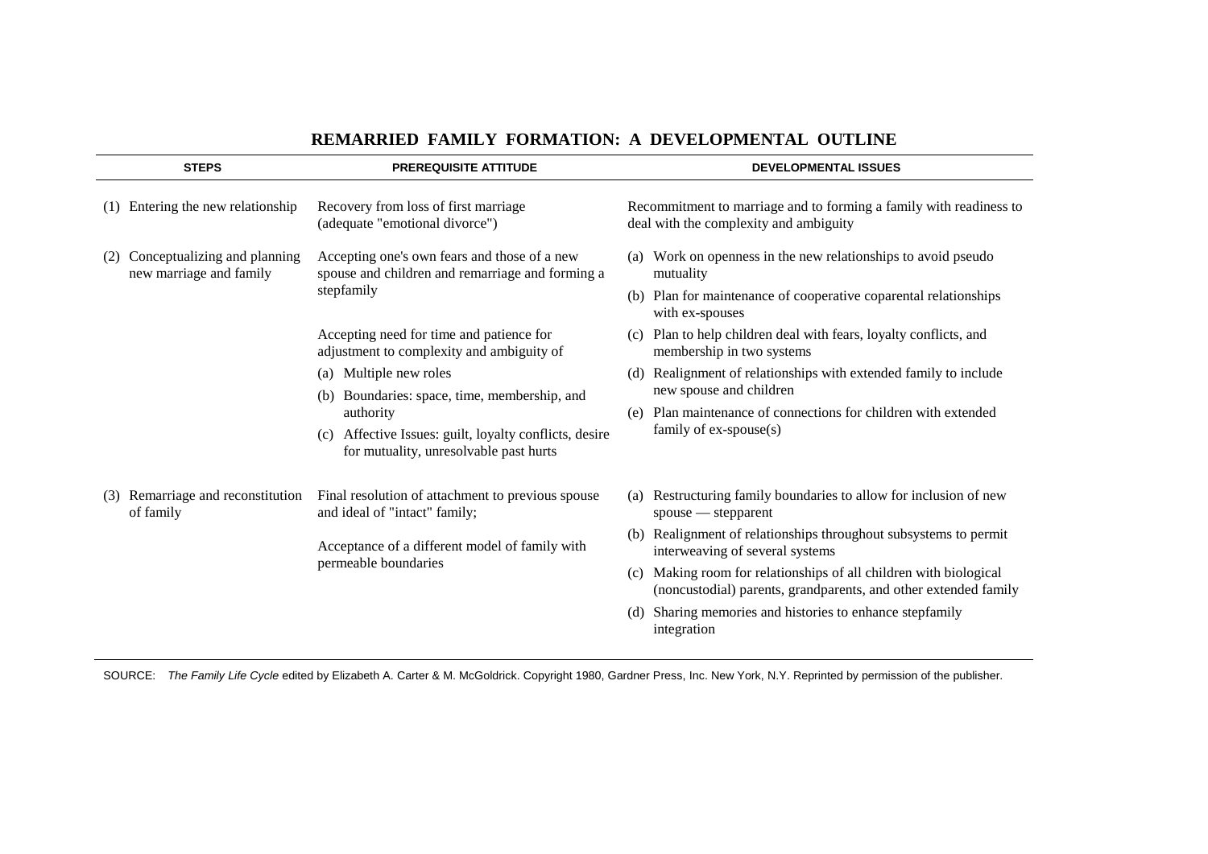## REMARRIED FAMILY FORMATION: A DEVELOPMENTAL OUTLINE

| STEPS | PREREQUISITE ATTITUDE | DEVELOPMENTAL ISSUES |
|---|---|---|
| (1) Entering the new relationship | Recovery from loss of first marriage (adequate "emotional divorce") | Recommitment to marriage and to forming a family with readiness to deal with the complexity and ambiguity |
| (2) Conceptualizing and planning new marriage and family | Accepting one's own fears and those of a new spouse and children and remarriage and forming a stepfamily<br><br>Accepting need for time and patience for adjustment to complexity and ambiguity of<br>(a) Multiple new roles<br>(b) Boundaries: space, time, membership, and authority<br>(c) Affective Issues: guilt, loyalty conflicts, desire for mutuality, unresolvable past hurts | (a) Work on openness in the new relationships to avoid pseudo mutuality<br>(b) Plan for maintenance of cooperative coparental relationships with ex-spouses<br>(c) Plan to help children deal with fears, loyalty conflicts, and membership in two systems<br>(d) Realignment of relationships with extended family to include new spouse and children<br>(e) Plan maintenance of connections for children with extended family of ex-spouse(s) |
| (3) Remarriage and reconstitution of family | Final resolution of attachment to previous spouse and ideal of "intact" family;<br><br>Acceptance of a different model of family with permeable boundaries | (a) Restructuring family boundaries to allow for inclusion of new spouse — stepparent<br>(b) Realignment of relationships throughout subsystems to permit interweaving of several systems<br>(c) Making room for relationships of all children with biological (noncustodial) parents, grandparents, and other extended family<br>(d) Sharing memories and histories to enhance stepfamily integration |

SOURCE: *The Family Life Cycle* edited by Elizabeth A. Carter & M. McGoldrick. Copyright 1980, Gardner Press, Inc. New York, N.Y. Reprinted by permission of the publisher.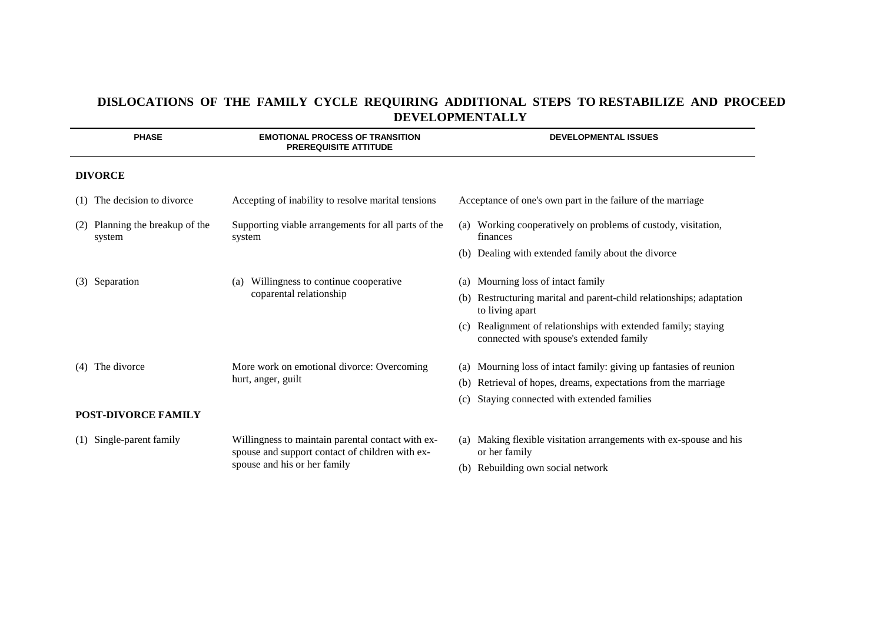## DISLOCATIONS OF THE FAMILY CYCLE REQUIRING ADDITIONAL STEPS TO RESTABILIZE AND PROCEED DEVELOPMENTALLY

| PHASE | EMOTIONAL PROCESS OF TRANSITION PREREQUISITE ATTITUDE | DEVELOPMENTAL ISSUES |
|---|---|---|
| **DIVORCE** | | |
| (1) The decision to divorce | Accepting of inability to resolve marital tensions | Acceptance of one's own part in the failure of the marriage |
| (2) Planning the breakup of the system | Supporting viable arrangements for all parts of the system | (a) Working cooperatively on problems of custody, visitation, finances<br>(b) Dealing with extended family about the divorce |
| (3) Separation | (a) Willingness to continue cooperative coparental relationship | (a) Mourning loss of intact family<br>(b) Restructuring marital and parent-child relationships; adaptation to living apart<br>(c) Realignment of relationships with extended family; staying connected with spouse's extended family |
| (4) The divorce | More work on emotional divorce: Overcoming hurt, anger, guilt | (a) Mourning loss of intact family: giving up fantasies of reunion<br>(b) Retrieval of hopes, dreams, expectations from the marriage<br>(c) Staying connected with extended families |
| **POST-DIVORCE FAMILY** | | |
| (1) Single-parent family | Willingness to maintain parental contact with ex-spouse and support contact of children with ex-spouse and his or her family | (a) Making flexible visitation arrangements with ex-spouse and his or her family<br>(b) Rebuilding own social network |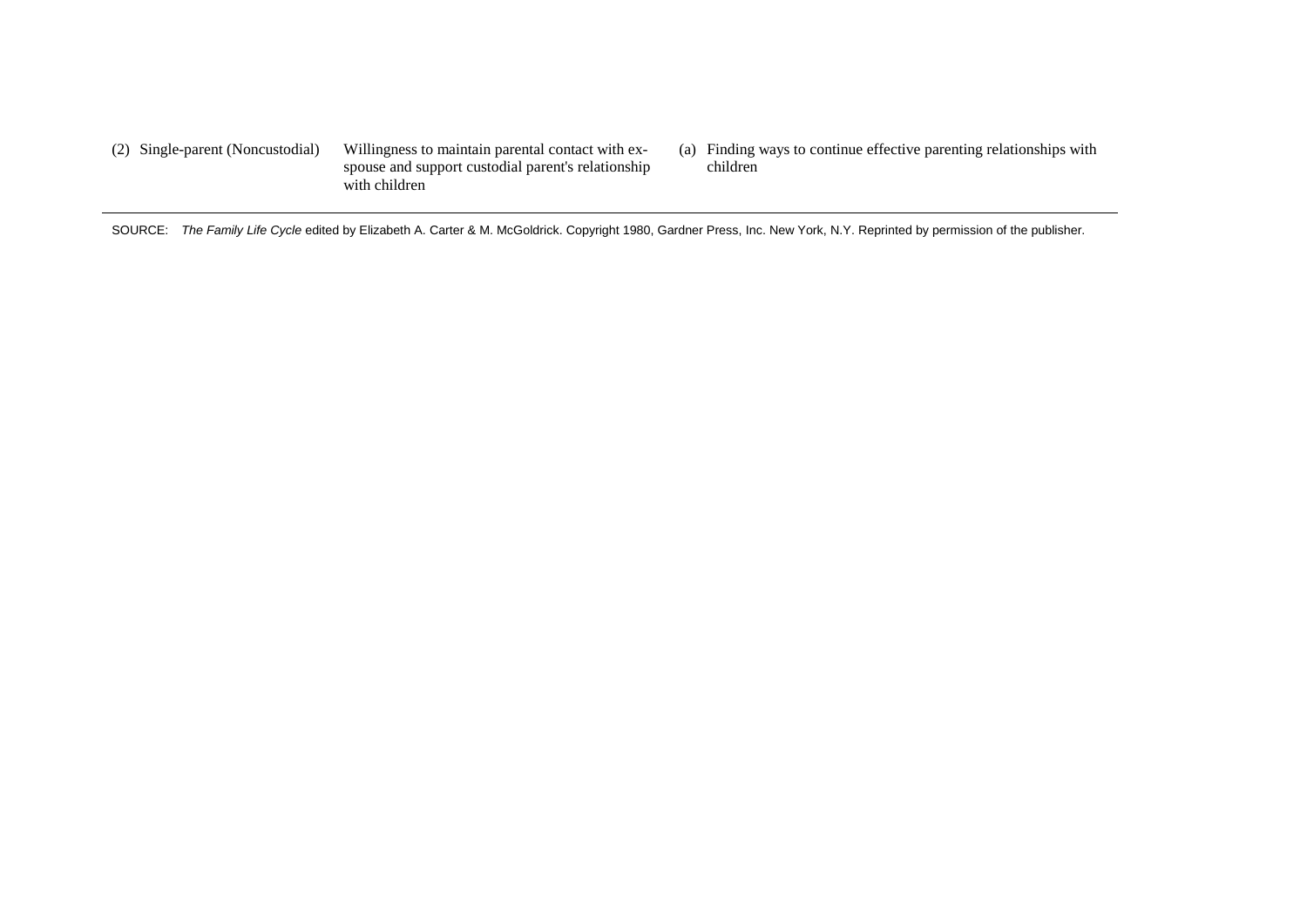| | | |
|---|---|---|
| (2) Single-parent (Noncustodial) | Willingness to maintain parental contact with ex-spouse and support custodial parent's relationship with children | (a) Finding ways to continue effective parenting relationships with children |

SOURCE: *The Family Life Cycle* edited by Elizabeth A. Carter & M. McGoldrick. Copyright 1980, Gardner Press, Inc. New York, N.Y. Reprinted by permission of the publisher.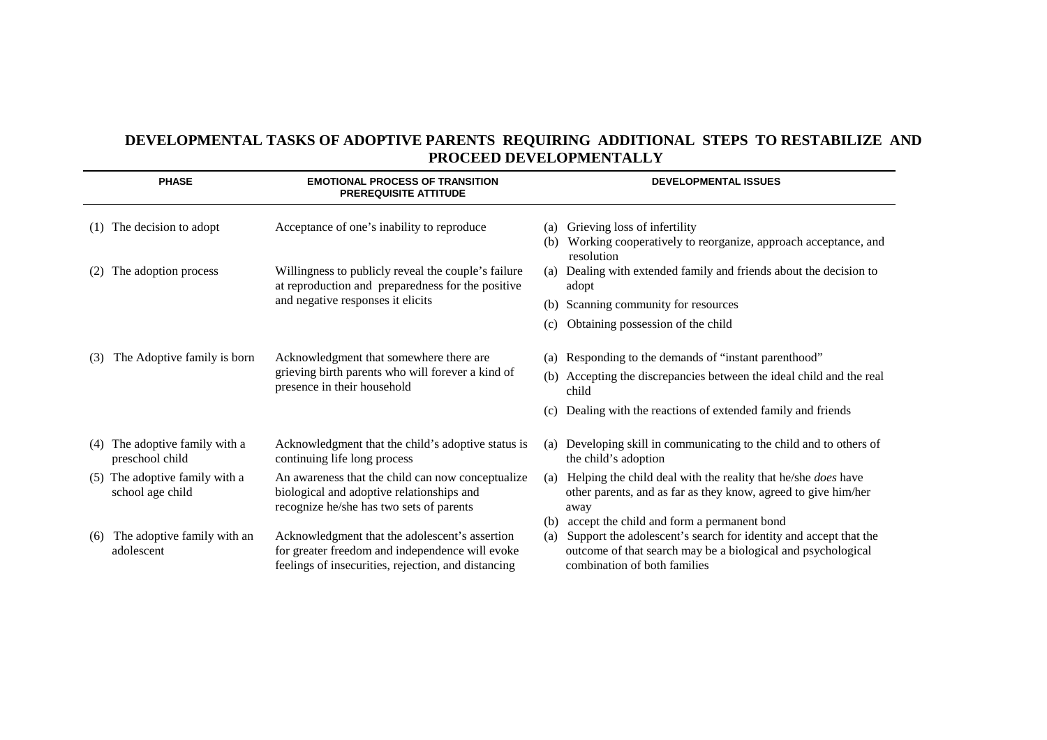# DEVELOPMENTAL TASKS OF ADOPTIVE PARENTS REQUIRING ADDITIONAL STEPS TO RESTABILIZE AND PROCEED DEVELOPMENTALLY

| PHASE | EMOTIONAL PROCESS OF TRANSITION PREREQUISITE ATTITUDE | DEVELOPMENTAL ISSUES |
|---|---|---|
| (1) The decision to adopt | Acceptance of one's inability to reproduce | (a) Grieving loss of infertility<br>(b) Working cooperatively to reorganize, approach acceptance, and resolution |
| (2) The adoption process | Willingness to publicly reveal the couple's failure at reproduction and preparedness for the positive and negative responses it elicits | (a) Dealing with extended family and friends about the decision to adopt<br>(b) Scanning community for resources<br>(c) Obtaining possession of the child |
| (3) The Adoptive family is born | Acknowledgment that somewhere there are grieving birth parents who will forever a kind of presence in their household | (a) Responding to the demands of "instant parenthood"<br>(b) Accepting the discrepancies between the ideal child and the real child<br>(c) Dealing with the reactions of extended family and friends |
| (4) The adoptive family with a preschool child | Acknowledgment that the child's adoptive status is continuing life long process | (a) Developing skill in communicating to the child and to others of the child's adoption |
| (5) The adoptive family with a school age child | An awareness that the child can now conceptualize biological and adoptive relationships and recognize he/she has two sets of parents | (a) Helping the child deal with the reality that he/she *does* have other parents, and as far as they know, agreed to give him/her away<br>(b) accept the child and form a permanent bond |
| (6) The adoptive family with an adolescent | Acknowledgment that the adolescent's assertion for greater freedom and independence will evoke feelings of insecurities, rejection, and distancing | (a) Support the adolescent's search for identity and accept that the outcome of that search may be a biological and psychological combination of both families |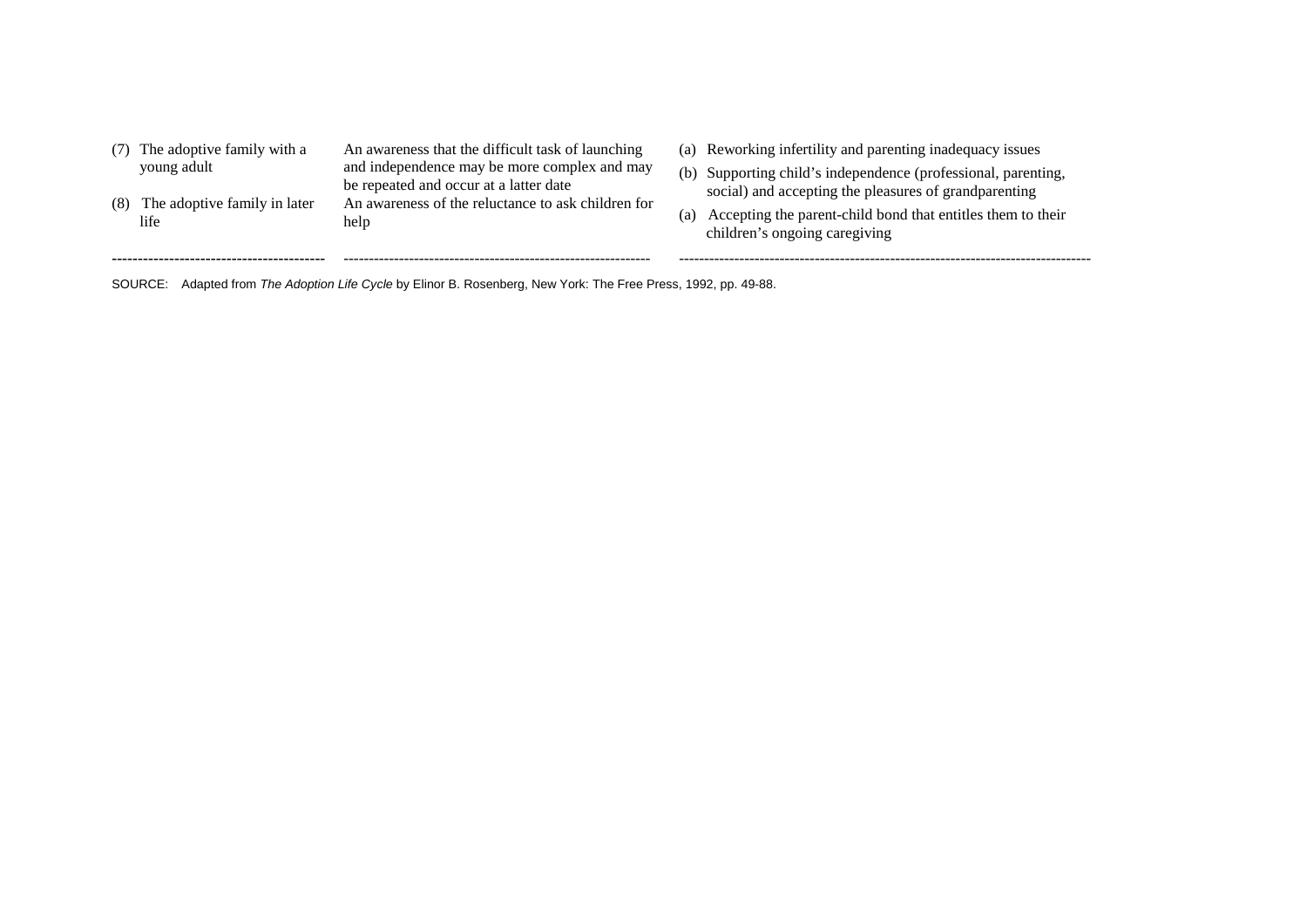| | | |
|---|---|---|
| (7) The adoptive family with a young adult | An awareness that the difficult task of launching and independence may be more complex and may be repeated and occur at a latter date | (a) Reworking infertility and parenting inadequacy issues<br>(b) Supporting child's independence (professional, parenting, social) and accepting the pleasures of grandparenting |
| (8) The adoptive family in later life | An awareness of the reluctance to ask children for help | (a) Accepting the parent-child bond that entitles them to their children's ongoing caregiving |

SOURCE: Adapted from *The Adoption Life Cycle* by Elinor B. Rosenberg, New York: The Free Press, 1992, pp. 49-88.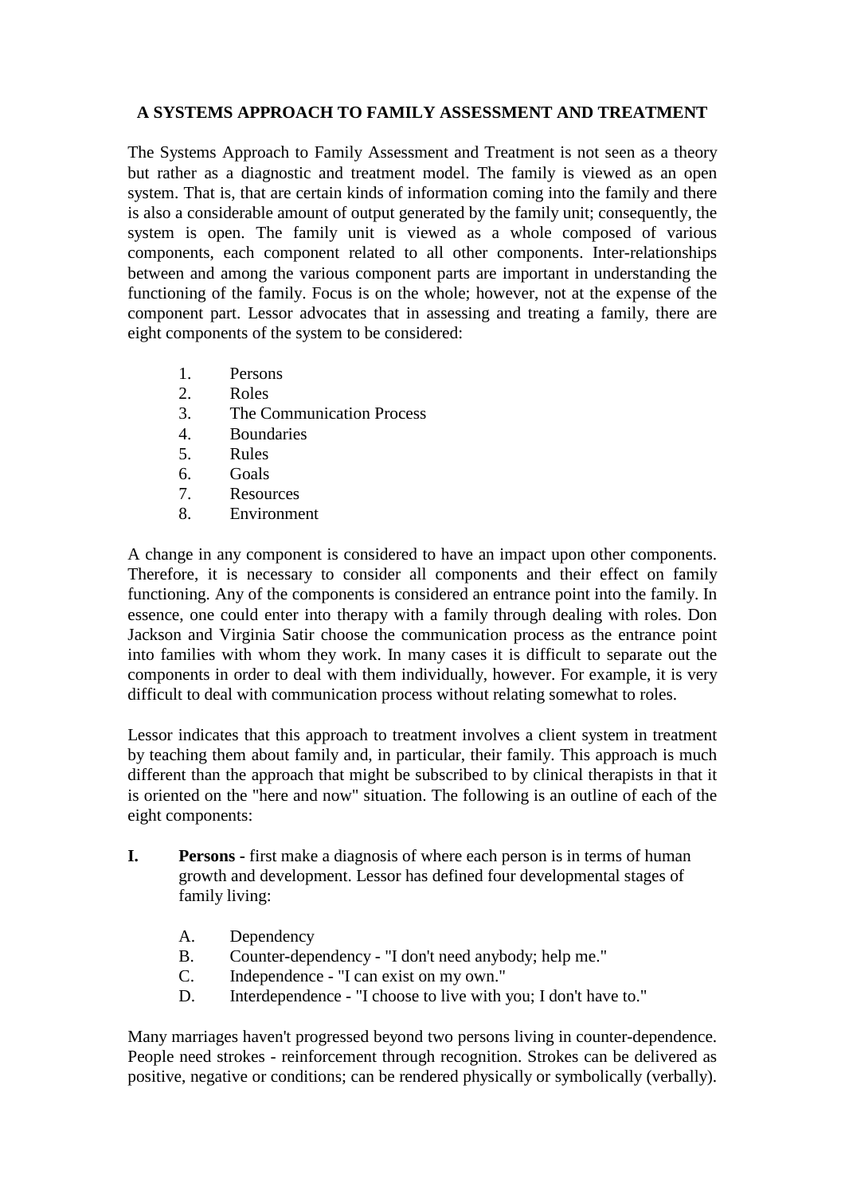## A SYSTEMS APPROACH TO FAMILY ASSESSMENT AND TREATMENT

The Systems Approach to Family Assessment and Treatment is not seen as a theory but rather as a diagnostic and treatment model. The family is viewed as an open system. That is, that are certain kinds of information coming into the family and there is also a considerable amount of output generated by the family unit; consequently, the system is open. The family unit is viewed as a whole composed of various components, each component related to all other components. Inter-relationships between and among the various component parts are important in understanding the functioning of the family. Focus is on the whole; however, not at the expense of the component part. Lessor advocates that in assessing and treating a family, there are eight components of the system to be considered:

1. Persons
2. Roles
3. The Communication Process
4. Boundaries
5. Rules
6. Goals
7. Resources
8. Environment

A change in any component is considered to have an impact upon other components. Therefore, it is necessary to consider all components and their effect on family functioning. Any of the components is considered an entrance point into the family. In essence, one could enter into therapy with a family through dealing with roles. Don Jackson and Virginia Satir choose the communication process as the entrance point into families with whom they work. In many cases it is difficult to separate out the components in order to deal with them individually, however. For example, it is very difficult to deal with communication process without relating somewhat to roles.

Lessor indicates that this approach to treatment involves a client system in treatment by teaching them about family and, in particular, their family. This approach is much different than the approach that might be subscribed to by clinical therapists in that it is oriented on the "here and now" situation. The following is an outline of each of the eight components:

**I. Persons -** first make a diagnosis of where each person is in terms of human growth and development. Lessor has defined four developmental stages of family living:

A. Dependency
B. Counter-dependency - "I don't need anybody; help me."
C. Independence - "I can exist on my own."
D. Interdependence - "I choose to live with you; I don't have to."

Many marriages haven't progressed beyond two persons living in counter-dependence. People need strokes - reinforcement through recognition. Strokes can be delivered as positive, negative or conditions; can be rendered physically or symbolically (verbally).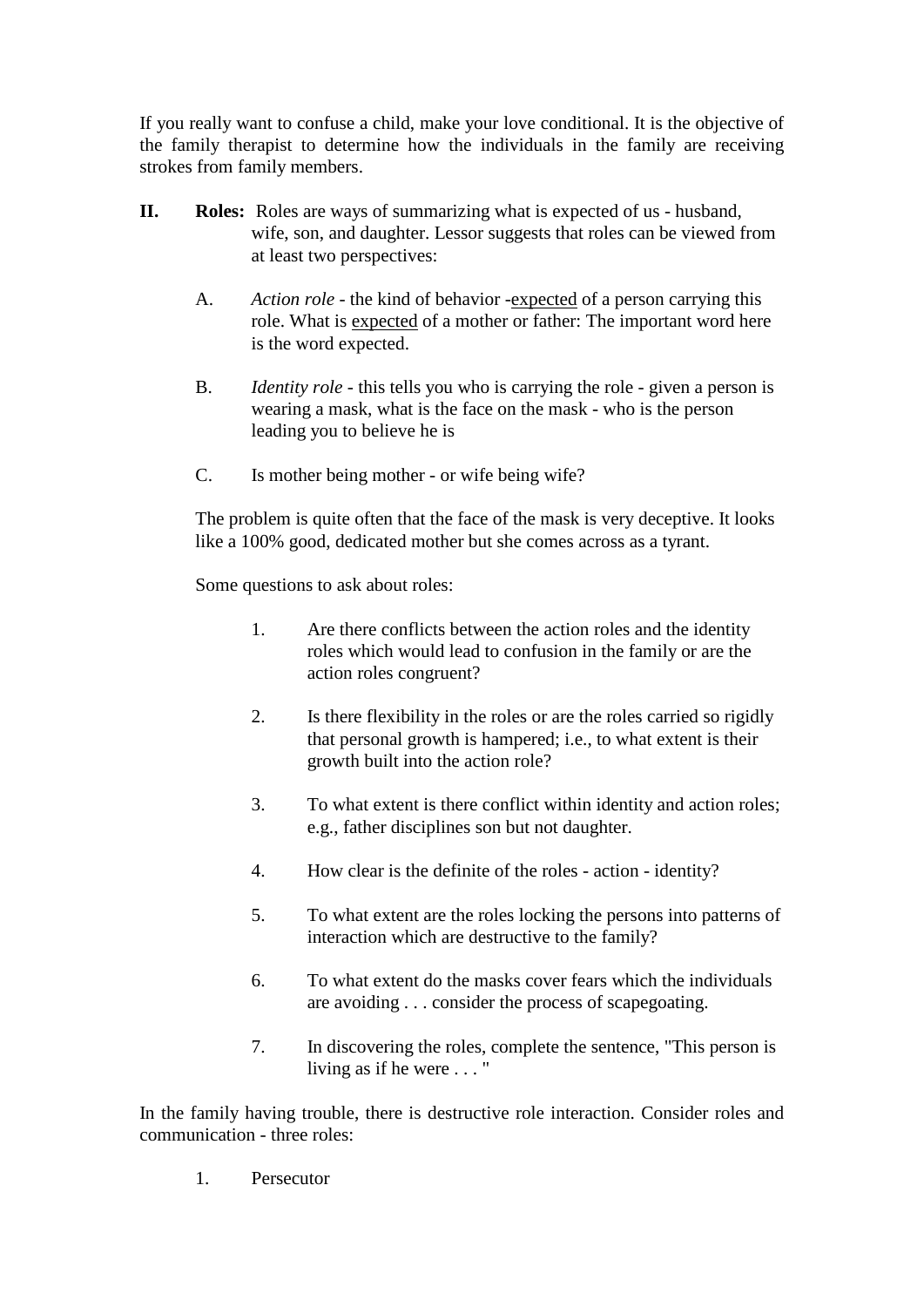If you really want to confuse a child, make your love conditional. It is the objective of the family therapist to determine how the individuals in the family are receiving strokes from family members.

**II. Roles:** Roles are ways of summarizing what is expected of us - husband, wife, son, and daughter. Lessor suggests that roles can be viewed from at least two perspectives:

A. *Action role* - the kind of behavior -<u>expected</u> of a person carrying this role. What is <u>expected</u> of a mother or father: The important word here is the word expected.

B. *Identity role* - this tells you who is carrying the role - given a person is wearing a mask, what is the face on the mask - who is the person leading you to believe he is

C. Is mother being mother - or wife being wife?

The problem is quite often that the face of the mask is very deceptive. It looks like a 100% good, dedicated mother but she comes across as a tyrant.

Some questions to ask about roles:

1. Are there conflicts between the action roles and the identity roles which would lead to confusion in the family or are the action roles congruent?

2. Is there flexibility in the roles or are the roles carried so rigidly that personal growth is hampered; i.e., to what extent is their growth built into the action role?

3. To what extent is there conflict within identity and action roles; e.g., father disciplines son but not daughter.

4. How clear is the definite of the roles - action - identity?

5. To what extent are the roles locking the persons into patterns of interaction which are destructive to the family?

6. To what extent do the masks cover fears which the individuals are avoiding . . . consider the process of scapegoating.

7. In discovering the roles, complete the sentence, "This person is living as if he were . . . "

In the family having trouble, there is destructive role interaction. Consider roles and communication - three roles:

1. Persecutor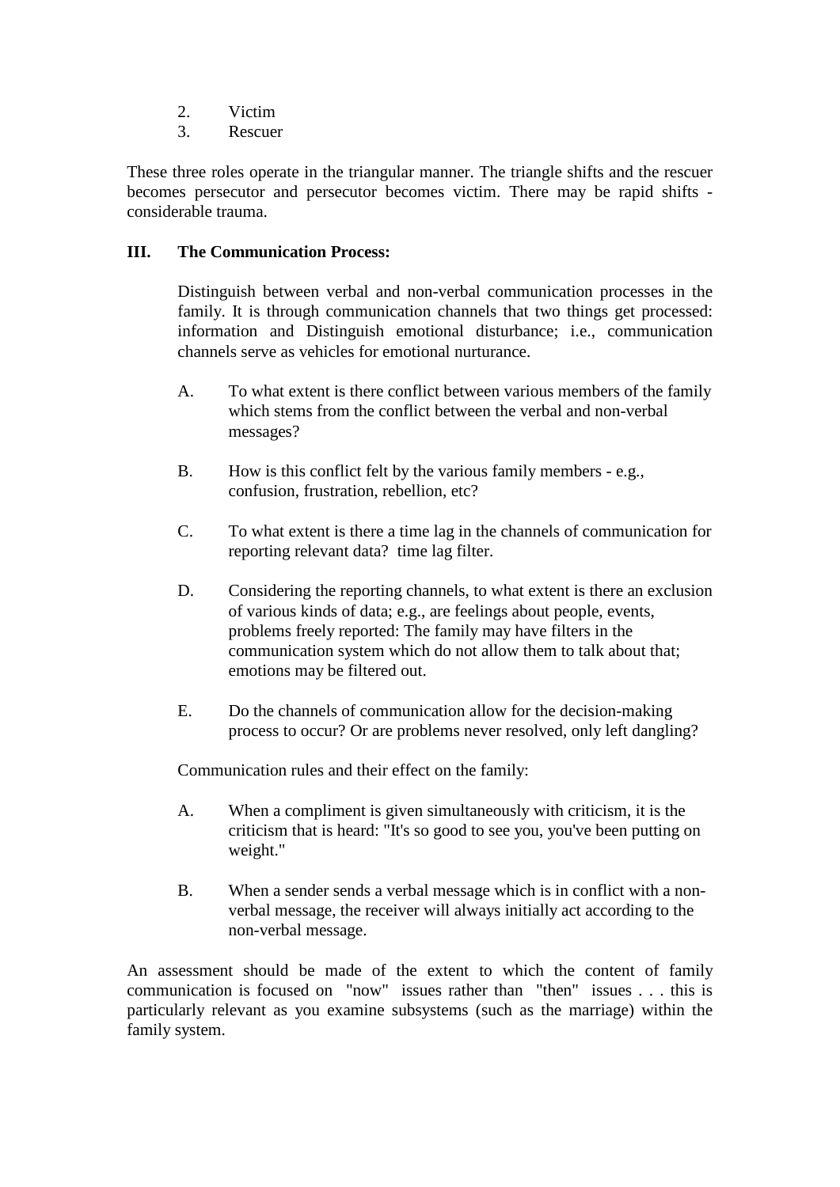2. Victim
3. Rescuer

These three roles operate in the triangular manner. The triangle shifts and the rescuer becomes persecutor and persecutor becomes victim. There may be rapid shifts - considerable trauma.

## III. The Communication Process:

Distinguish between verbal and non-verbal communication processes in the family. It is through communication channels that two things get processed: information and Distinguish emotional disturbance; i.e., communication channels serve as vehicles for emotional nurturance.

A. To what extent is there conflict between various members of the family which stems from the conflict between the verbal and non-verbal messages?

B. How is this conflict felt by the various family members - e.g., confusion, frustration, rebellion, etc?

C. To what extent is there a time lag in the channels of communication for reporting relevant data? time lag filter.

D. Considering the reporting channels, to what extent is there an exclusion of various kinds of data; e.g., are feelings about people, events, problems freely reported: The family may have filters in the communication system which do not allow them to talk about that; emotions may be filtered out.

E. Do the channels of communication allow for the decision-making process to occur? Or are problems never resolved, only left dangling?

Communication rules and their effect on the family:

A. When a compliment is given simultaneously with criticism, it is the criticism that is heard: "It's so good to see you, you've been putting on weight."

B. When a sender sends a verbal message which is in conflict with a non-verbal message, the receiver will always initially act according to the non-verbal message.

An assessment should be made of the extent to which the content of family communication is focused on "now" issues rather than "then" issues . . . this is particularly relevant as you examine subsystems (such as the marriage) within the family system.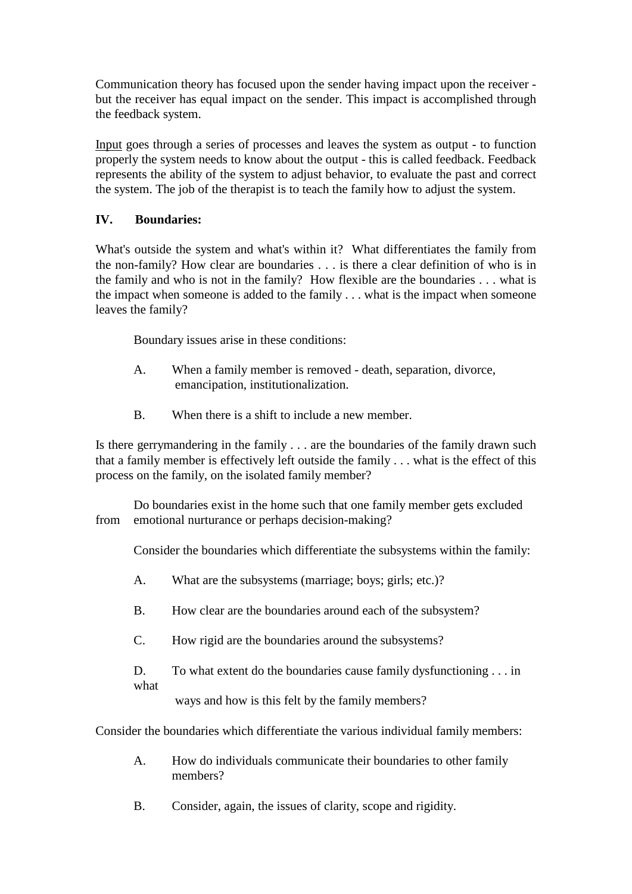Communication theory has focused upon the sender having impact upon the receiver - but the receiver has equal impact on the sender. This impact is accomplished through the feedback system.

Input goes through a series of processes and leaves the system as output - to function properly the system needs to know about the output - this is called feedback. Feedback represents the ability of the system to adjust behavior, to evaluate the past and correct the system. The job of the therapist is to teach the family how to adjust the system.

**IV. Boundaries:**

What's outside the system and what's within it? What differentiates the family from the non-family? How clear are boundaries . . . is there a clear definition of who is in the family and who is not in the family? How flexible are the boundaries . . . what is the impact when someone is added to the family . . . what is the impact when someone leaves the family?

Boundary issues arise in these conditions:

A. When a family member is removed - death, separation, divorce, emancipation, institutionalization.

B. When there is a shift to include a new member.

Is there gerrymandering in the family . . . are the boundaries of the family drawn such that a family member is effectively left outside the family . . . what is the effect of this process on the family, on the isolated family member?

Do boundaries exist in the home such that one family member gets excluded from emotional nurturance or perhaps decision-making?

Consider the boundaries which differentiate the subsystems within the family:

A. What are the subsystems (marriage; boys; girls; etc.)?

B. How clear are the boundaries around each of the subsystem?

C. How rigid are the boundaries around the subsystems?

D. To what extent do the boundaries cause family dysfunctioning . . . in what ways and how is this felt by the family members?

Consider the boundaries which differentiate the various individual family members:

A. How do individuals communicate their boundaries to other family members?

B. Consider, again, the issues of clarity, scope and rigidity.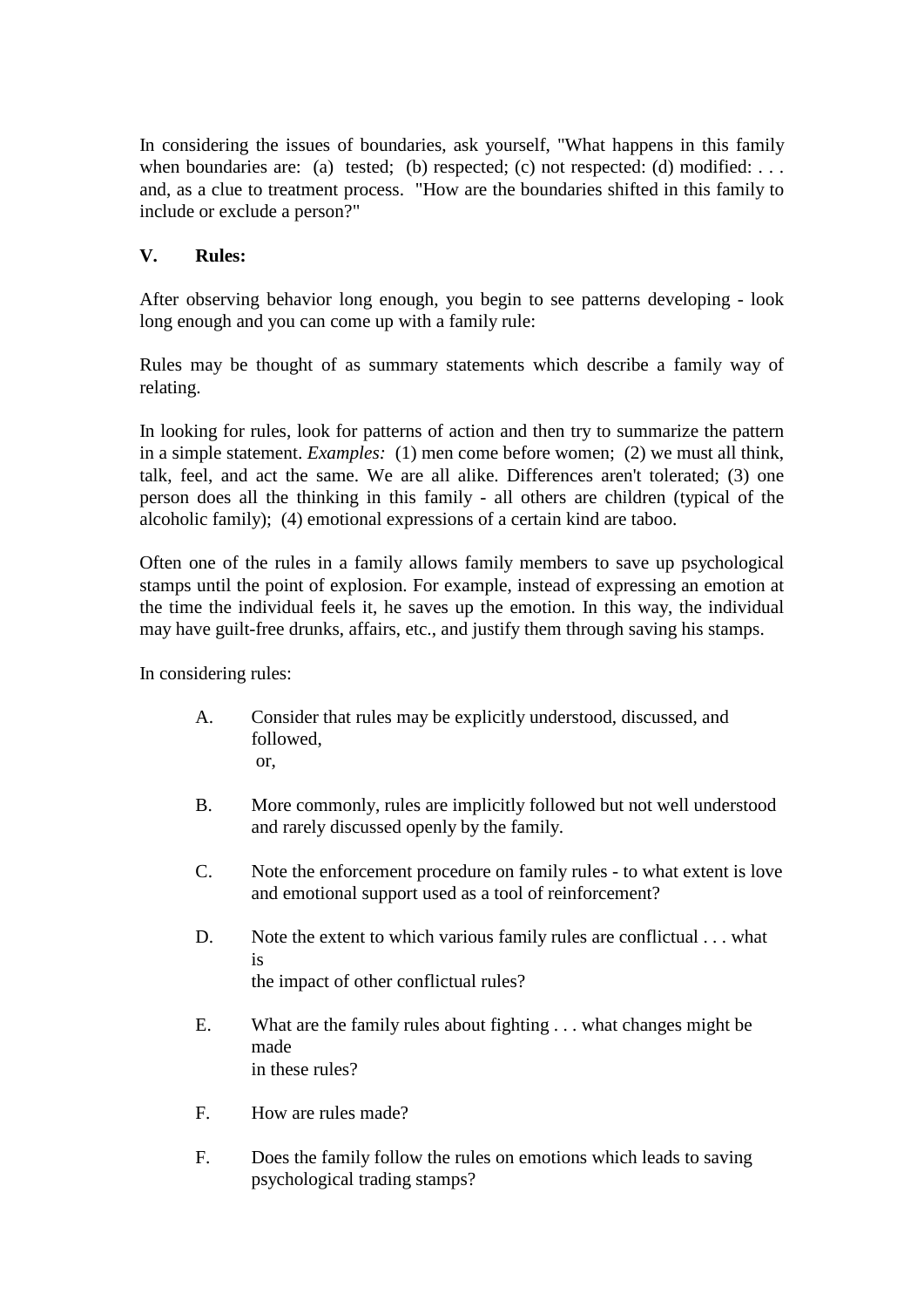In considering the issues of boundaries, ask yourself, "What happens in this family when boundaries are: (a) tested; (b) respected; (c) not respected: (d) modified: . . . and, as a clue to treatment process. "How are the boundaries shifted in this family to include or exclude a person?"

## V. Rules:

After observing behavior long enough, you begin to see patterns developing - look long enough and you can come up with a family rule:

Rules may be thought of as summary statements which describe a family way of relating.

In looking for rules, look for patterns of action and then try to summarize the pattern in a simple statement. *Examples:* (1) men come before women; (2) we must all think, talk, feel, and act the same. We are all alike. Differences aren't tolerated; (3) one person does all the thinking in this family - all others are children (typical of the alcoholic family); (4) emotional expressions of a certain kind are taboo.

Often one of the rules in a family allows family members to save up psychological stamps until the point of explosion. For example, instead of expressing an emotion at the time the individual feels it, he saves up the emotion. In this way, the individual may have guilt-free drunks, affairs, etc., and justify them through saving his stamps.

In considering rules:

A. Consider that rules may be explicitly understood, discussed, and followed,
 or,

B. More commonly, rules are implicitly followed but not well understood and rarely discussed openly by the family.

C. Note the enforcement procedure on family rules - to what extent is love and emotional support used as a tool of reinforcement?

D. Note the extent to which various family rules are conflictual . . . what is
the impact of other conflictual rules?

E. What are the family rules about fighting . . . what changes might be made
in these rules?

F. How are rules made?

F. Does the family follow the rules on emotions which leads to saving psychological trading stamps?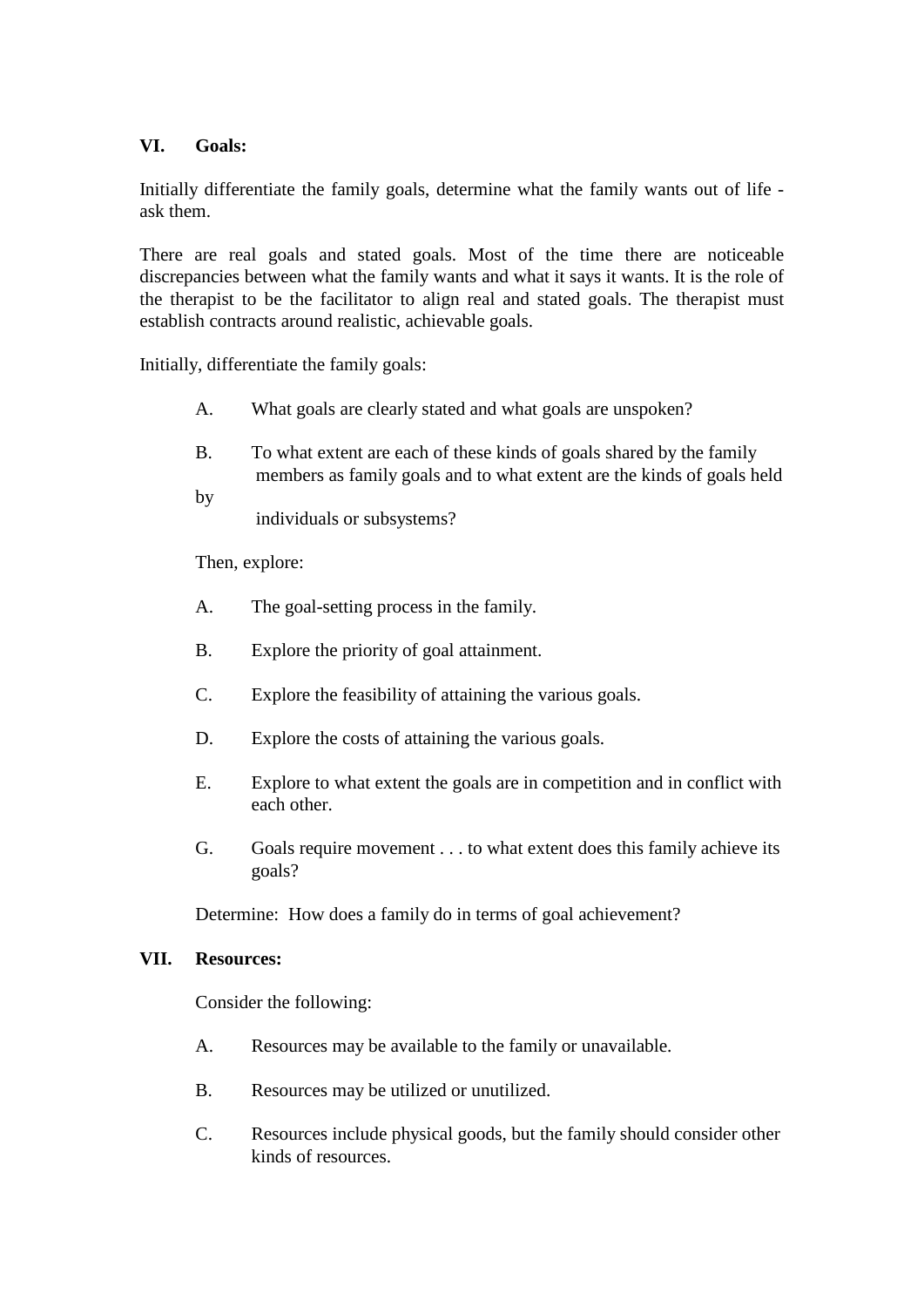**VI. Goals:**

Initially differentiate the family goals, determine what the family wants out of life - ask them.

There are real goals and stated goals. Most of the time there are noticeable discrepancies between what the family wants and what it says it wants. It is the role of the therapist to be the facilitator to align real and stated goals. The therapist must establish contracts around realistic, achievable goals.

Initially, differentiate the family goals:

A. What goals are clearly stated and what goals are unspoken?

B. To what extent are each of these kinds of goals shared by the family members as family goals and to what extent are the kinds of goals held by individuals or subsystems?

Then, explore:

A. The goal-setting process in the family.

B. Explore the priority of goal attainment.

C. Explore the feasibility of attaining the various goals.

D. Explore the costs of attaining the various goals.

E. Explore to what extent the goals are in competition and in conflict with each other.

G. Goals require movement . . . to what extent does this family achieve its goals?

Determine: How does a family do in terms of goal achievement?

**VII. Resources:**

Consider the following:

A. Resources may be available to the family or unavailable.

B. Resources may be utilized or unutilized.

C. Resources include physical goods, but the family should consider other kinds of resources.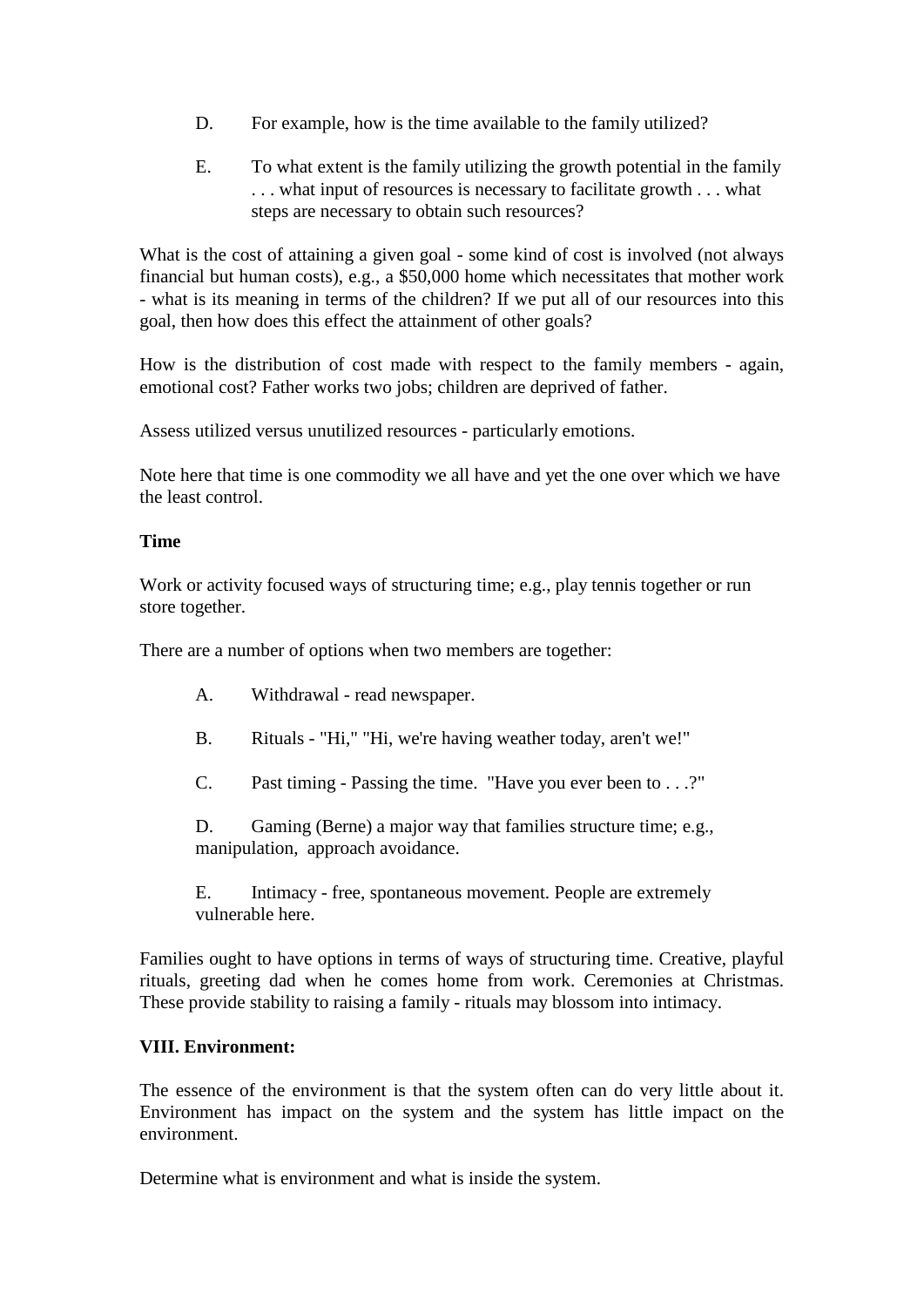D. For example, how is the time available to the family utilized?

E. To what extent is the family utilizing the growth potential in the family . . . what input of resources is necessary to facilitate growth . . . what steps are necessary to obtain such resources?

What is the cost of attaining a given goal - some kind of cost is involved (not always financial but human costs), e.g., a $50,000 home which necessitates that mother work - what is its meaning in terms of the children? If we put all of our resources into this goal, then how does this effect the attainment of other goals?

How is the distribution of cost made with respect to the family members - again, emotional cost? Father works two jobs; children are deprived of father.

Assess utilized versus unutilized resources - particularly emotions.

Note here that time is one commodity we all have and yet the one over which we have the least control.

**Time**

Work or activity focused ways of structuring time; e.g., play tennis together or run store together.

There are a number of options when two members are together:

A. Withdrawal - read newspaper.

B. Rituals - "Hi," "Hi, we're having weather today, aren't we!"

C. Past timing - Passing the time. "Have you ever been to . . .?"

D. Gaming (Berne) a major way that families structure time; e.g., manipulation, approach avoidance.

E. Intimacy - free, spontaneous movement. People are extremely vulnerable here.

Families ought to have options in terms of ways of structuring time. Creative, playful rituals, greeting dad when he comes home from work. Ceremonies at Christmas. These provide stability to raising a family - rituals may blossom into intimacy.

**VIII. Environment:**

The essence of the environment is that the system often can do very little about it. Environment has impact on the system and the system has little impact on the environment.

Determine what is environment and what is inside the system.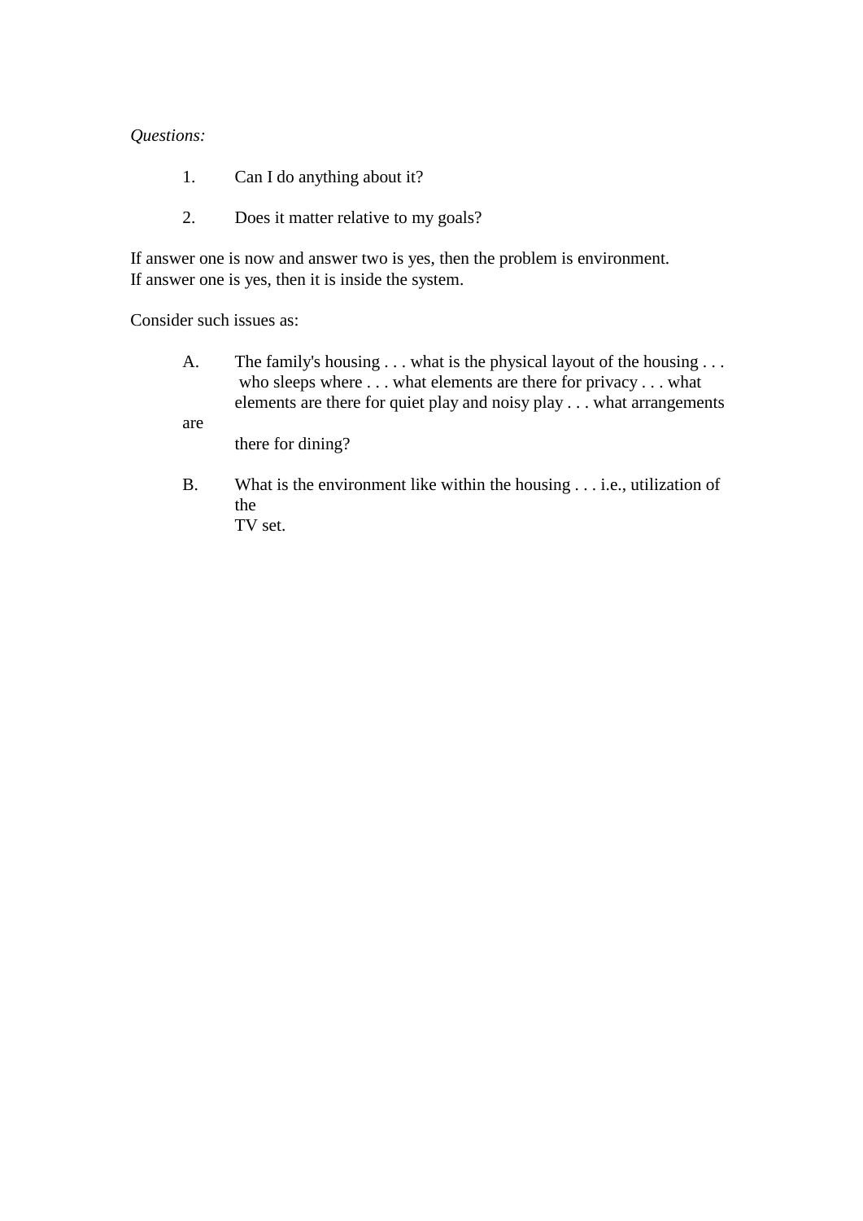*Questions:*

1. Can I do anything about it?

2. Does it matter relative to my goals?

If answer one is now and answer two is yes, then the problem is environment.
If answer one is yes, then it is inside the system.

Consider such issues as:

A. The family's housing . . . what is the physical layout of the housing . . . who sleeps where . . . what elements are there for privacy . . . what elements are there for quiet play and noisy play . . . what arrangements are there for dining?

B. What is the environment like within the housing . . . i.e., utilization of the TV set.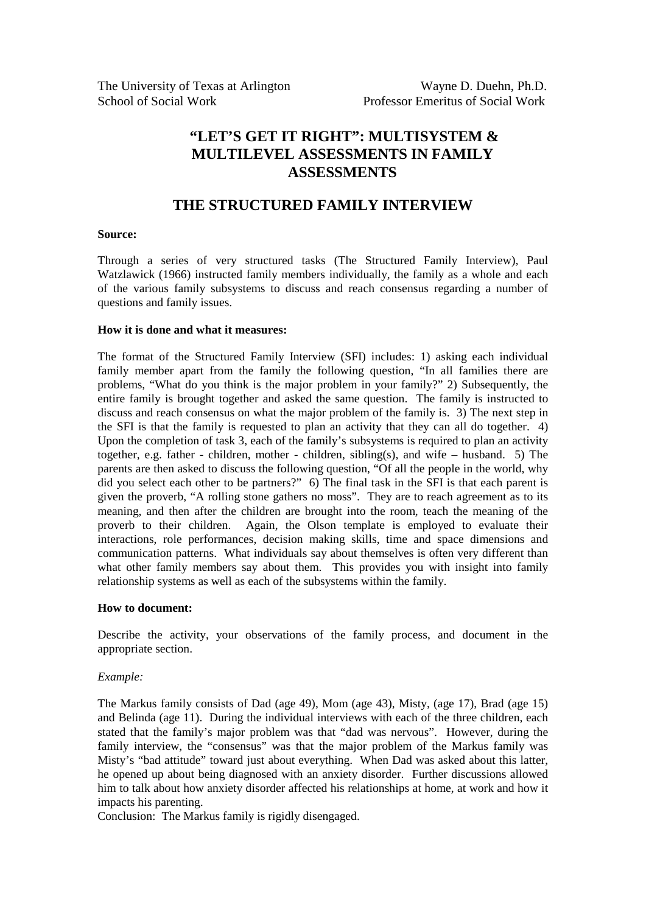The University of Texas at Arlington
School of Social Work

Wayne D. Duehn, Ph.D.
Professor Emeritus of Social Work

# "LET'S GET IT RIGHT": MULTISYSTEM & MULTILEVEL ASSESSMENTS IN FAMILY ASSESSMENTS

## THE STRUCTURED FAMILY INTERVIEW

**Source:**

Through a series of very structured tasks (The Structured Family Interview), Paul Watzlawick (1966) instructed family members individually, the family as a whole and each of the various family subsystems to discuss and reach consensus regarding a number of questions and family issues.

**How it is done and what it measures:**

The format of the Structured Family Interview (SFI) includes: 1) asking each individual family member apart from the family the following question, "In all families there are problems, "What do you think is the major problem in your family?" 2) Subsequently, the entire family is brought together and asked the same question. The family is instructed to discuss and reach consensus on what the major problem of the family is. 3) The next step in the SFI is that the family is requested to plan an activity that they can all do together. 4) Upon the completion of task 3, each of the family's subsystems is required to plan an activity together, e.g. father - children, mother - children, sibling(s), and wife – husband. 5) The parents are then asked to discuss the following question, "Of all the people in the world, why did you select each other to be partners?" 6) The final task in the SFI is that each parent is given the proverb, "A rolling stone gathers no moss". They are to reach agreement as to its meaning, and then after the children are brought into the room, teach the meaning of the proverb to their children. Again, the Olson template is employed to evaluate their interactions, role performances, decision making skills, time and space dimensions and communication patterns. What individuals say about themselves is often very different than what other family members say about them. This provides you with insight into family relationship systems as well as each of the subsystems within the family.

**How to document:**

Describe the activity, your observations of the family process, and document in the appropriate section.

*Example:*

The Markus family consists of Dad (age 49), Mom (age 43), Misty, (age 17), Brad (age 15) and Belinda (age 11). During the individual interviews with each of the three children, each stated that the family's major problem was that "dad was nervous". However, during the family interview, the "consensus" was that the major problem of the Markus family was Misty's "bad attitude" toward just about everything. When Dad was asked about this latter, he opened up about being diagnosed with an anxiety disorder. Further discussions allowed him to talk about how anxiety disorder affected his relationships at home, at work and how it impacts his parenting.
Conclusion: The Markus family is rigidly disengaged.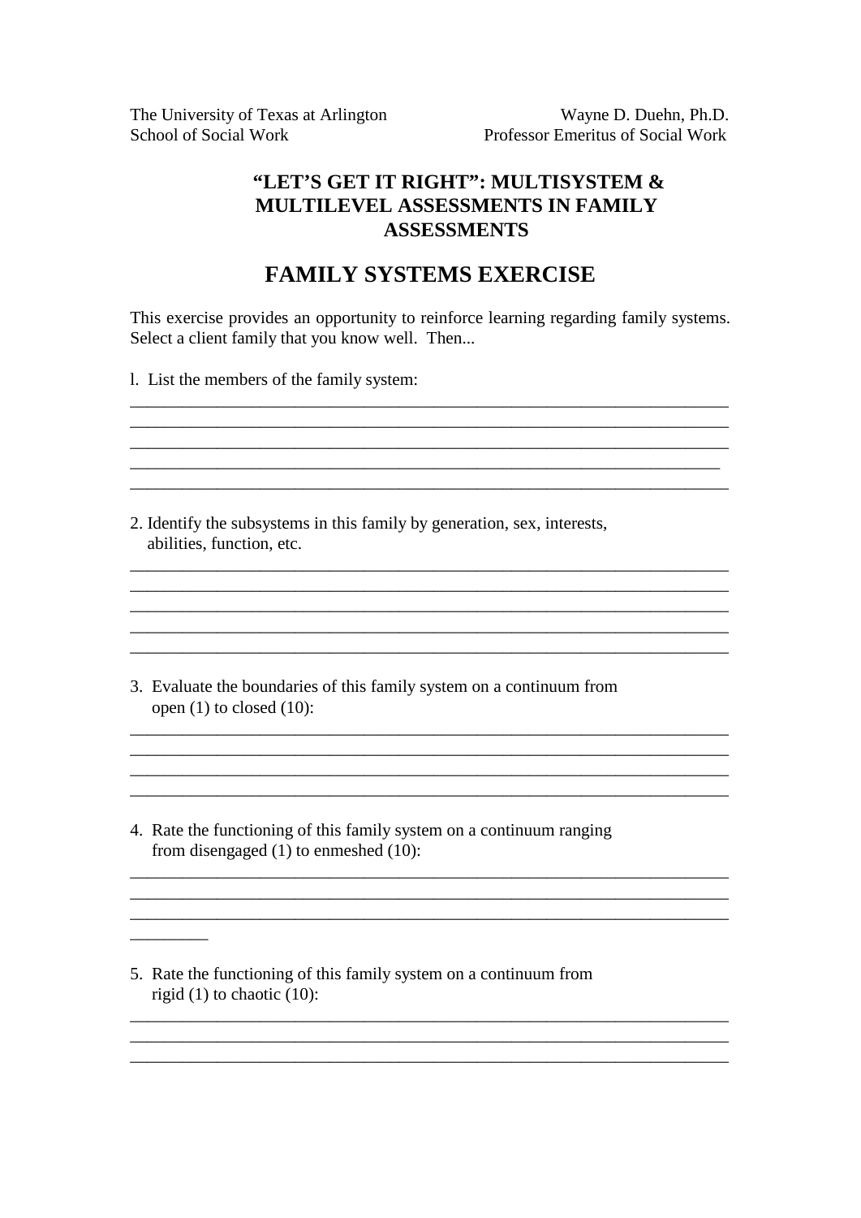The University of Texas at Arlington
School of Social Work

Wayne D. Duehn, Ph.D.
Professor Emeritus of Social Work

## "LET'S GET IT RIGHT": MULTISYSTEM & MULTILEVEL ASSESSMENTS IN FAMILY ASSESSMENTS

# FAMILY SYSTEMS EXERCISE

This exercise provides an opportunity to reinforce learning regarding family systems. Select a client family that you know well. Then...

l. List the members of the family system:

_____________________________________________________________________
_____________________________________________________________________
_____________________________________________________________________
_____________________________________________________________________
_____________________________________________________________________

2. Identify the subsystems in this family by generation, sex, interests, abilities, function, etc.

_____________________________________________________________________
_____________________________________________________________________
_____________________________________________________________________
_____________________________________________________________________
_____________________________________________________________________

3. Evaluate the boundaries of this family system on a continuum from open (1) to closed (10):

_____________________________________________________________________
_____________________________________________________________________
_____________________________________________________________________
_____________________________________________________________________

4. Rate the functioning of this family system on a continuum ranging from disengaged (1) to enmeshed (10):

_____________________________________________________________________
_____________________________________________________________________
_____________________________________________________________________
_________

5. Rate the functioning of this family system on a continuum from rigid (1) to chaotic (10):

_____________________________________________________________________
_____________________________________________________________________
_____________________________________________________________________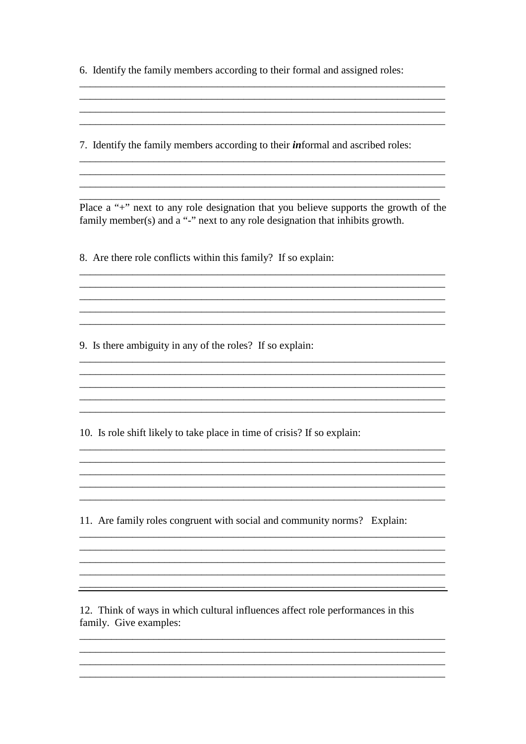6. Identify the family members according to their formal and assigned roles:

________________________________________________________________________
________________________________________________________________________
________________________________________________________________________
________________________________________________________________________

7. Identify the family members according to their ***in***formal and ascribed roles:

________________________________________________________________________
________________________________________________________________________
________________________________________________________________________
________________________________________________________________________

Place a "+" next to any role designation that you believe supports the growth of the family member(s) and a "-" next to any role designation that inhibits growth.

8. Are there role conflicts within this family? If so explain:

________________________________________________________________________
________________________________________________________________________
________________________________________________________________________
________________________________________________________________________
________________________________________________________________________

9. Is there ambiguity in any of the roles? If so explain:

________________________________________________________________________
________________________________________________________________________
________________________________________________________________________
________________________________________________________________________
________________________________________________________________________

10. Is role shift likely to take place in time of crisis? If so explain:

________________________________________________________________________
________________________________________________________________________
________________________________________________________________________
________________________________________________________________________
________________________________________________________________________

11. Are family roles congruent with social and community norms? Explain:

________________________________________________________________________
________________________________________________________________________
________________________________________________________________________
________________________________________________________________________
________________________________________________________________________

12. Think of ways in which cultural influences affect role performances in this family. Give examples:

________________________________________________________________________
________________________________________________________________________
________________________________________________________________________
________________________________________________________________________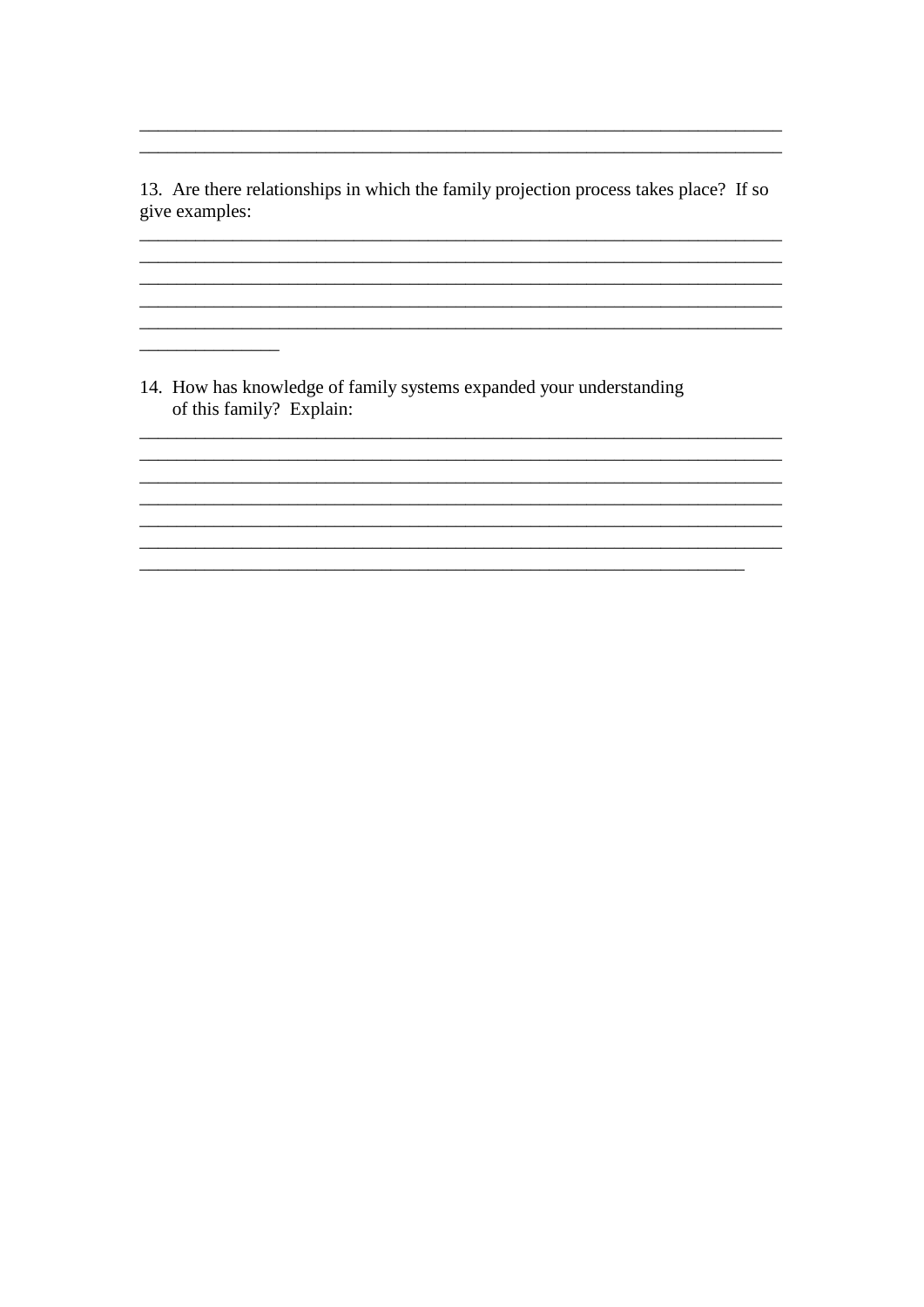\_\_\_\_\_\_\_\_\_\_\_\_\_\_\_\_\_\_\_\_\_\_\_\_\_\_\_\_\_\_\_\_\_\_\_\_\_\_\_\_\_\_\_\_\_\_\_\_\_\_\_\_\_\_\_\_\_\_\_\_\_\_\_\_\_\_\_\_
\_\_\_\_\_\_\_\_\_\_\_\_\_\_\_\_\_\_\_\_\_\_\_\_\_\_\_\_\_\_\_\_\_\_\_\_\_\_\_\_\_\_\_\_\_\_\_\_\_\_\_\_\_\_\_\_\_\_\_\_\_\_\_\_\_\_\_\_

13. Are there relationships in which the family projection process takes place? If so give examples:

\_\_\_\_\_\_\_\_\_\_\_\_\_\_\_\_\_\_\_\_\_\_\_\_\_\_\_\_\_\_\_\_\_\_\_\_\_\_\_\_\_\_\_\_\_\_\_\_\_\_\_\_\_\_\_\_\_\_\_\_\_\_\_\_\_\_\_\_
\_\_\_\_\_\_\_\_\_\_\_\_\_\_\_\_\_\_\_\_\_\_\_\_\_\_\_\_\_\_\_\_\_\_\_\_\_\_\_\_\_\_\_\_\_\_\_\_\_\_\_\_\_\_\_\_\_\_\_\_\_\_\_\_\_\_\_\_
\_\_\_\_\_\_\_\_\_\_\_\_\_\_\_\_\_\_\_\_\_\_\_\_\_\_\_\_\_\_\_\_\_\_\_\_\_\_\_\_\_\_\_\_\_\_\_\_\_\_\_\_\_\_\_\_\_\_\_\_\_\_\_\_\_\_\_\_
\_\_\_\_\_\_\_\_\_\_\_\_\_\_\_\_\_\_\_\_\_\_\_\_\_\_\_\_\_\_\_\_\_\_\_\_\_\_\_\_\_\_\_\_\_\_\_\_\_\_\_\_\_\_\_\_\_\_\_\_\_\_\_\_\_\_\_\_
\_\_\_\_\_\_\_\_\_\_\_\_\_\_\_\_\_\_\_\_\_\_\_\_\_\_\_\_\_\_\_\_\_\_\_\_\_\_\_\_\_\_\_\_\_\_\_\_\_\_\_\_\_\_\_\_\_\_\_\_\_\_\_\_\_\_\_\_
\_\_\_\_\_\_\_\_\_\_\_\_\_\_\_

14. How has knowledge of family systems expanded your understanding of this family? Explain:

\_\_\_\_\_\_\_\_\_\_\_\_\_\_\_\_\_\_\_\_\_\_\_\_\_\_\_\_\_\_\_\_\_\_\_\_\_\_\_\_\_\_\_\_\_\_\_\_\_\_\_\_\_\_\_\_\_\_\_\_\_\_\_\_\_\_\_\_
\_\_\_\_\_\_\_\_\_\_\_\_\_\_\_\_\_\_\_\_\_\_\_\_\_\_\_\_\_\_\_\_\_\_\_\_\_\_\_\_\_\_\_\_\_\_\_\_\_\_\_\_\_\_\_\_\_\_\_\_\_\_\_\_\_\_\_\_
\_\_\_\_\_\_\_\_\_\_\_\_\_\_\_\_\_\_\_\_\_\_\_\_\_\_\_\_\_\_\_\_\_\_\_\_\_\_\_\_\_\_\_\_\_\_\_\_\_\_\_\_\_\_\_\_\_\_\_\_\_\_\_\_\_\_\_\_
\_\_\_\_\_\_\_\_\_\_\_\_\_\_\_\_\_\_\_\_\_\_\_\_\_\_\_\_\_\_\_\_\_\_\_\_\_\_\_\_\_\_\_\_\_\_\_\_\_\_\_\_\_\_\_\_\_\_\_\_\_\_\_\_\_\_\_\_
\_\_\_\_\_\_\_\_\_\_\_\_\_\_\_\_\_\_\_\_\_\_\_\_\_\_\_\_\_\_\_\_\_\_\_\_\_\_\_\_\_\_\_\_\_\_\_\_\_\_\_\_\_\_\_\_\_\_\_\_\_\_\_\_\_\_\_\_
\_\_\_\_\_\_\_\_\_\_\_\_\_\_\_\_\_\_\_\_\_\_\_\_\_\_\_\_\_\_\_\_\_\_\_\_\_\_\_\_\_\_\_\_\_\_\_\_\_\_\_\_\_\_\_\_\_\_\_\_\_\_\_\_\_\_\_\_
\_\_\_\_\_\_\_\_\_\_\_\_\_\_\_\_\_\_\_\_\_\_\_\_\_\_\_\_\_\_\_\_\_\_\_\_\_\_\_\_\_\_\_\_\_\_\_\_\_\_\_\_\_\_\_\_\_\_\_\_\_\_\_\_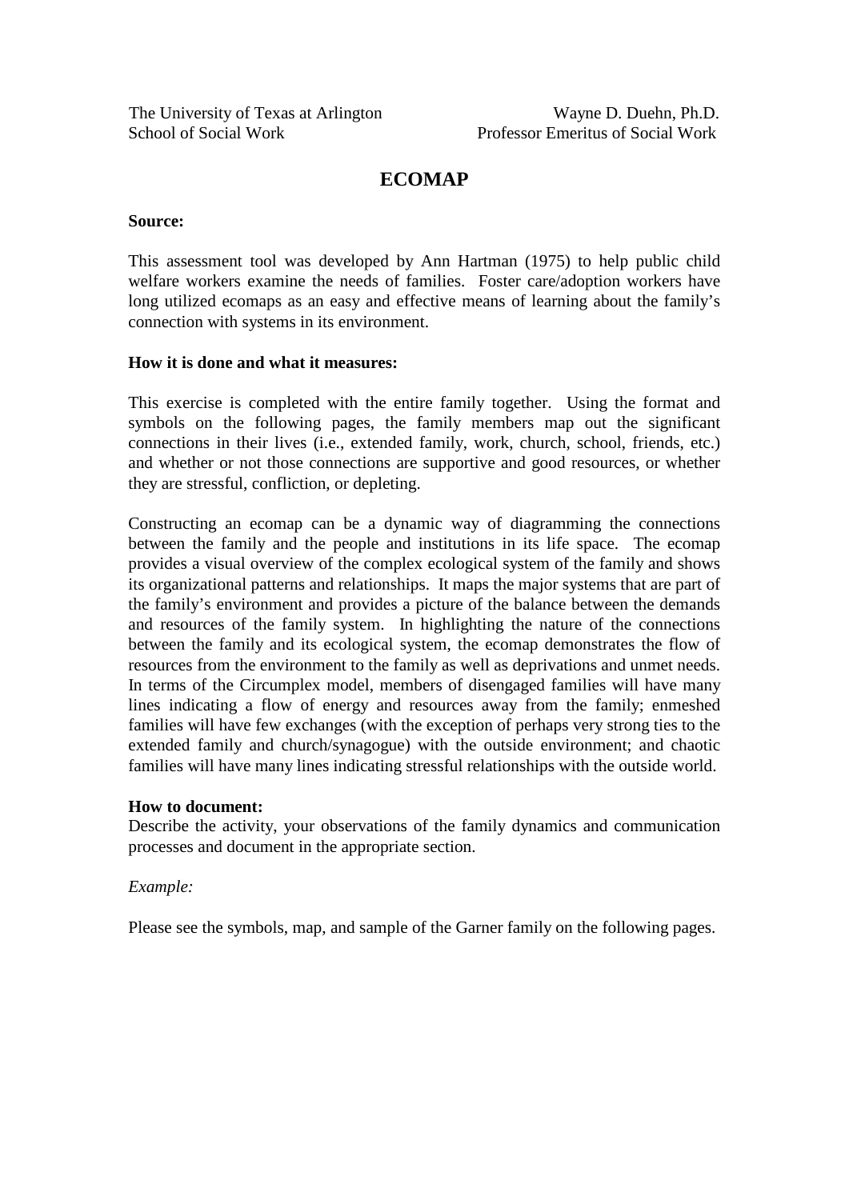The University of Texas at Arlington  
School of Social Work

Wayne D. Duehn, Ph.D.  
Professor Emeritus of Social Work

# ECOMAP

**Source:**

This assessment tool was developed by Ann Hartman (1975) to help public child welfare workers examine the needs of families. Foster care/adoption workers have long utilized ecomaps as an easy and effective means of learning about the family's connection with systems in its environment.

**How it is done and what it measures:**

This exercise is completed with the entire family together. Using the format and symbols on the following pages, the family members map out the significant connections in their lives (i.e., extended family, work, church, school, friends, etc.) and whether or not those connections are supportive and good resources, or whether they are stressful, confliction, or depleting.

Constructing an ecomap can be a dynamic way of diagramming the connections between the family and the people and institutions in its life space. The ecomap provides a visual overview of the complex ecological system of the family and shows its organizational patterns and relationships. It maps the major systems that are part of the family's environment and provides a picture of the balance between the demands and resources of the family system. In highlighting the nature of the connections between the family and its ecological system, the ecomap demonstrates the flow of resources from the environment to the family as well as deprivations and unmet needs. In terms of the Circumplex model, members of disengaged families will have many lines indicating a flow of energy and resources away from the family; enmeshed families will have few exchanges (with the exception of perhaps very strong ties to the extended family and church/synagogue) with the outside environment; and chaotic families will have many lines indicating stressful relationships with the outside world.

**How to document:**  
Describe the activity, your observations of the family dynamics and communication processes and document in the appropriate section.

*Example:*

Please see the symbols, map, and sample of the Garner family on the following pages.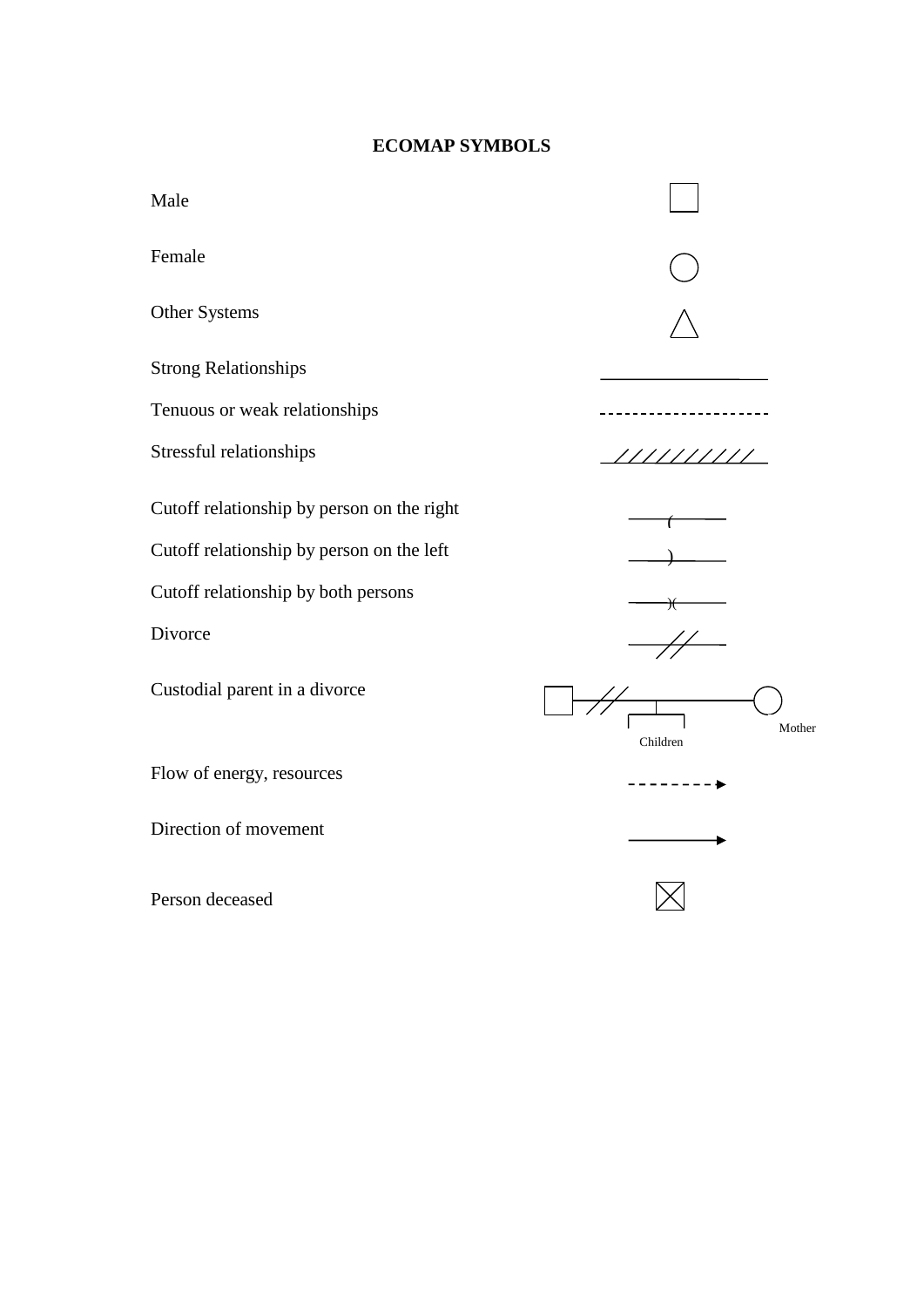# ECOMAP SYMBOLS

Male

Female

Other Systems

Strong Relationships

Tenuous or weak relationships

Stressful relationships

Cutoff relationship by person on the right

Cutoff relationship by person on the left

Cutoff relationship by both persons

Divorce

Custodial parent in a divorce

Children

Mother

Flow of energy, resources

Direction of movement

Person deceased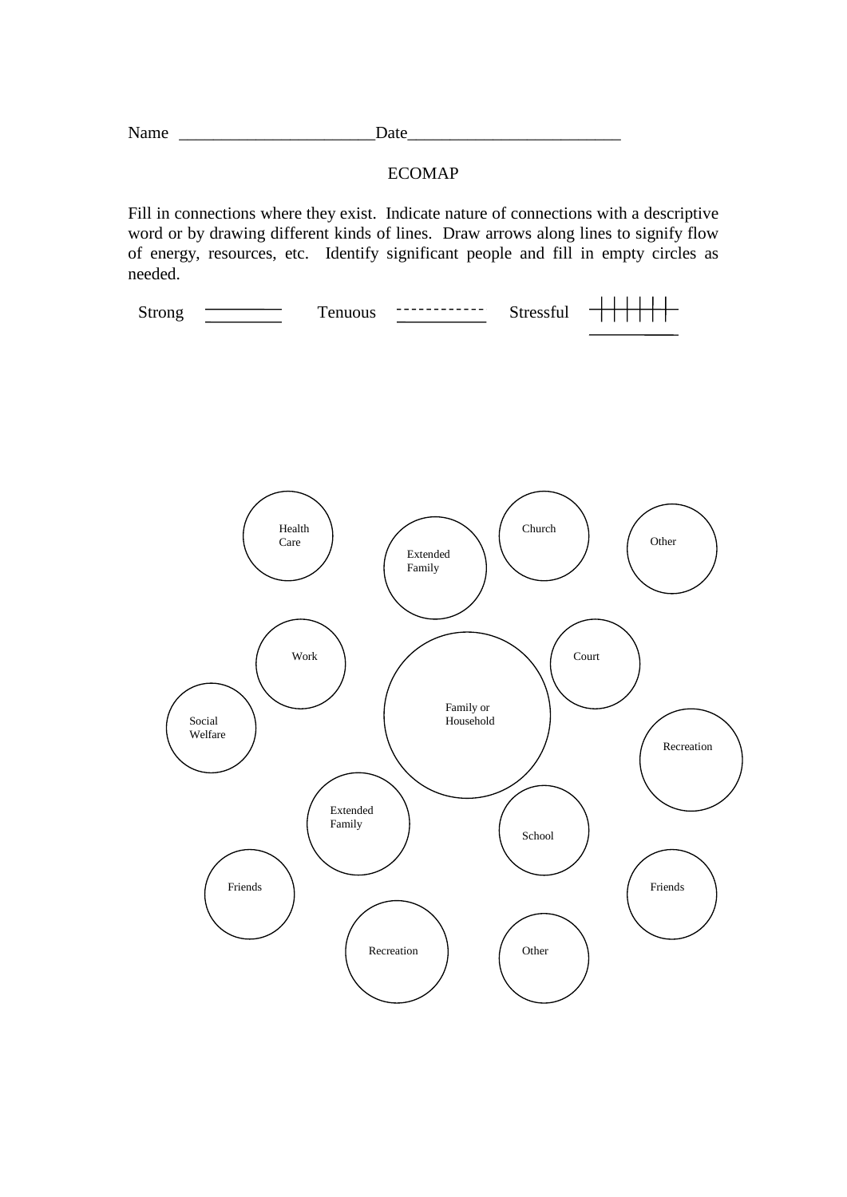Name ______________________Date________________________

# ECOMAP

Fill in connections where they exist. Indicate nature of connections with a descriptive word or by drawing different kinds of lines. Draw arrows along lines to signify flow of energy, resources, etc. Identify significant people and fill in empty circles as needed.

Strong ═════ Tenuous - - - - - - - - - - - Stressful ┼┼┼┼┼┼

Health Care

Extended Family

Church

Other

Work

Court

Social Welfare

Family or Household

Recreation

Extended Family

School

Friends

Friends

Recreation

Other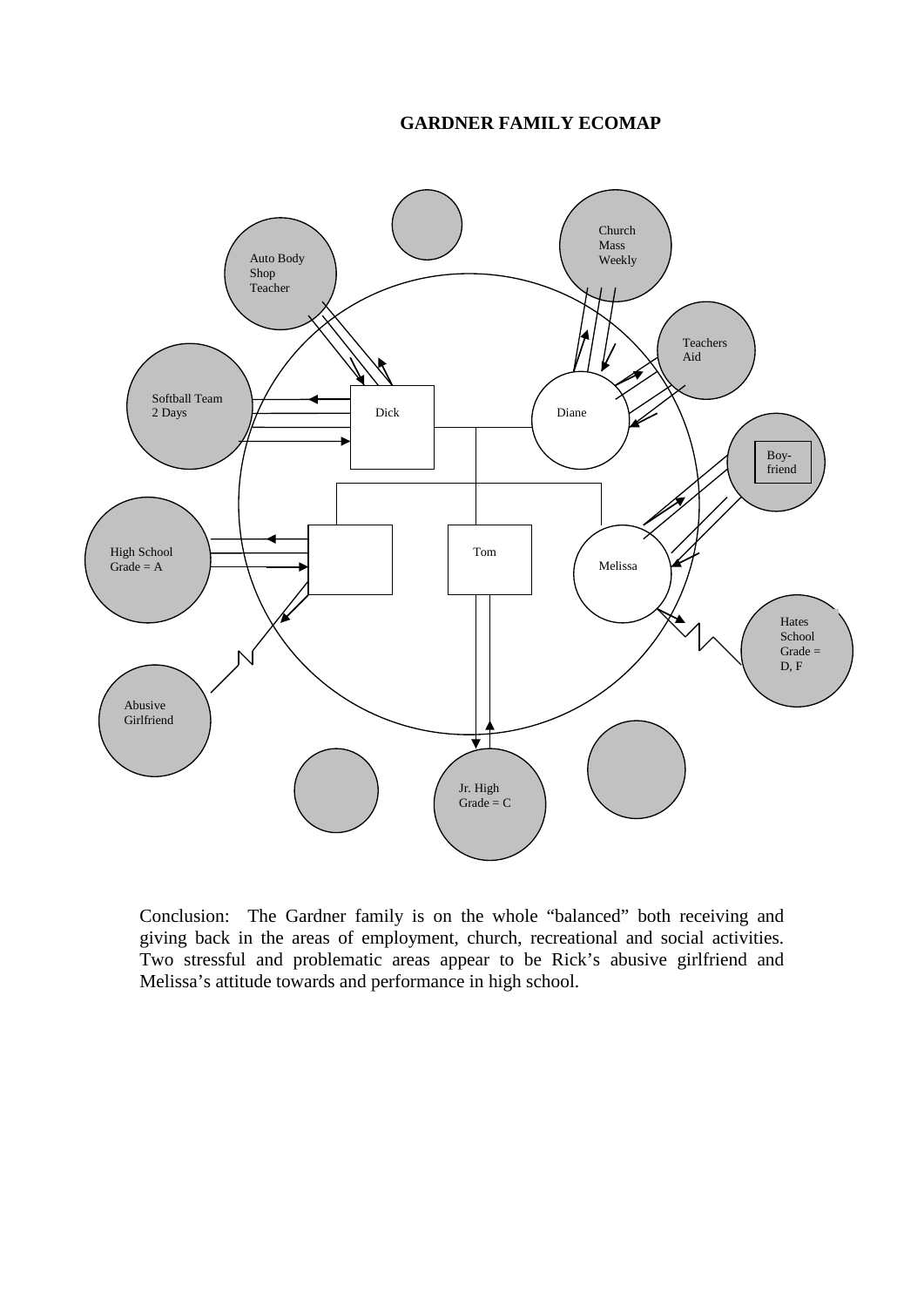**GARDNER FAMILY ECOMAP**

Auto Body Shop Teacher

Church Mass Weekly

Teachers Aid

Softball Team 2 Days

Dick

Diane

Boy-friend

High School Grade = A

Tom

Melissa

Hates School Grade = D, F

Abusive Girlfriend

Jr. High Grade = C

Conclusion: The Gardner family is on the whole "balanced" both receiving and giving back in the areas of employment, church, recreational and social activities. Two stressful and problematic areas appear to be Rick's abusive girlfriend and Melissa's attitude towards and performance in high school.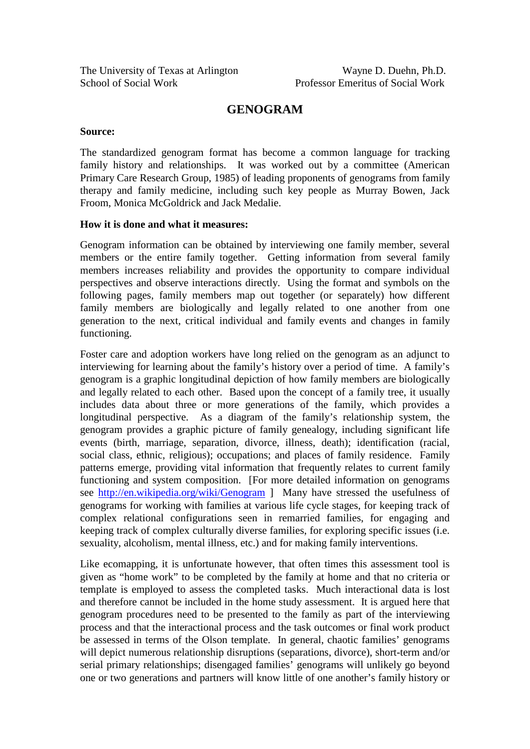The University of Texas at Arlington
School of Social Work

Wayne D. Duehn, Ph.D.
Professor Emeritus of Social Work

# GENOGRAM

**Source:**

The standardized genogram format has become a common language for tracking family history and relationships. It was worked out by a committee (American Primary Care Research Group, 1985) of leading proponents of genograms from family therapy and family medicine, including such key people as Murray Bowen, Jack Froom, Monica McGoldrick and Jack Medalie.

**How it is done and what it measures:**

Genogram information can be obtained by interviewing one family member, several members or the entire family together. Getting information from several family members increases reliability and provides the opportunity to compare individual perspectives and observe interactions directly. Using the format and symbols on the following pages, family members map out together (or separately) how different family members are biologically and legally related to one another from one generation to the next, critical individual and family events and changes in family functioning.

Foster care and adoption workers have long relied on the genogram as an adjunct to interviewing for learning about the family's history over a period of time. A family's genogram is a graphic longitudinal depiction of how family members are biologically and legally related to each other. Based upon the concept of a family tree, it usually includes data about three or more generations of the family, which provides a longitudinal perspective. As a diagram of the family's relationship system, the genogram provides a graphic picture of family genealogy, including significant life events (birth, marriage, separation, divorce, illness, death); identification (racial, social class, ethnic, religious); occupations; and places of family residence. Family patterns emerge, providing vital information that frequently relates to current family functioning and system composition. [For more detailed information on genograms see http://en.wikipedia.org/wiki/Genogram ] Many have stressed the usefulness of genograms for working with families at various life cycle stages, for keeping track of complex relational configurations seen in remarried families, for engaging and keeping track of complex culturally diverse families, for exploring specific issues (i.e. sexuality, alcoholism, mental illness, etc.) and for making family interventions.

Like ecomapping, it is unfortunate however, that often times this assessment tool is given as "home work" to be completed by the family at home and that no criteria or template is employed to assess the completed tasks. Much interactional data is lost and therefore cannot be included in the home study assessment. It is argued here that genogram procedures need to be presented to the family as part of the interviewing process and that the interactional process and the task outcomes or final work product be assessed in terms of the Olson template. In general, chaotic families' genograms will depict numerous relationship disruptions (separations, divorce), short-term and/or serial primary relationships; disengaged families' genograms will unlikely go beyond one or two generations and partners will know little of one another's family history or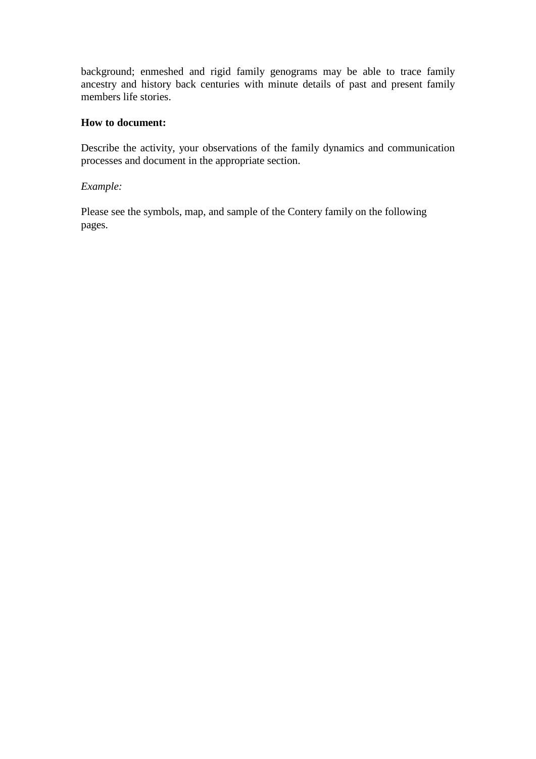background; enmeshed and rigid family genograms may be able to trace family ancestry and history back centuries with minute details of past and present family members life stories.

**How to document:**

Describe the activity, your observations of the family dynamics and communication processes and document in the appropriate section.

*Example:*

Please see the symbols, map, and sample of the Contery family on the following pages.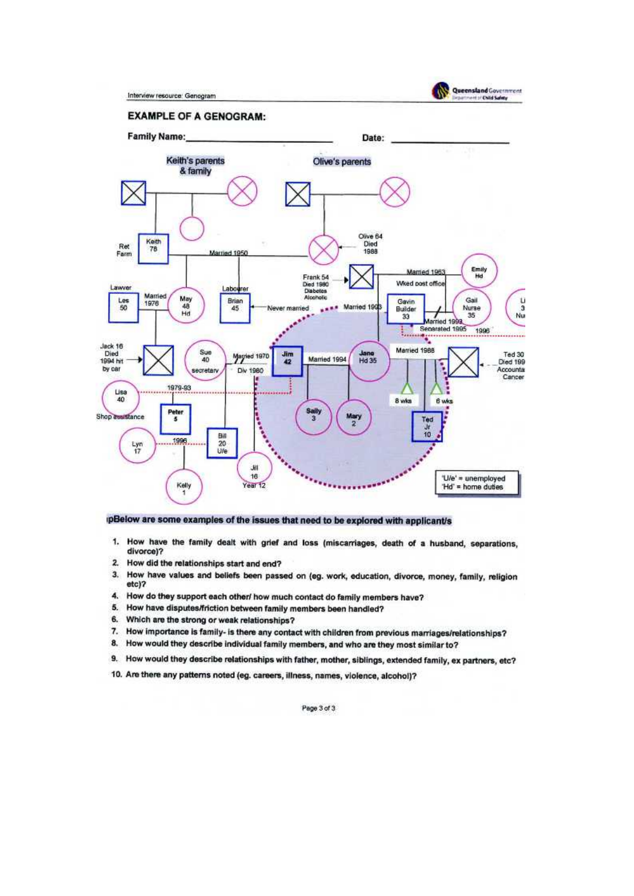## EXAMPLE OF A GENOGRAM:

**Family Name:** ____________________ **Date:** ____________________

Keith's parents & family

Olive's parents

Ret Farm — Keith 78

Married 1950

Olive 64 Died 1988

Frank 54 Died 1980 Diabetes Alcoholic

Married 1953

Emily Hd

Wked post office

Lawyer — Les 50

Married 1976

May 48 Hd

Labourer — Brian 45

Never married

Married 1993

Gavin Builder 33

Gail Nurse 35

Married 1992 Separated 1995

1996

Jack 16 Died 1994 hit by car

Sue 40 secretary

Married 1970 Div 1980

Jim 42

Married 1994

Jane Hd 35

Married 1988

Ted 30 Died 199_ Accounta_ Cancer

1979-93

Lisa 40 Shop assistance

Peter 5

Sally 3

Mary 2

8 wks

6 wks

Ted Jr 10

Lyn 17

1996

Bill 20 U/e

Jill 16 Year 12

Kelly 1

'U/e' = unemployed
'Hd' = home duties

**Below are some examples of the issues that need to be explored with applicant/s**

1. How have the family dealt with grief and loss (miscarriages, death of a husband, separations, divorce)?
2. How did the relationships start and end?
3. How have values and beliefs been passed on (eg. work, education, divorce, money, family, religion etc)?
4. How do they support each other/ how much contact do family members have?
5. How have disputes/friction between family members been handled?
6. Which are the strong or weak relationships?
7. How importance is family- is there any contact with children from previous marriages/relationships?
8. How would they describe individual family members, and who are they most similar to?
9. How would they describe relationships with father, mother, siblings, extended family, ex partners, etc?
10. Are there any patterns noted (eg. careers, illness, names, violence, alcohol)?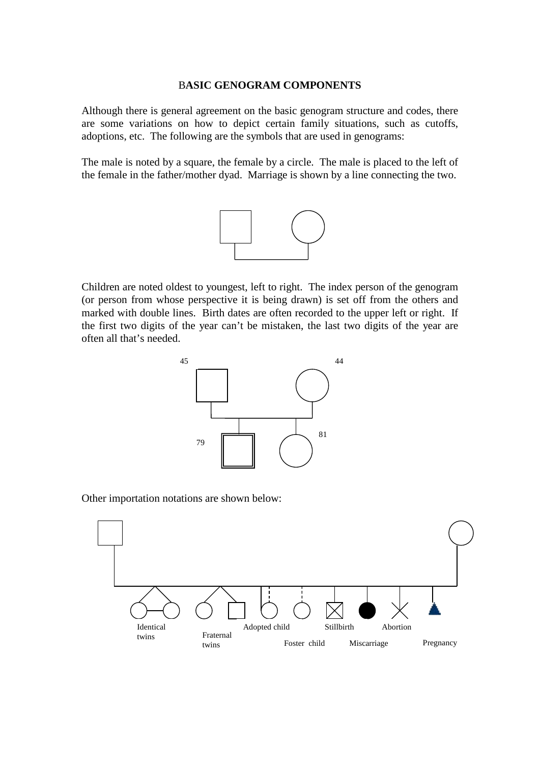## BASIC GENOGRAM COMPONENTS

Although there is general agreement on the basic genogram structure and codes, there are some variations on how to depict certain family situations, such as cutoffs, adoptions, etc. The following are the symbols that are used in genograms:

The male is noted by a square, the female by a circle. The male is placed to the left of the female in the father/mother dyad. Marriage is shown by a line connecting the two.

Children are noted oldest to youngest, left to right. The index person of the genogram (or person from whose perspective it is being drawn) is set off from the others and marked with double lines. Birth dates are often recorded to the upper left or right. If the first two digits of the year can't be mistaken, the last two digits of the year are often all that's needed.

45 44

79 81

Other importation notations are shown below:

Identical twins Fraternal twins Adopted child Foster child Stillbirth Miscarriage Abortion Pregnancy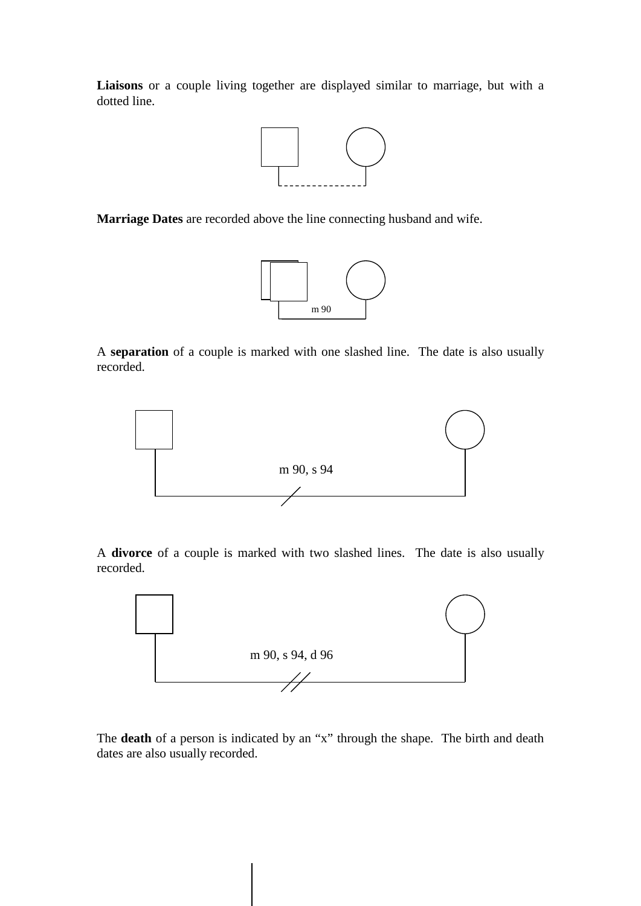**Liaisons** or a couple living together are displayed similar to marriage, but with a dotted line.

**Marriage Dates** are recorded above the line connecting husband and wife.

m 90

A **separation** of a couple is marked with one slashed line. The date is also usually recorded.

m 90, s 94

A **divorce** of a couple is marked with two slashed lines. The date is also usually recorded.

m 90, s 94, d 96

The **death** of a person is indicated by an "x" through the shape. The birth and death dates are also usually recorded.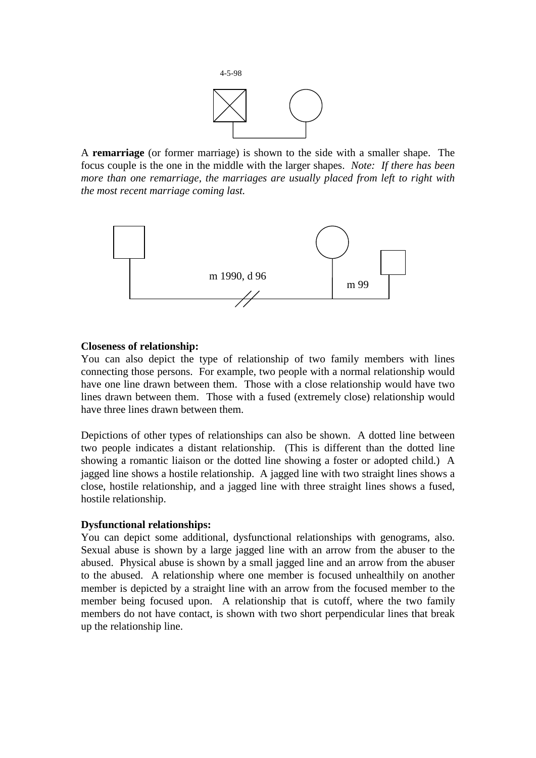4-5-98

A **remarriage** (or former marriage) is shown to the side with a smaller shape. The focus couple is the one in the middle with the larger shapes. *Note: If there has been more than one remarriage, the marriages are usually placed from left to right with the most recent marriage coming last.*

m 1990, d 96

m 99

**Closeness of relationship:**
You can also depict the type of relationship of two family members with lines connecting those persons. For example, two people with a normal relationship would have one line drawn between them. Those with a close relationship would have two lines drawn between them. Those with a fused (extremely close) relationship would have three lines drawn between them.

Depictions of other types of relationships can also be shown. A dotted line between two people indicates a distant relationship. (This is different than the dotted line showing a romantic liaison or the dotted line showing a foster or adopted child.) A jagged line shows a hostile relationship. A jagged line with two straight lines shows a close, hostile relationship, and a jagged line with three straight lines shows a fused, hostile relationship.

**Dysfunctional relationships:**
You can depict some additional, dysfunctional relationships with genograms, also. Sexual abuse is shown by a large jagged line with an arrow from the abuser to the abused. Physical abuse is shown by a small jagged line and an arrow from the abuser to the abused. A relationship where one member is focused unhealthily on another member is depicted by a straight line with an arrow from the focused member to the member being focused upon. A relationship that is cutoff, where the two family members do not have contact, is shown with two short perpendicular lines that break up the relationship line.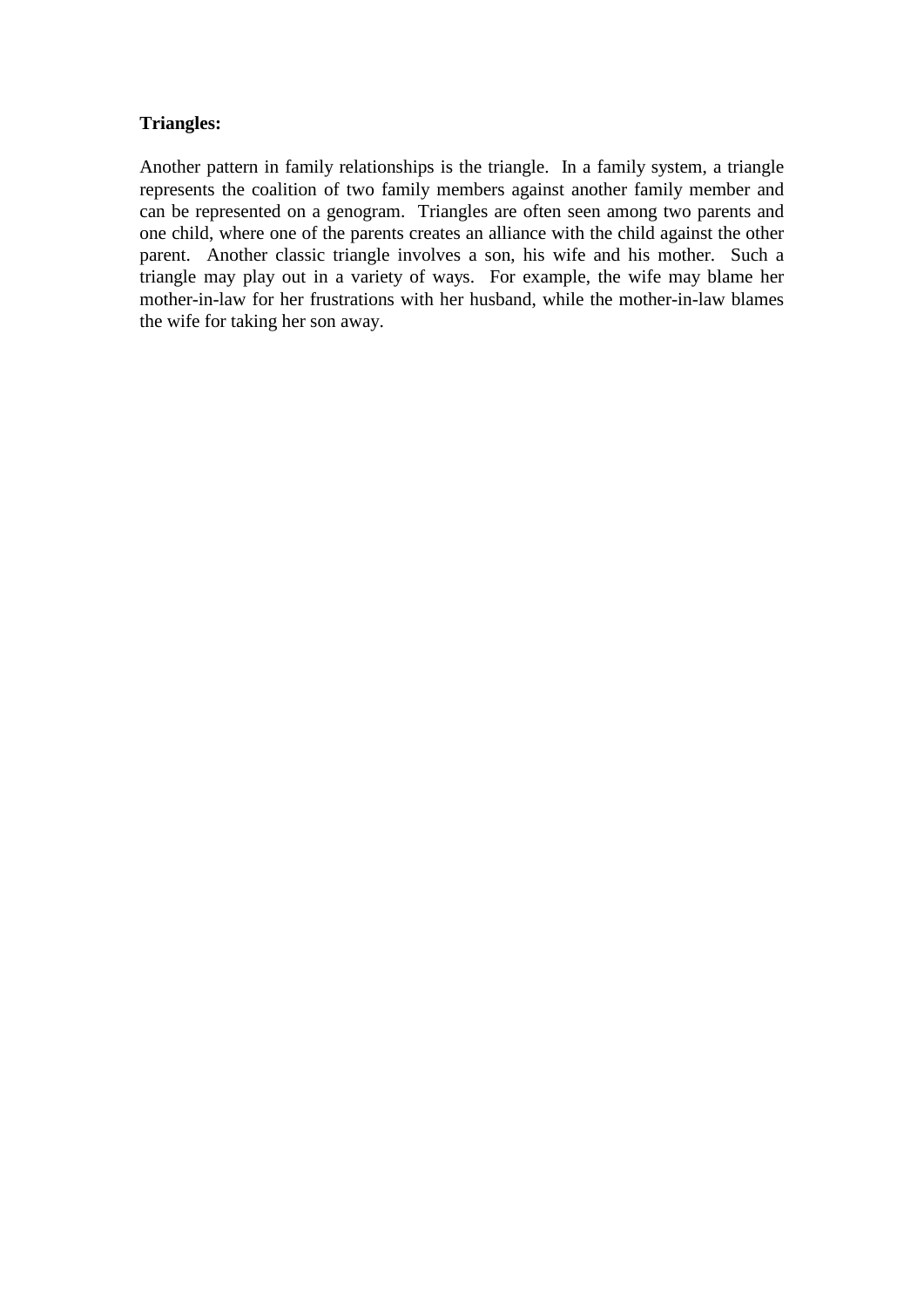**Triangles:**

Another pattern in family relationships is the triangle. In a family system, a triangle represents the coalition of two family members against another family member and can be represented on a genogram. Triangles are often seen among two parents and one child, where one of the parents creates an alliance with the child against the other parent. Another classic triangle involves a son, his wife and his mother. Such a triangle may play out in a variety of ways. For example, the wife may blame her mother-in-law for her frustrations with her husband, while the mother-in-law blames the wife for taking her son away.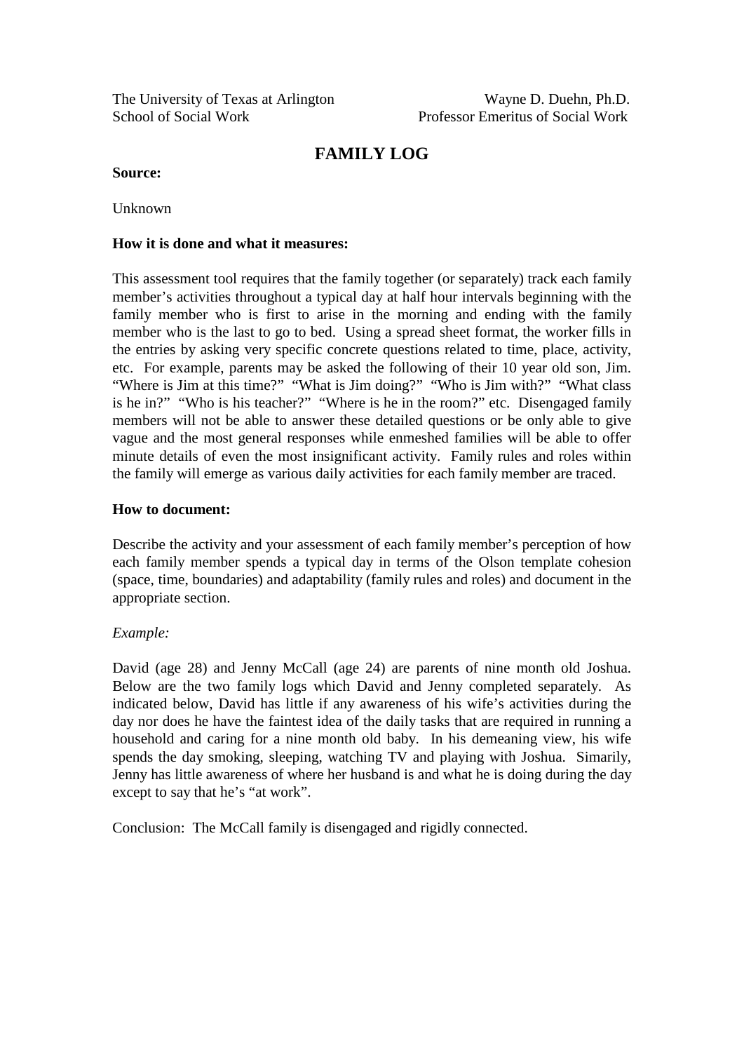The University of Texas at Arlington — Wayne D. Duehn, Ph.D.
School of Social Work — Professor Emeritus of Social Work

# FAMILY LOG

**Source:**

Unknown

**How it is done and what it measures:**

This assessment tool requires that the family together (or separately) track each family member's activities throughout a typical day at half hour intervals beginning with the family member who is first to arise in the morning and ending with the family member who is the last to go to bed. Using a spread sheet format, the worker fills in the entries by asking very specific concrete questions related to time, place, activity, etc. For example, parents may be asked the following of their 10 year old son, Jim. "Where is Jim at this time?" "What is Jim doing?" "Who is Jim with?" "What class is he in?" "Who is his teacher?" "Where is he in the room?" etc. Disengaged family members will not be able to answer these detailed questions or be only able to give vague and the most general responses while enmeshed families will be able to offer minute details of even the most insignificant activity. Family rules and roles within the family will emerge as various daily activities for each family member are traced.

**How to document:**

Describe the activity and your assessment of each family member's perception of how each family member spends a typical day in terms of the Olson template cohesion (space, time, boundaries) and adaptability (family rules and roles) and document in the appropriate section.

*Example:*

David (age 28) and Jenny McCall (age 24) are parents of nine month old Joshua. Below are the two family logs which David and Jenny completed separately. As indicated below, David has little if any awareness of his wife's activities during the day nor does he have the faintest idea of the daily tasks that are required in running a household and caring for a nine month old baby. In his demeaning view, his wife spends the day smoking, sleeping, watching TV and playing with Joshua. Simarily, Jenny has little awareness of where her husband is and what he is doing during the day except to say that he's "at work".

Conclusion: The McCall family is disengaged and rigidly connected.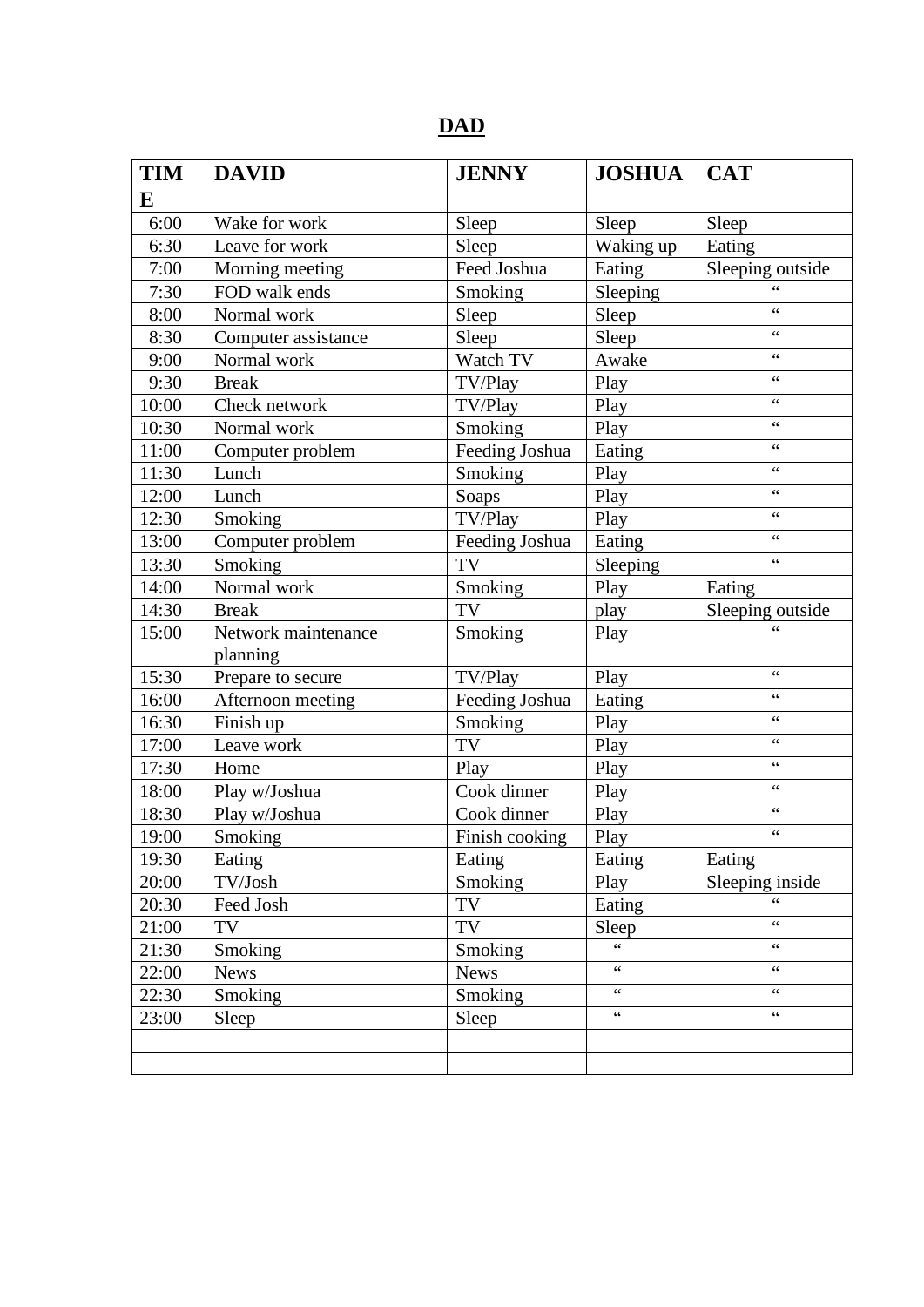**DAD**

| TIME | DAVID | JENNY | JOSHUA | CAT |
|---|---|---|---|---|
| 6:00 | Wake for work | Sleep | Sleep | Sleep |
| 6:30 | Leave for work | Sleep | Waking up | Eating |
| 7:00 | Morning meeting | Feed Joshua | Eating | Sleeping outside |
| 7:30 | FOD walk ends | Smoking | Sleeping | “ |
| 8:00 | Normal work | Sleep | Sleep | “ |
| 8:30 | Computer assistance | Sleep | Sleep | “ |
| 9:00 | Normal work | Watch TV | Awake | “ |
| 9:30 | Break | TV/Play | Play | “ |
| 10:00 | Check network | TV/Play | Play | “ |
| 10:30 | Normal work | Smoking | Play | “ |
| 11:00 | Computer problem | Feeding Joshua | Eating | “ |
| 11:30 | Lunch | Smoking | Play | “ |
| 12:00 | Lunch | Soaps | Play | “ |
| 12:30 | Smoking | TV/Play | Play | “ |
| 13:00 | Computer problem | Feeding Joshua | Eating | “ |
| 13:30 | Smoking | TV | Sleeping | “ |
| 14:00 | Normal work | Smoking | Play | Eating |
| 14:30 | Break | TV | play | Sleeping outside |
| 15:00 | Network maintenance planning | Smoking | Play | “ |
| 15:30 | Prepare to secure | TV/Play | Play | “ |
| 16:00 | Afternoon meeting | Feeding Joshua | Eating | “ |
| 16:30 | Finish up | Smoking | Play | “ |
| 17:00 | Leave work | TV | Play | “ |
| 17:30 | Home | Play | Play | “ |
| 18:00 | Play w/Joshua | Cook dinner | Play | “ |
| 18:30 | Play w/Joshua | Cook dinner | Play | “ |
| 19:00 | Smoking | Finish cooking | Play | “ |
| 19:30 | Eating | Eating | Eating | Eating |
| 20:00 | TV/Josh | Smoking | Play | Sleeping inside |
| 20:30 | Feed Josh | TV | Eating | “ |
| 21:00 | TV | TV | Sleep | “ |
| 21:30 | Smoking | Smoking | “ | “ |
| 22:00 | News | News | “ | “ |
| 22:30 | Smoking | Smoking | “ | “ |
| 23:00 | Sleep | Sleep | “ | “ |
| | | | | |
| | | | | |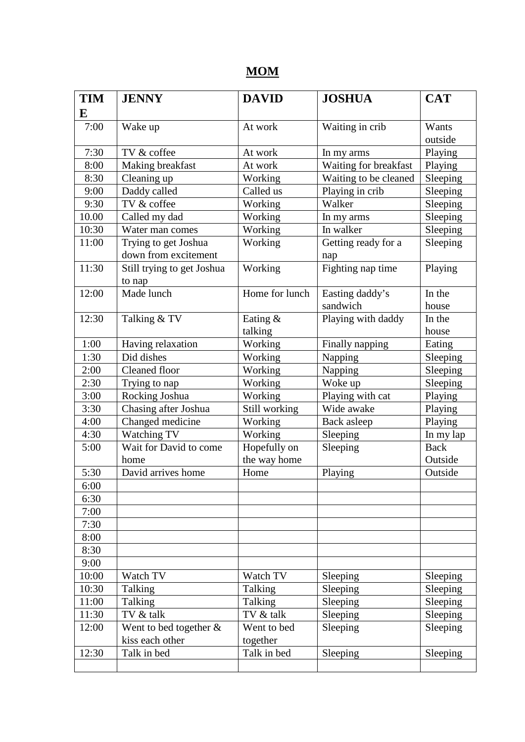# MOM

| TIME | JENNY | DAVID | JOSHUA | CAT |
|---|---|---|---|---|
| 7:00 | Wake up | At work | Waiting in crib | Wants outside |
| 7:30 | TV & coffee | At work | In my arms | Playing |
| 8:00 | Making breakfast | At work | Waiting for breakfast | Playing |
| 8:30 | Cleaning up | Working | Waiting to be cleaned | Sleeping |
| 9:00 | Daddy called | Called us | Playing in crib | Sleeping |
| 9:30 | TV & coffee | Working | Walker | Sleeping |
| 10.00 | Called my dad | Working | In my arms | Sleeping |
| 10:30 | Water man comes | Working | In walker | Sleeping |
| 11:00 | Trying to get Joshua down from excitement | Working | Getting ready for a nap | Sleeping |
| 11:30 | Still trying to get Joshua to nap | Working | Fighting nap time | Playing |
| 12:00 | Made lunch | Home for lunch | Easting daddy's sandwich | In the house |
| 12:30 | Talking & TV | Eating & talking | Playing with daddy | In the house |
| 1:00 | Having relaxation | Working | Finally napping | Eating |
| 1:30 | Did dishes | Working | Napping | Sleeping |
| 2:00 | Cleaned floor | Working | Napping | Sleeping |
| 2:30 | Trying to nap | Working | Woke up | Sleeping |
| 3:00 | Rocking Joshua | Working | Playing with cat | Playing |
| 3:30 | Chasing after Joshua | Still working | Wide awake | Playing |
| 4:00 | Changed medicine | Working | Back asleep | Playing |
| 4:30 | Watching TV | Working | Sleeping | In my lap |
| 5:00 | Wait for David to come home | Hopefully on the way home | Sleeping | Back Outside |
| 5:30 | David arrives home | Home | Playing | Outside |
| 6:00 | | | | |
| 6:30 | | | | |
| 7:00 | | | | |
| 7:30 | | | | |
| 8:00 | | | | |
| 8:30 | | | | |
| 9:00 | | | | |
| 10:00 | Watch TV | Watch TV | Sleeping | Sleeping |
| 10:30 | Talking | Talking | Sleeping | Sleeping |
| 11:00 | Talking | Talking | Sleeping | Sleeping |
| 11:30 | TV & talk | TV & talk | Sleeping | Sleeping |
| 12:00 | Went to bed together & kiss each other | Went to bed together | Sleeping | Sleeping |
| 12:30 | Talk in bed | Talk in bed | Sleeping | Sleeping |
| | | | | |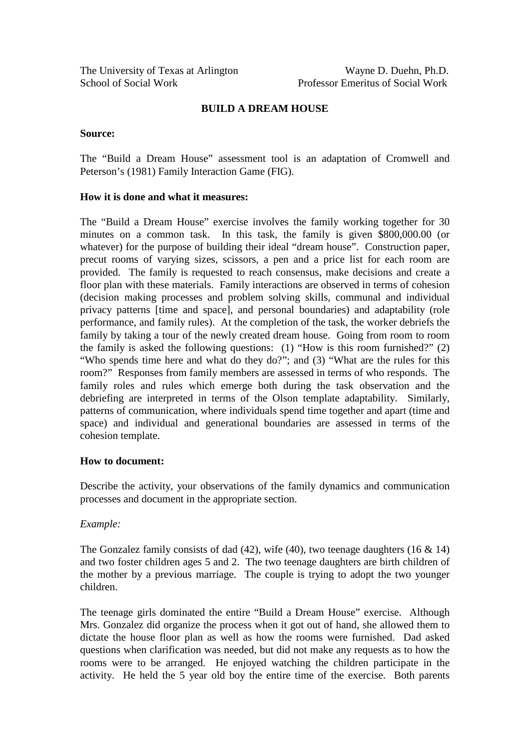The University of Texas at Arlington  
School of Social Work

Wayne D. Duehn, Ph.D.  
Professor Emeritus of Social Work

## BUILD A DREAM HOUSE

**Source:**

The "Build a Dream House" assessment tool is an adaptation of Cromwell and Peterson's (1981) Family Interaction Game (FIG).

**How it is done and what it measures:**

The "Build a Dream House" exercise involves the family working together for 30 minutes on a common task. In this task, the family is given $800,000.00 (or whatever) for the purpose of building their ideal "dream house". Construction paper, precut rooms of varying sizes, scissors, a pen and a price list for each room are provided. The family is requested to reach consensus, make decisions and create a floor plan with these materials. Family interactions are observed in terms of cohesion (decision making processes and problem solving skills, communal and individual privacy patterns [time and space], and personal boundaries) and adaptability (role performance, and family rules). At the completion of the task, the worker debriefs the family by taking a tour of the newly created dream house. Going from room to room the family is asked the following questions: (1) "How is this room furnished?" (2) "Who spends time here and what do they do?"; and (3) "What are the rules for this room?" Responses from family members are assessed in terms of who responds. The family roles and rules which emerge both during the task observation and the debriefing are interpreted in terms of the Olson template adaptability. Similarly, patterns of communication, where individuals spend time together and apart (time and space) and individual and generational boundaries are assessed in terms of the cohesion template.

**How to document:**

Describe the activity, your observations of the family dynamics and communication processes and document in the appropriate section.

*Example:*

The Gonzalez family consists of dad (42), wife (40), two teenage daughters (16 & 14) and two foster children ages 5 and 2. The two teenage daughters are birth children of the mother by a previous marriage. The couple is trying to adopt the two younger children.

The teenage girls dominated the entire "Build a Dream House" exercise. Although Mrs. Gonzalez did organize the process when it got out of hand, she allowed them to dictate the house floor plan as well as how the rooms were furnished. Dad asked questions when clarification was needed, but did not make any requests as to how the rooms were to be arranged. He enjoyed watching the children participate in the activity. He held the 5 year old boy the entire time of the exercise. Both parents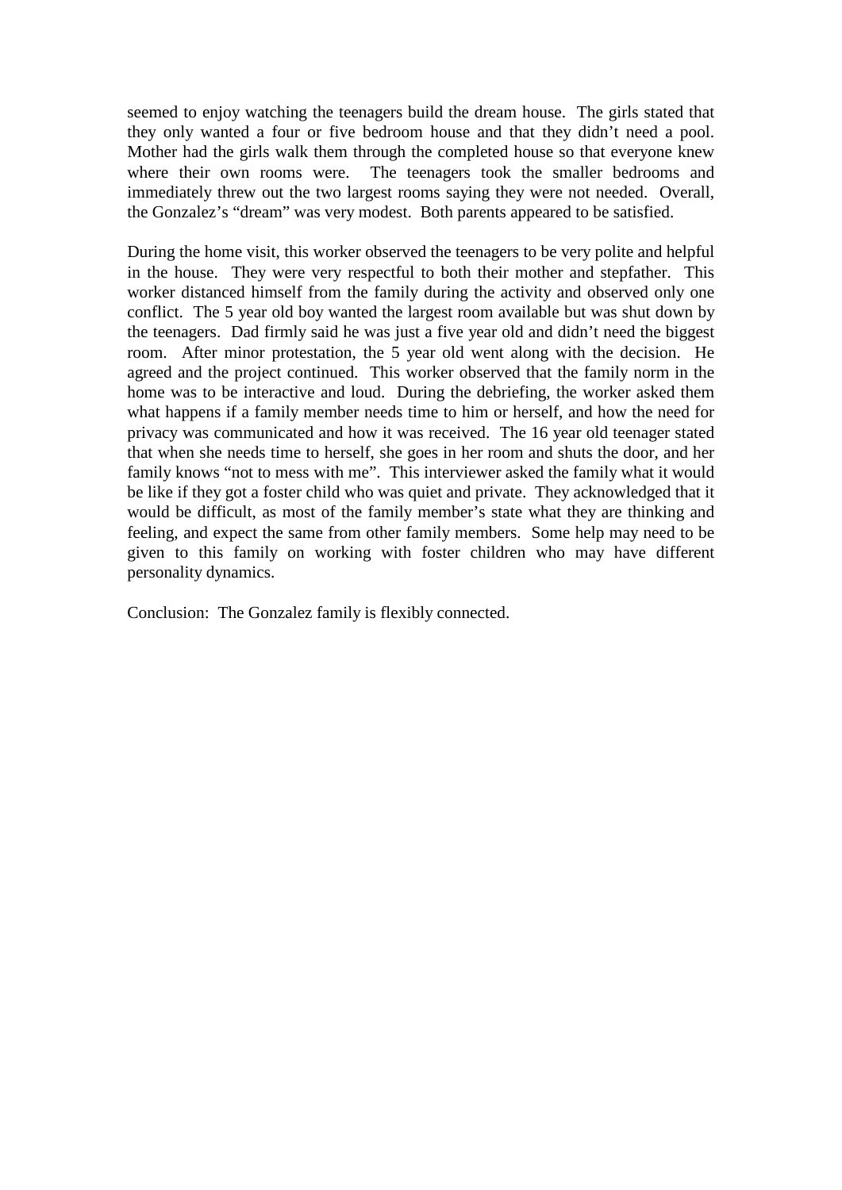seemed to enjoy watching the teenagers build the dream house. The girls stated that they only wanted a four or five bedroom house and that they didn't need a pool. Mother had the girls walk them through the completed house so that everyone knew where their own rooms were. The teenagers took the smaller bedrooms and immediately threw out the two largest rooms saying they were not needed. Overall, the Gonzalez's "dream" was very modest. Both parents appeared to be satisfied.

During the home visit, this worker observed the teenagers to be very polite and helpful in the house. They were very respectful to both their mother and stepfather. This worker distanced himself from the family during the activity and observed only one conflict. The 5 year old boy wanted the largest room available but was shut down by the teenagers. Dad firmly said he was just a five year old and didn't need the biggest room. After minor protestation, the 5 year old went along with the decision. He agreed and the project continued. This worker observed that the family norm in the home was to be interactive and loud. During the debriefing, the worker asked them what happens if a family member needs time to him or herself, and how the need for privacy was communicated and how it was received. The 16 year old teenager stated that when she needs time to herself, she goes in her room and shuts the door, and her family knows "not to mess with me". This interviewer asked the family what it would be like if they got a foster child who was quiet and private. They acknowledged that it would be difficult, as most of the family member's state what they are thinking and feeling, and expect the same from other family members. Some help may need to be given to this family on working with foster children who may have different personality dynamics.

Conclusion: The Gonzalez family is flexibly connected.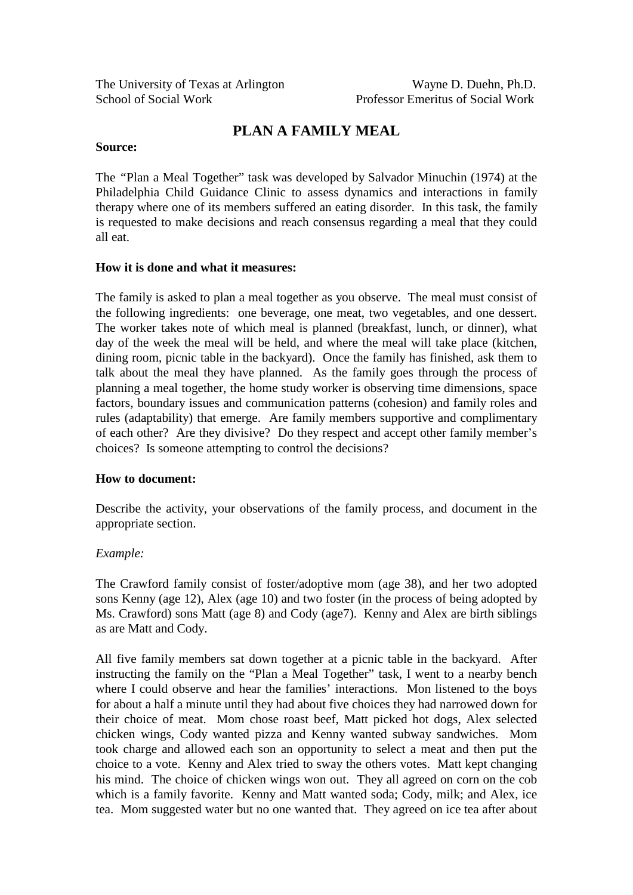The University of Texas at Arlington  
School of Social Work

Wayne D. Duehn, Ph.D.  
Professor Emeritus of Social Work

# PLAN A FAMILY MEAL

**Source:**

The "Plan a Meal Together" task was developed by Salvador Minuchin (1974) at the Philadelphia Child Guidance Clinic to assess dynamics and interactions in family therapy where one of its members suffered an eating disorder. In this task, the family is requested to make decisions and reach consensus regarding a meal that they could all eat.

**How it is done and what it measures:**

The family is asked to plan a meal together as you observe. The meal must consist of the following ingredients: one beverage, one meat, two vegetables, and one dessert. The worker takes note of which meal is planned (breakfast, lunch, or dinner), what day of the week the meal will be held, and where the meal will take place (kitchen, dining room, picnic table in the backyard). Once the family has finished, ask them to talk about the meal they have planned. As the family goes through the process of planning a meal together, the home study worker is observing time dimensions, space factors, boundary issues and communication patterns (cohesion) and family roles and rules (adaptability) that emerge. Are family members supportive and complimentary of each other? Are they divisive? Do they respect and accept other family member's choices? Is someone attempting to control the decisions?

**How to document:**

Describe the activity, your observations of the family process, and document in the appropriate section.

*Example:*

The Crawford family consist of foster/adoptive mom (age 38), and her two adopted sons Kenny (age 12), Alex (age 10) and two foster (in the process of being adopted by Ms. Crawford) sons Matt (age 8) and Cody (age7). Kenny and Alex are birth siblings as are Matt and Cody.

All five family members sat down together at a picnic table in the backyard. After instructing the family on the "Plan a Meal Together" task, I went to a nearby bench where I could observe and hear the families' interactions. Mon listened to the boys for about a half a minute until they had about five choices they had narrowed down for their choice of meat. Mom chose roast beef, Matt picked hot dogs, Alex selected chicken wings, Cody wanted pizza and Kenny wanted subway sandwiches. Mom took charge and allowed each son an opportunity to select a meat and then put the choice to a vote. Kenny and Alex tried to sway the others votes. Matt kept changing his mind. The choice of chicken wings won out. They all agreed on corn on the cob which is a family favorite. Kenny and Matt wanted soda; Cody, milk; and Alex, ice tea. Mom suggested water but no one wanted that. They agreed on ice tea after about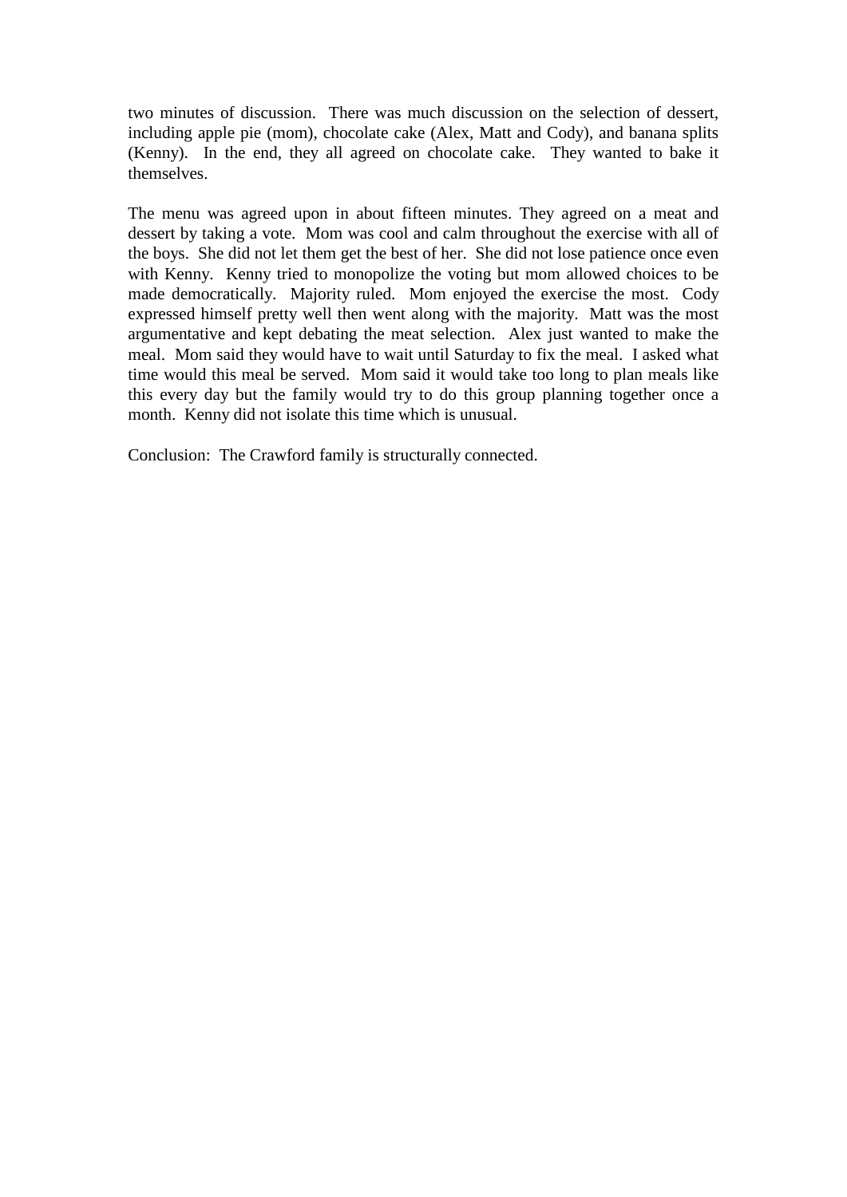two minutes of discussion. There was much discussion on the selection of dessert, including apple pie (mom), chocolate cake (Alex, Matt and Cody), and banana splits (Kenny). In the end, they all agreed on chocolate cake. They wanted to bake it themselves.

The menu was agreed upon in about fifteen minutes. They agreed on a meat and dessert by taking a vote. Mom was cool and calm throughout the exercise with all of the boys. She did not let them get the best of her. She did not lose patience once even with Kenny. Kenny tried to monopolize the voting but mom allowed choices to be made democratically. Majority ruled. Mom enjoyed the exercise the most. Cody expressed himself pretty well then went along with the majority. Matt was the most argumentative and kept debating the meat selection. Alex just wanted to make the meal. Mom said they would have to wait until Saturday to fix the meal. I asked what time would this meal be served. Mom said it would take too long to plan meals like this every day but the family would try to do this group planning together once a month. Kenny did not isolate this time which is unusual.

Conclusion: The Crawford family is structurally connected.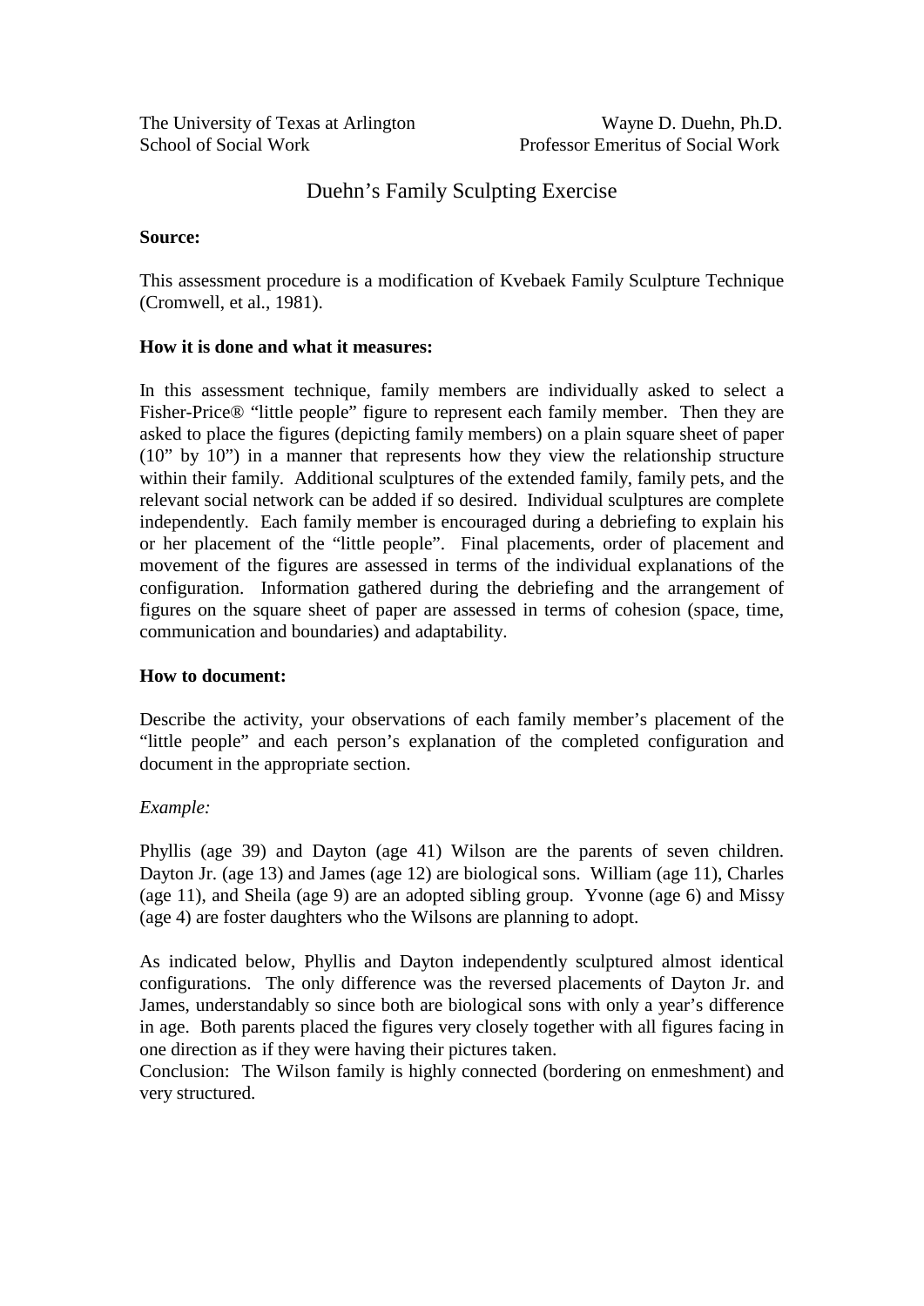The University of Texas at Arlington
School of Social Work

Wayne D. Duehn, Ph.D.
Professor Emeritus of Social Work

# Duehn's Family Sculpting Exercise

**Source:**

This assessment procedure is a modification of Kvebaek Family Sculpture Technique (Cromwell, et al., 1981).

**How it is done and what it measures:**

In this assessment technique, family members are individually asked to select a Fisher-Price® "little people" figure to represent each family member. Then they are asked to place the figures (depicting family members) on a plain square sheet of paper (10" by 10") in a manner that represents how they view the relationship structure within their family. Additional sculptures of the extended family, family pets, and the relevant social network can be added if so desired. Individual sculptures are complete independently. Each family member is encouraged during a debriefing to explain his or her placement of the "little people". Final placements, order of placement and movement of the figures are assessed in terms of the individual explanations of the configuration. Information gathered during the debriefing and the arrangement of figures on the square sheet of paper are assessed in terms of cohesion (space, time, communication and boundaries) and adaptability.

**How to document:**

Describe the activity, your observations of each family member's placement of the "little people" and each person's explanation of the completed configuration and document in the appropriate section.

*Example:*

Phyllis (age 39) and Dayton (age 41) Wilson are the parents of seven children. Dayton Jr. (age 13) and James (age 12) are biological sons. William (age 11), Charles (age 11), and Sheila (age 9) are an adopted sibling group. Yvonne (age 6) and Missy (age 4) are foster daughters who the Wilsons are planning to adopt.

As indicated below, Phyllis and Dayton independently sculptured almost identical configurations. The only difference was the reversed placements of Dayton Jr. and James, understandably so since both are biological sons with only a year's difference in age. Both parents placed the figures very closely together with all figures facing in one direction as if they were having their pictures taken.
Conclusion: The Wilson family is highly connected (bordering on enmeshment) and very structured.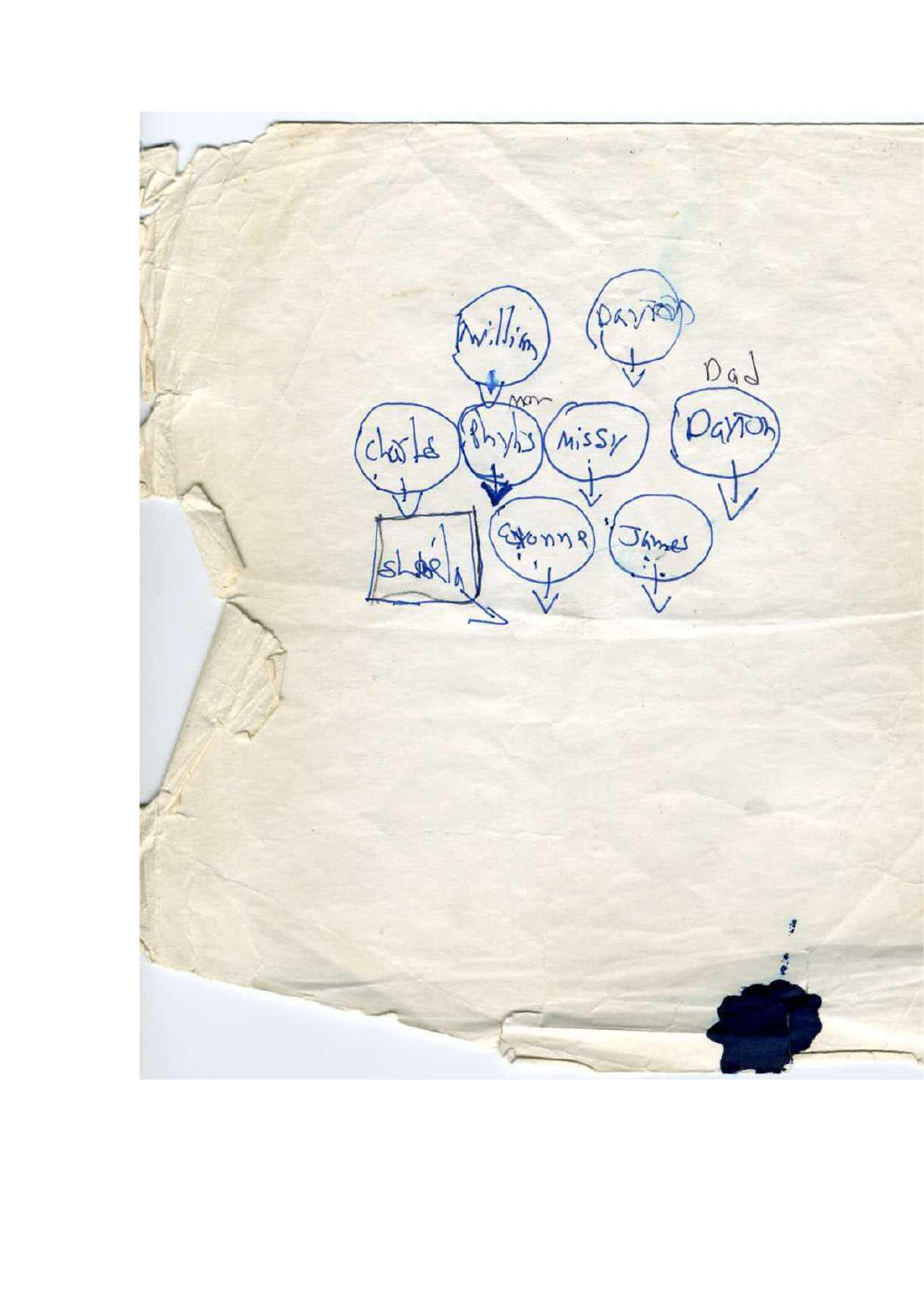William

Dayton

Dad

Mom

Charles

Phyllis

Missy

Dayton

Sherly

Yvonne

James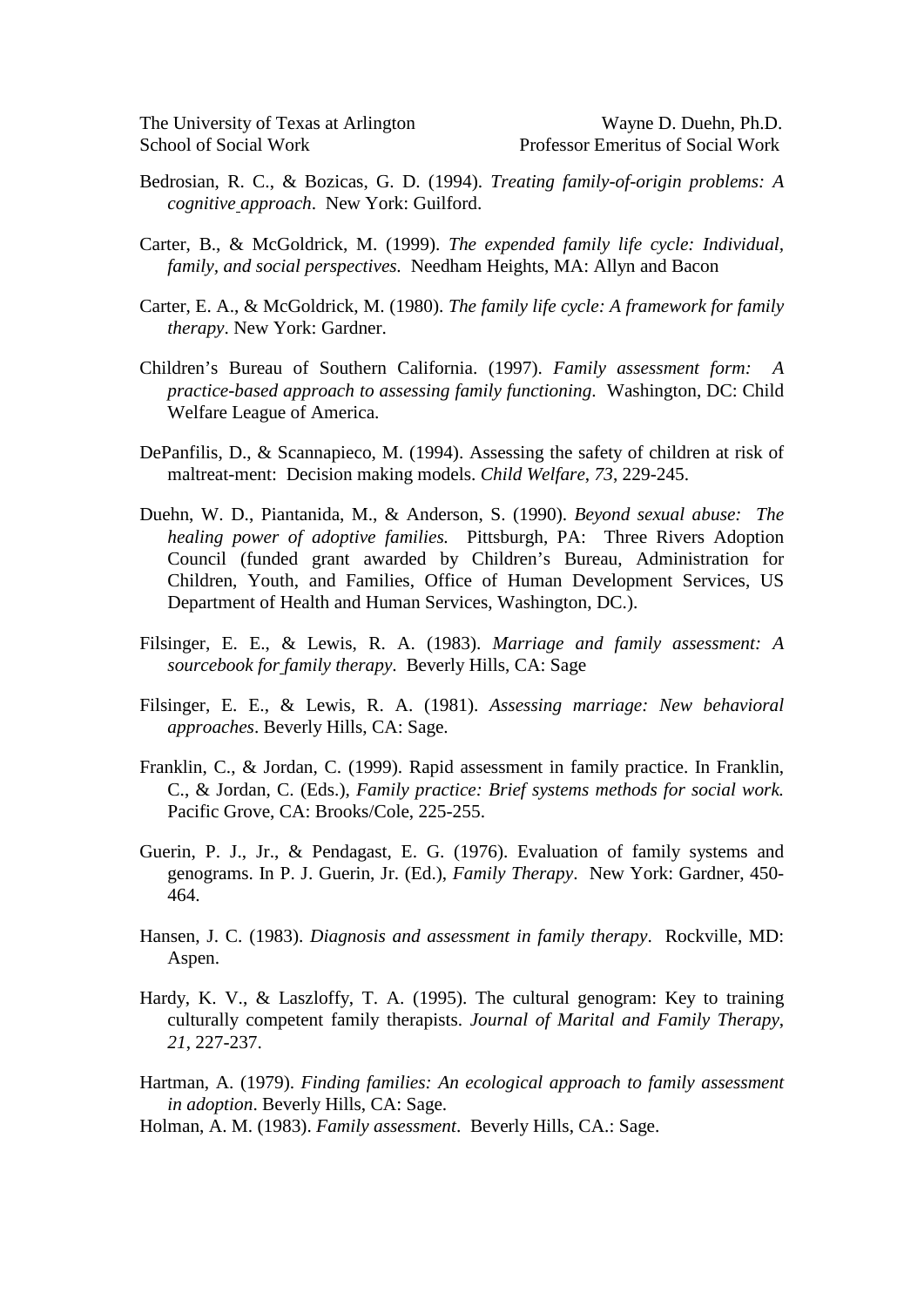Bedrosian, R. C., & Bozicas, G. D. (1994). *Treating family-of-origin problems: A cognitive approach*. New York: Guilford.

Carter, B., & McGoldrick, M. (1999). *The expended family life cycle: Individual, family, and social perspectives.* Needham Heights, MA: Allyn and Bacon

Carter, E. A., & McGoldrick, M. (1980). *The family life cycle: A framework for family therapy*. New York: Gardner.

Children's Bureau of Southern California. (1997). *Family assessment form: A practice-based approach to assessing family functioning.* Washington, DC: Child Welfare League of America.

DePanfilis, D., & Scannapieco, M. (1994). Assessing the safety of children at risk of maltreat-ment: Decision making models. *Child Welfare*, *73*, 229-245.

Duehn, W. D., Piantanida, M., & Anderson, S. (1990). *Beyond sexual abuse: The healing power of adoptive families.* Pittsburgh, PA: Three Rivers Adoption Council (funded grant awarded by Children's Bureau, Administration for Children, Youth, and Families, Office of Human Development Services, US Department of Health and Human Services, Washington, DC.).

Filsinger, E. E., & Lewis, R. A. (1983). *Marriage and family assessment: A sourcebook for family therapy*. Beverly Hills, CA: Sage

Filsinger, E. E., & Lewis, R. A. (1981). *Assessing marriage: New behavioral approaches*. Beverly Hills, CA: Sage.

Franklin, C., & Jordan, C. (1999). Rapid assessment in family practice. In Franklin, C., & Jordan, C. (Eds.), *Family practice: Brief systems methods for social work.* Pacific Grove, CA: Brooks/Cole, 225-255.

Guerin, P. J., Jr., & Pendagast, E. G. (1976). Evaluation of family systems and genograms. In P. J. Guerin, Jr. (Ed.), *Family Therapy*. New York: Gardner, 450-464.

Hansen, J. C. (1983). *Diagnosis and assessment in family therapy*. Rockville, MD: Aspen.

Hardy, K. V., & Laszloffy, T. A. (1995). The cultural genogram: Key to training culturally competent family therapists. *Journal of Marital and Family Therapy*, *21*, 227-237.

Hartman, A. (1979). *Finding families: An ecological approach to family assessment in adoption*. Beverly Hills, CA: Sage.

Holman, A. M. (1983). *Family assessment*. Beverly Hills, CA.: Sage.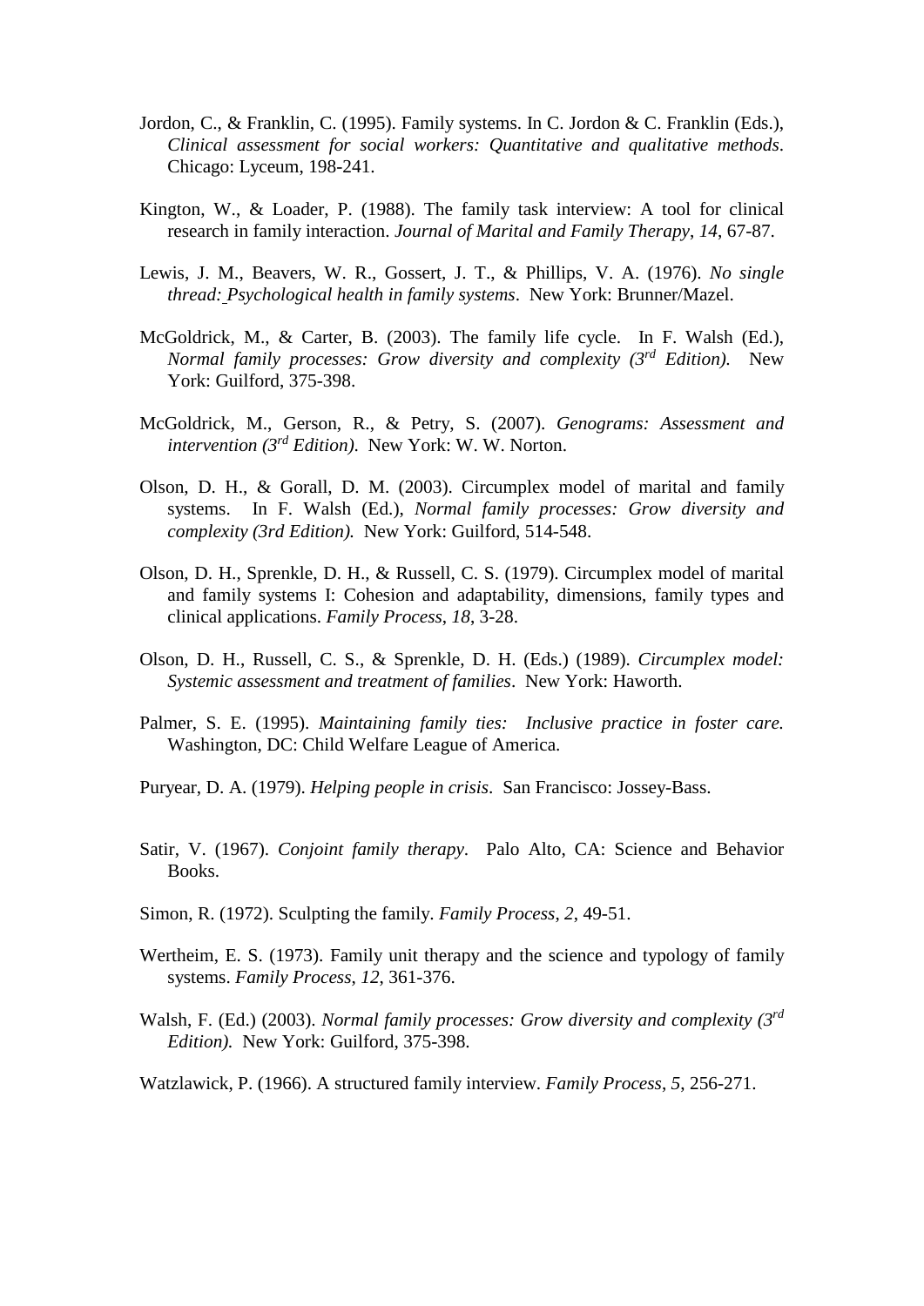Jordon, C., & Franklin, C. (1995). Family systems. In C. Jordon & C. Franklin (Eds.), *Clinical assessment for social workers: Quantitative and qualitative methods*. Chicago: Lyceum, 198-241.

Kington, W., & Loader, P. (1988). The family task interview: A tool for clinical research in family interaction. *Journal of Marital and Family Therapy*, *14*, 67-87.

Lewis, J. M., Beavers, W. R., Gossert, J. T., & Phillips, V. A. (1976). *No single thread: Psychological health in family systems*. New York: Brunner/Mazel.

McGoldrick, M., & Carter, B. (2003). The family life cycle. In F. Walsh (Ed.), *Normal family processes: Grow diversity and complexity (3rd Edition).* New York: Guilford, 375-398.

McGoldrick, M., Gerson, R., & Petry, S. (2007). *Genograms: Assessment and intervention (3rd Edition).* New York: W. W. Norton.

Olson, D. H., & Gorall, D. M. (2003). Circumplex model of marital and family systems. In F. Walsh (Ed.), *Normal family processes: Grow diversity and complexity (3rd Edition).* New York: Guilford, 514-548.

Olson, D. H., Sprenkle, D. H., & Russell, C. S. (1979). Circumplex model of marital and family systems I: Cohesion and adaptability, dimensions, family types and clinical applications. *Family Process*, *18*, 3-28.

Olson, D. H., Russell, C. S., & Sprenkle, D. H. (Eds.) (1989). *Circumplex model: Systemic assessment and treatment of families*. New York: Haworth.

Palmer, S. E. (1995). *Maintaining family ties: Inclusive practice in foster care.* Washington, DC: Child Welfare League of America.

Puryear, D. A. (1979). *Helping people in crisis*. San Francisco: Jossey-Bass.

Satir, V. (1967). *Conjoint family therapy*. Palo Alto, CA: Science and Behavior Books.

Simon, R. (1972). Sculpting the family. *Family Process*, *2*, 49-51.

Wertheim, E. S. (1973). Family unit therapy and the science and typology of family systems. *Family Process*, *12*, 361-376.

Walsh, F. (Ed.) (2003). *Normal family processes: Grow diversity and complexity (3rd Edition).* New York: Guilford, 375-398.

Watzlawick, P. (1966). A structured family interview. *Family Process*, *5*, 256-271.